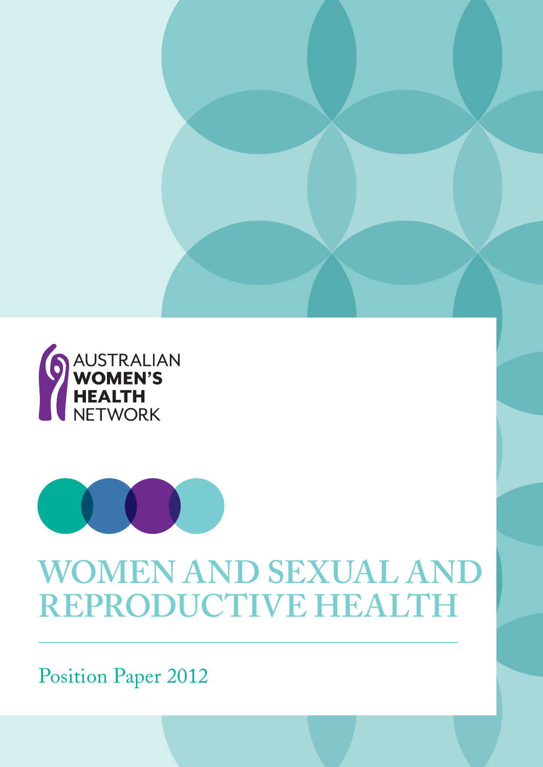AUSTRALIAN WOMEN'S HEALTH NETWORK

# WOMEN AND SEXUAL AND REPRODUCTIVE HEALTH

Position Paper 2012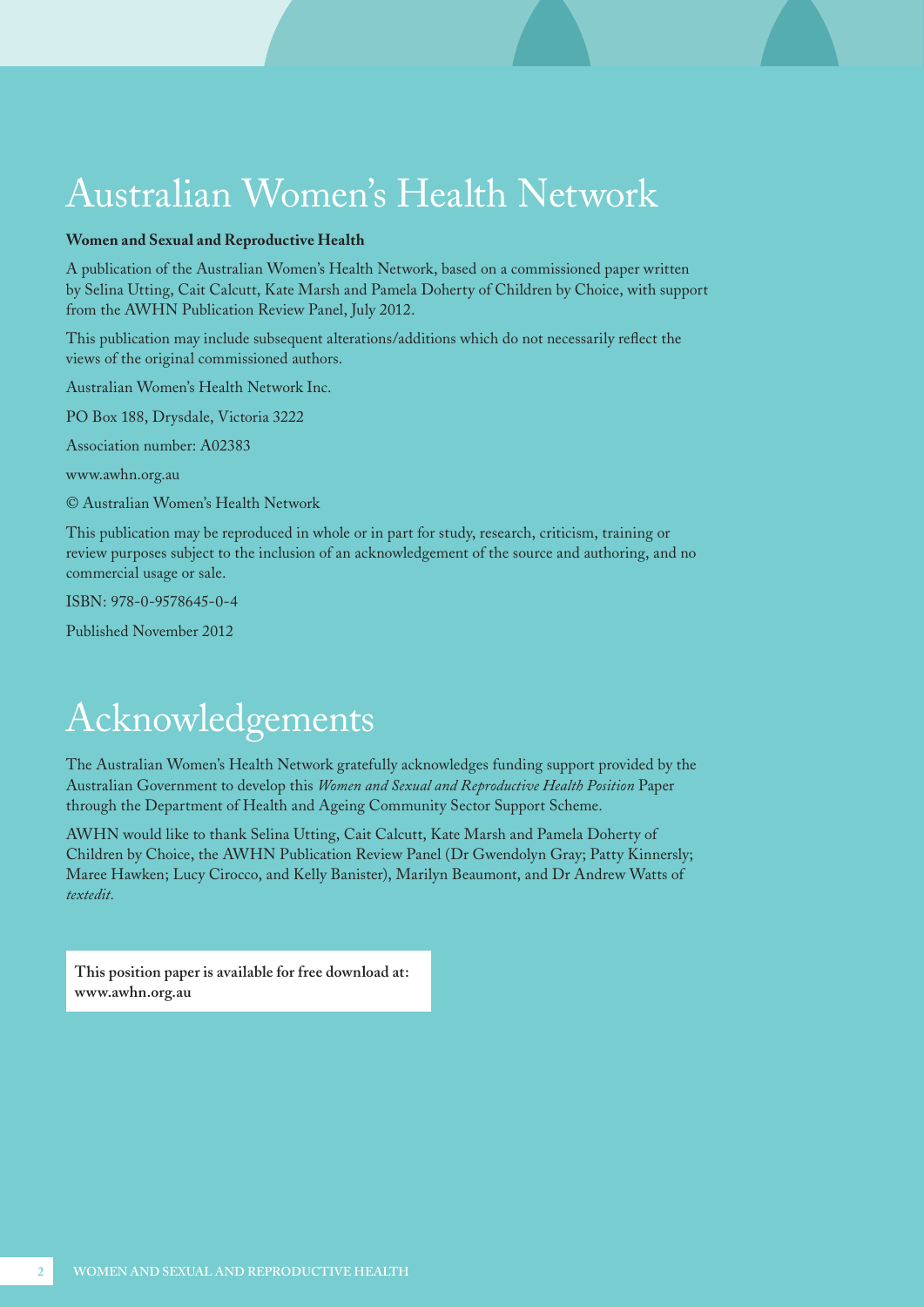# Australian Women's Health Network

**Women and Sexual and Reproductive Health**

A publication of the Australian Women's Health Network, based on a commissioned paper written by Selina Utting, Cait Calcutt, Kate Marsh and Pamela Doherty of Children by Choice, with support from the AWHN Publication Review Panel, July 2012.

This publication may include subsequent alterations/additions which do not necessarily reflect the views of the original commissioned authors.

Australian Women's Health Network Inc.

PO Box 188, Drysdale, Victoria 3222

Association number: A02383

www.awhn.org.au

© Australian Women's Health Network

This publication may be reproduced in whole or in part for study, research, criticism, training or review purposes subject to the inclusion of an acknowledgement of the source and authoring, and no commercial usage or sale.

ISBN: 978-0-9578645-0-4

Published November 2012

# Acknowledgements

The Australian Women's Health Network gratefully acknowledges funding support provided by the Australian Government to develop this *Women and Sexual and Reproductive Health Position* Paper through the Department of Health and Ageing Community Sector Support Scheme.

AWHN would like to thank Selina Utting, Cait Calcutt, Kate Marsh and Pamela Doherty of Children by Choice, the AWHN Publication Review Panel (Dr Gwendolyn Gray; Patty Kinnersly; Maree Hawken; Lucy Cirocco, and Kelly Banister), Marilyn Beaumont, and Dr Andrew Watts of *textedit.*

**This position paper is available for free download at: www.awhn.org.au**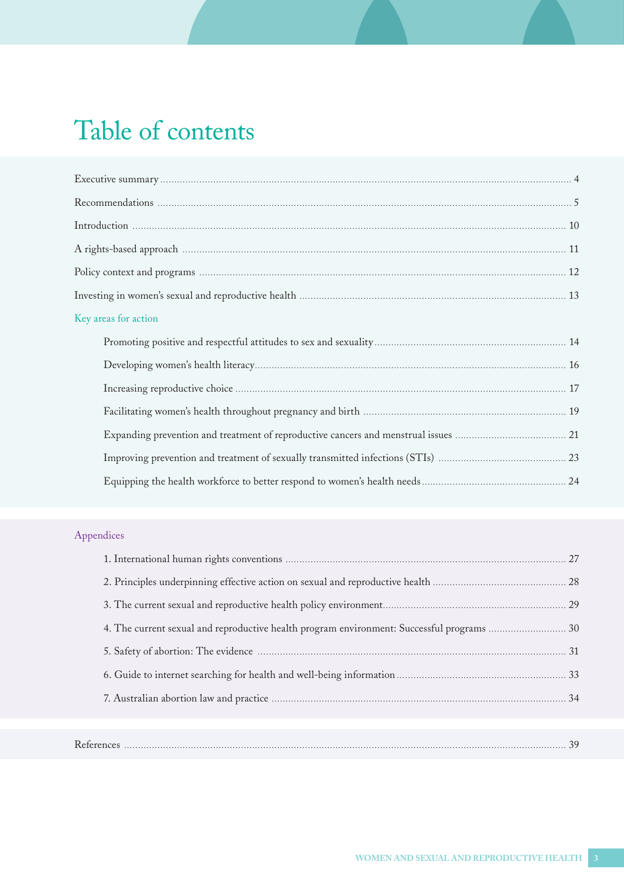# Table of contents

Executive summary ... 4

Recommendations ... 5

Introduction ... 10

A rights-based approach ... 11

Policy context and programs ... 12

Investing in women's sexual and reproductive health ... 13

## Key areas for action

- Promoting positive and respectful attitudes to sex and sexuality ... 14
- Developing women's health literacy ... 16
- Increasing reproductive choice ... 17
- Facilitating women's health throughout pregnancy and birth ... 19
- Expanding prevention and treatment of reproductive cancers and menstrual issues ... 21
- Improving prevention and treatment of sexually transmitted infections (STIs) ... 23
- Equipping the health workforce to better respond to women's health needs ... 24

## Appendices

1. International human rights conventions ... 27
2. Principles underpinning effective action on sexual and reproductive health ... 28
3. The current sexual and reproductive health policy environment ... 29
4. The current sexual and reproductive health program environment: Successful programs ... 30
5. Safety of abortion: The evidence ... 31
6. Guide to internet searching for health and well-being information ... 33
7. Australian abortion law and practice ... 34

References ... 39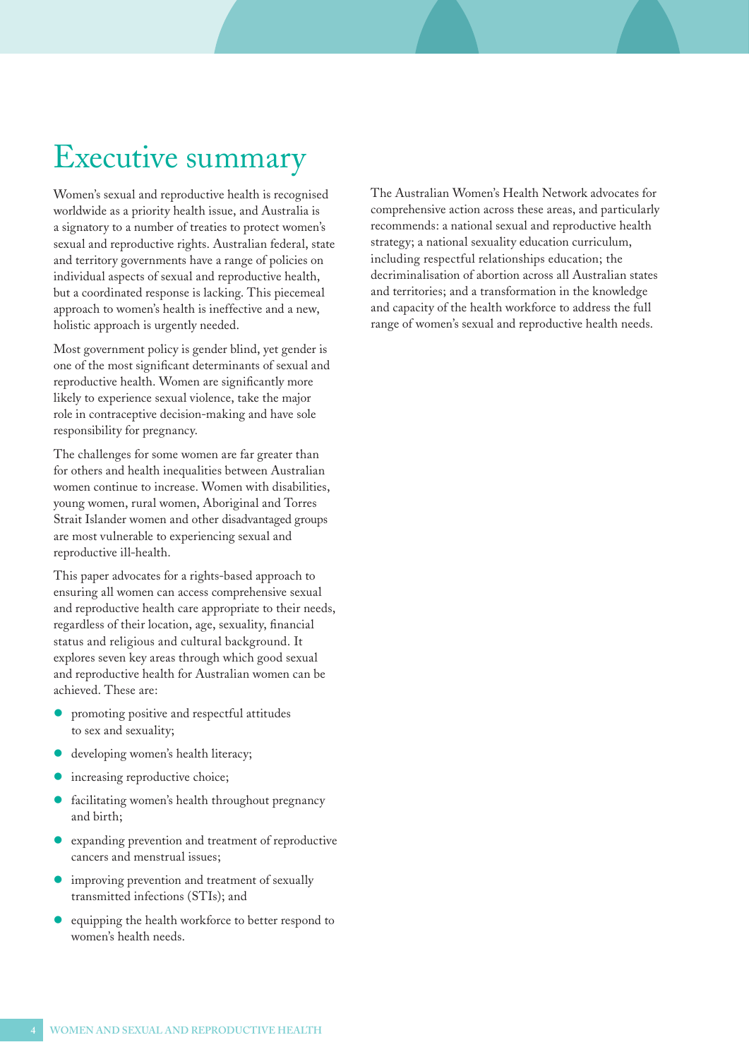# Executive summary

Women's sexual and reproductive health is recognised worldwide as a priority health issue, and Australia is a signatory to a number of treaties to protect women's sexual and reproductive rights. Australian federal, state and territory governments have a range of policies on individual aspects of sexual and reproductive health, but a coordinated response is lacking. This piecemeal approach to women's health is ineffective and a new, holistic approach is urgently needed.

Most government policy is gender blind, yet gender is one of the most significant determinants of sexual and reproductive health. Women are significantly more likely to experience sexual violence, take the major role in contraceptive decision-making and have sole responsibility for pregnancy.

The challenges for some women are far greater than for others and health inequalities between Australian women continue to increase. Women with disabilities, young women, rural women, Aboriginal and Torres Strait Islander women and other disadvantaged groups are most vulnerable to experiencing sexual and reproductive ill-health.

This paper advocates for a rights-based approach to ensuring all women can access comprehensive sexual and reproductive health care appropriate to their needs, regardless of their location, age, sexuality, financial status and religious and cultural background. It explores seven key areas through which good sexual and reproductive health for Australian women can be achieved. These are:

- promoting positive and respectful attitudes to sex and sexuality;
- developing women's health literacy;
- increasing reproductive choice;
- facilitating women's health throughout pregnancy and birth;
- expanding prevention and treatment of reproductive cancers and menstrual issues;
- improving prevention and treatment of sexually transmitted infections (STIs); and
- equipping the health workforce to better respond to women's health needs.

The Australian Women's Health Network advocates for comprehensive action across these areas, and particularly recommends: a national sexual and reproductive health strategy; a national sexuality education curriculum, including respectful relationships education; the decriminalisation of abortion across all Australian states and territories; and a transformation in the knowledge and capacity of the health workforce to address the full range of women's sexual and reproductive health needs.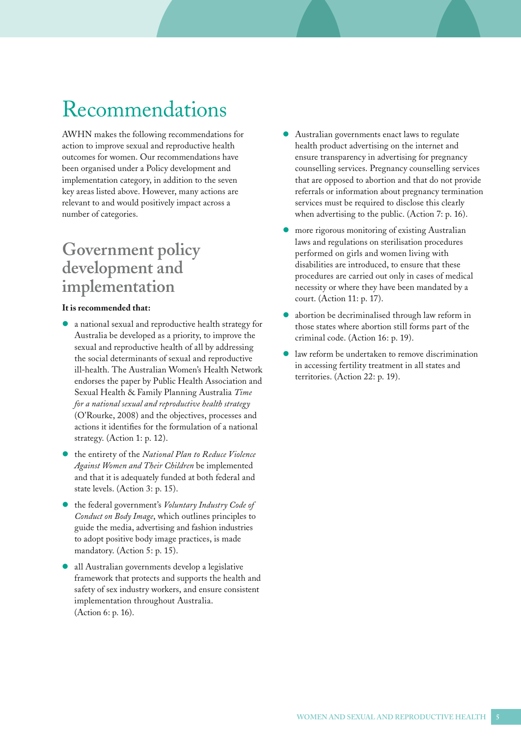# Recommendations

AWHN makes the following recommendations for action to improve sexual and reproductive health outcomes for women. Our recommendations have been organised under a Policy development and implementation category, in addition to the seven key areas listed above. However, many actions are relevant to and would positively impact across a number of categories.

## Government policy development and implementation

**It is recommended that:**

- a national sexual and reproductive health strategy for Australia be developed as a priority, to improve the sexual and reproductive health of all by addressing the social determinants of sexual and reproductive ill-health. The Australian Women's Health Network endorses the paper by Public Health Association and Sexual Health & Family Planning Australia *Time for a national sexual and reproductive health strategy* (O'Rourke, 2008) and the objectives, processes and actions it identifies for the formulation of a national strategy. (Action 1: p. 12).
- the entirety of the *National Plan to Reduce Violence Against Women and Their Children* be implemented and that it is adequately funded at both federal and state levels. (Action 3: p. 15).
- the federal government's *Voluntary Industry Code of Conduct on Body Image*, which outlines principles to guide the media, advertising and fashion industries to adopt positive body image practices, is made mandatory. (Action 5: p. 15).
- all Australian governments develop a legislative framework that protects and supports the health and safety of sex industry workers, and ensure consistent implementation throughout Australia. (Action 6: p. 16).
- Australian governments enact laws to regulate health product advertising on the internet and ensure transparency in advertising for pregnancy counselling services. Pregnancy counselling services that are opposed to abortion and that do not provide referrals or information about pregnancy termination services must be required to disclose this clearly when advertising to the public. (Action 7: p. 16).
- more rigorous monitoring of existing Australian laws and regulations on sterilisation procedures performed on girls and women living with disabilities are introduced, to ensure that these procedures are carried out only in cases of medical necessity or where they have been mandated by a court. (Action 11: p. 17).
- abortion be decriminalised through law reform in those states where abortion still forms part of the criminal code. (Action 16: p. 19).
- law reform be undertaken to remove discrimination in accessing fertility treatment in all states and territories. (Action 22: p. 19).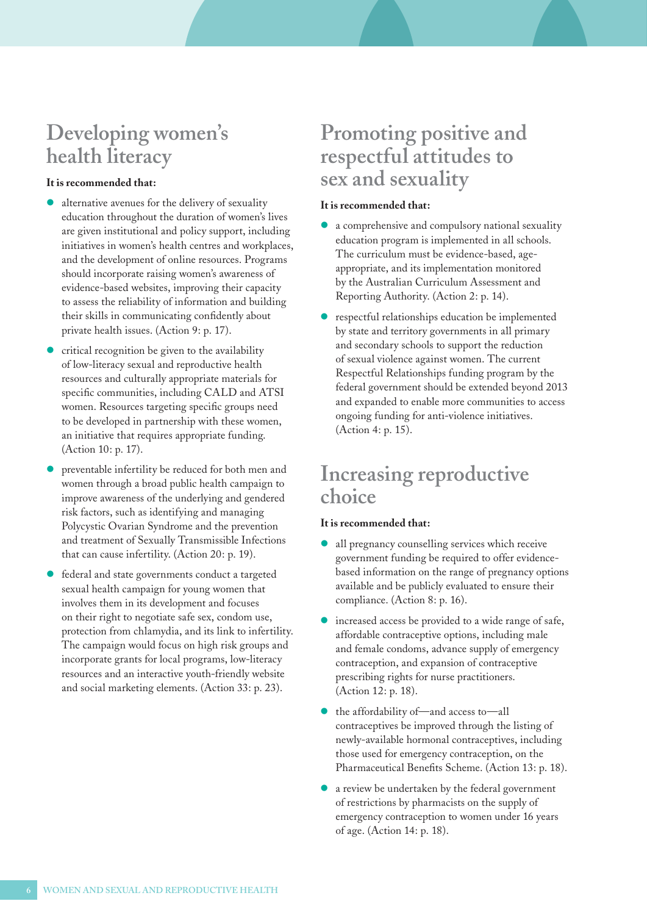## Developing women's health literacy

**It is recommended that:**

- alternative avenues for the delivery of sexuality education throughout the duration of women's lives are given institutional and policy support, including initiatives in women's health centres and workplaces, and the development of online resources. Programs should incorporate raising women's awareness of evidence-based websites, improving their capacity to assess the reliability of information and building their skills in communicating confidently about private health issues. (Action 9: p. 17).
- critical recognition be given to the availability of low-literacy sexual and reproductive health resources and culturally appropriate materials for specific communities, including CALD and ATSI women. Resources targeting specific groups need to be developed in partnership with these women, an initiative that requires appropriate funding. (Action 10: p. 17).
- preventable infertility be reduced for both men and women through a broad public health campaign to improve awareness of the underlying and gendered risk factors, such as identifying and managing Polycystic Ovarian Syndrome and the prevention and treatment of Sexually Transmissible Infections that can cause infertility. (Action 20: p. 19).
- federal and state governments conduct a targeted sexual health campaign for young women that involves them in its development and focuses on their right to negotiate safe sex, condom use, protection from chlamydia, and its link to infertility. The campaign would focus on high risk groups and incorporate grants for local programs, low-literacy resources and an interactive youth-friendly website and social marketing elements. (Action 33: p. 23).

## Promoting positive and respectful attitudes to sex and sexuality

**It is recommended that:**

- a comprehensive and compulsory national sexuality education program is implemented in all schools. The curriculum must be evidence-based, age-appropriate, and its implementation monitored by the Australian Curriculum Assessment and Reporting Authority. (Action 2: p. 14).
- respectful relationships education be implemented by state and territory governments in all primary and secondary schools to support the reduction of sexual violence against women. The current Respectful Relationships funding program by the federal government should be extended beyond 2013 and expanded to enable more communities to access ongoing funding for anti-violence initiatives. (Action 4: p. 15).

## Increasing reproductive choice

**It is recommended that:**

- all pregnancy counselling services which receive government funding be required to offer evidence-based information on the range of pregnancy options available and be publicly evaluated to ensure their compliance. (Action 8: p. 16).
- increased access be provided to a wide range of safe, affordable contraceptive options, including male and female condoms, advance supply of emergency contraception, and expansion of contraceptive prescribing rights for nurse practitioners. (Action 12: p. 18).
- the affordability of—and access to—all contraceptives be improved through the listing of newly-available hormonal contraceptives, including those used for emergency contraception, on the Pharmaceutical Benefits Scheme. (Action 13: p. 18).
- a review be undertaken by the federal government of restrictions by pharmacists on the supply of emergency contraception to women under 16 years of age. (Action 14: p. 18).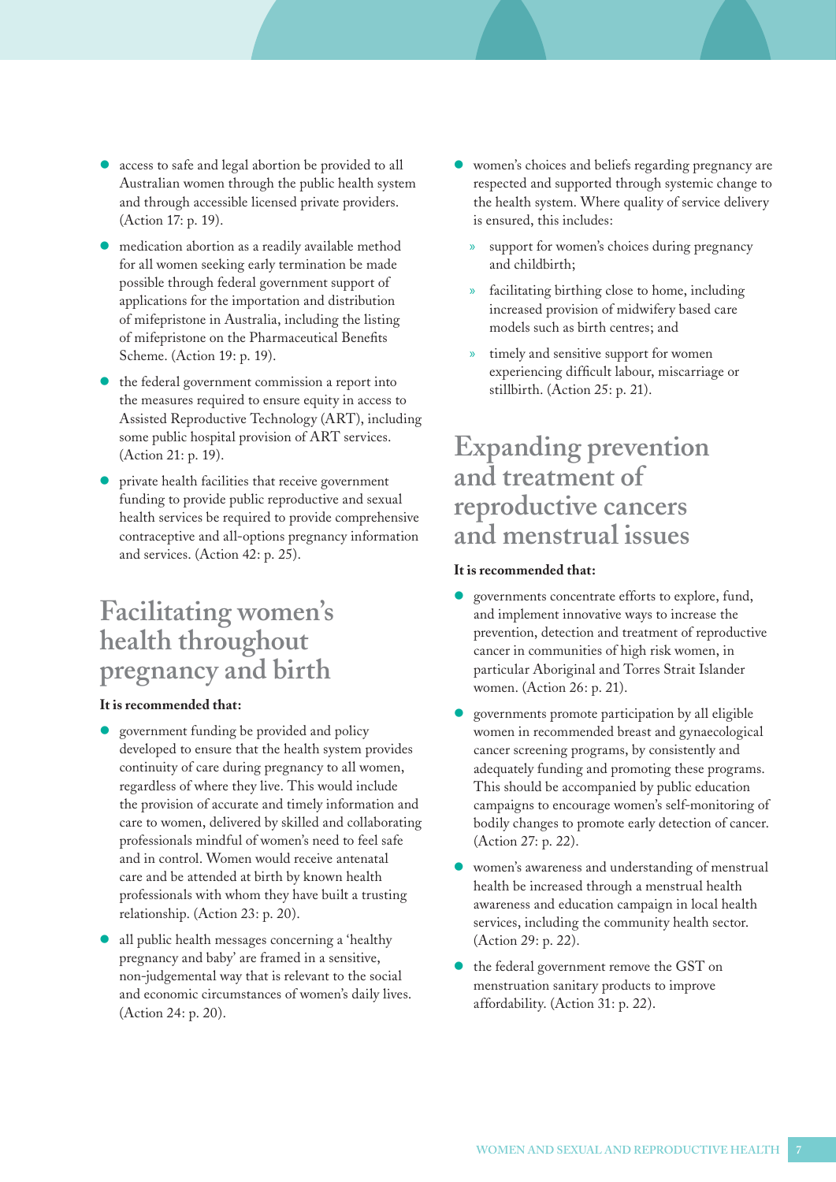- access to safe and legal abortion be provided to all Australian women through the public health system and through accessible licensed private providers. (Action 17: p. 19).
- medication abortion as a readily available method for all women seeking early termination be made possible through federal government support of applications for the importation and distribution of mifepristone in Australia, including the listing of mifepristone on the Pharmaceutical Benefits Scheme. (Action 19: p. 19).
- the federal government commission a report into the measures required to ensure equity in access to Assisted Reproductive Technology (ART), including some public hospital provision of ART services. (Action 21: p. 19).
- private health facilities that receive government funding to provide public reproductive and sexual health services be required to provide comprehensive contraceptive and all-options pregnancy information and services. (Action 42: p. 25).

## Facilitating women's health throughout pregnancy and birth

**It is recommended that:**

- government funding be provided and policy developed to ensure that the health system provides continuity of care during pregnancy to all women, regardless of where they live. This would include the provision of accurate and timely information and care to women, delivered by skilled and collaborating professionals mindful of women's need to feel safe and in control. Women would receive antenatal care and be attended at birth by known health professionals with whom they have built a trusting relationship. (Action 23: p. 20).
- all public health messages concerning a 'healthy pregnancy and baby' are framed in a sensitive, non-judgemental way that is relevant to the social and economic circumstances of women's daily lives. (Action 24: p. 20).
- women's choices and beliefs regarding pregnancy are respected and supported through systemic change to the health system. Where quality of service delivery is ensured, this includes:
  - support for women's choices during pregnancy and childbirth;
  - facilitating birthing close to home, including increased provision of midwifery based care models such as birth centres; and
  - timely and sensitive support for women experiencing difficult labour, miscarriage or stillbirth. (Action 25: p. 21).

## Expanding prevention and treatment of reproductive cancers and menstrual issues

**It is recommended that:**

- governments concentrate efforts to explore, fund, and implement innovative ways to increase the prevention, detection and treatment of reproductive cancer in communities of high risk women, in particular Aboriginal and Torres Strait Islander women. (Action 26: p. 21).
- governments promote participation by all eligible women in recommended breast and gynaecological cancer screening programs, by consistently and adequately funding and promoting these programs. This should be accompanied by public education campaigns to encourage women's self-monitoring of bodily changes to promote early detection of cancer. (Action 27: p. 22).
- women's awareness and understanding of menstrual health be increased through a menstrual health awareness and education campaign in local health services, including the community health sector. (Action 29: p. 22).
- the federal government remove the GST on menstruation sanitary products to improve affordability. (Action 31: p. 22).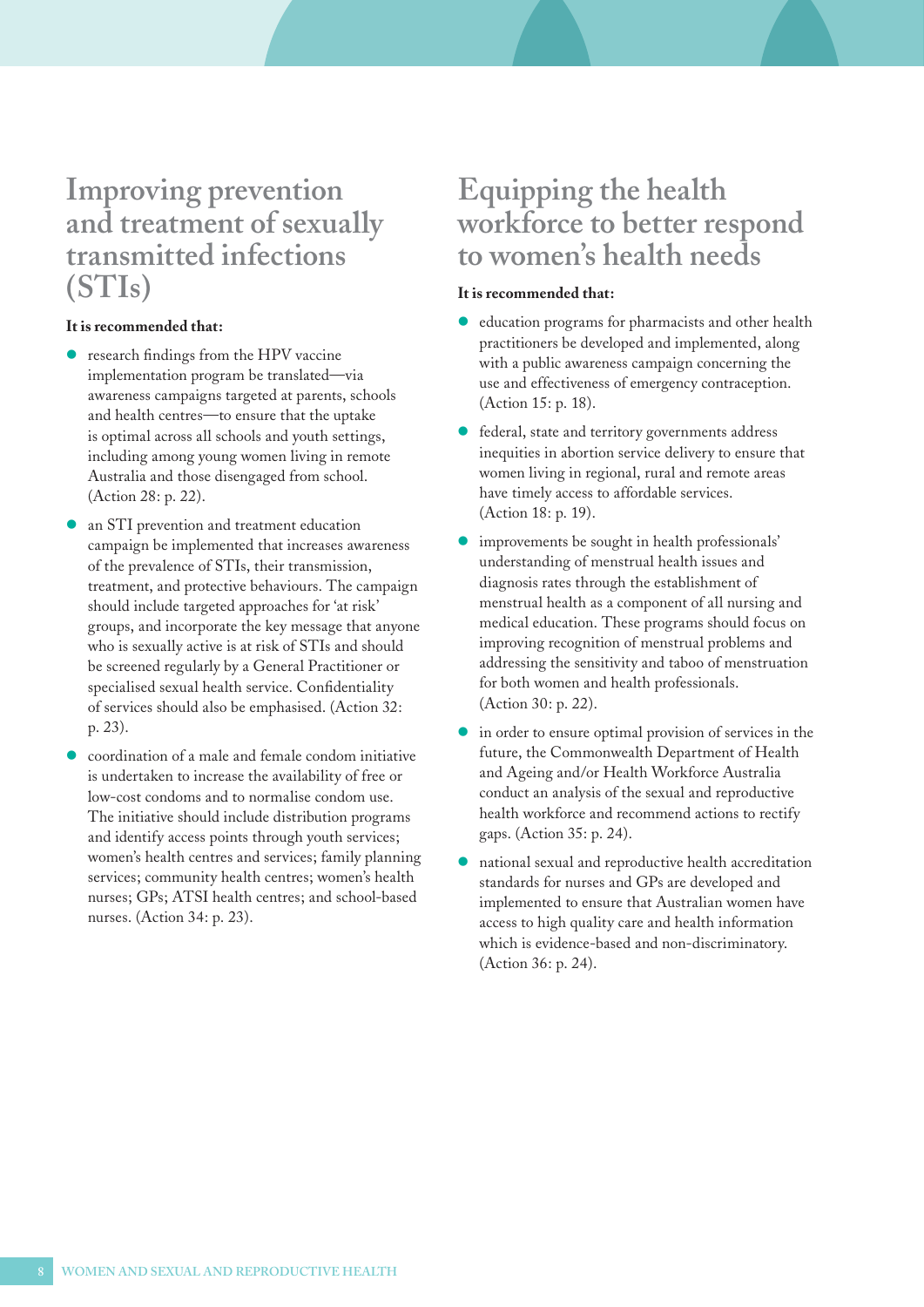## Improving prevention and treatment of sexually transmitted infections (STIs)

**It is recommended that:**

- research findings from the HPV vaccine implementation program be translated—via awareness campaigns targeted at parents, schools and health centres—to ensure that the uptake is optimal across all schools and youth settings, including among young women living in remote Australia and those disengaged from school. (Action 28: p. 22).
- an STI prevention and treatment education campaign be implemented that increases awareness of the prevalence of STIs, their transmission, treatment, and protective behaviours. The campaign should include targeted approaches for 'at risk' groups, and incorporate the key message that anyone who is sexually active is at risk of STIs and should be screened regularly by a General Practitioner or specialised sexual health service. Confidentiality of services should also be emphasised. (Action 32: p. 23).
- coordination of a male and female condom initiative is undertaken to increase the availability of free or low-cost condoms and to normalise condom use. The initiative should include distribution programs and identify access points through youth services; women's health centres and services; family planning services; community health centres; women's health nurses; GPs; ATSI health centres; and school-based nurses. (Action 34: p. 23).

## Equipping the health workforce to better respond to women's health needs

**It is recommended that:**

- education programs for pharmacists and other health practitioners be developed and implemented, along with a public awareness campaign concerning the use and effectiveness of emergency contraception. (Action 15: p. 18).
- federal, state and territory governments address inequities in abortion service delivery to ensure that women living in regional, rural and remote areas have timely access to affordable services. (Action 18: p. 19).
- improvements be sought in health professionals' understanding of menstrual health issues and diagnosis rates through the establishment of menstrual health as a component of all nursing and medical education. These programs should focus on improving recognition of menstrual problems and addressing the sensitivity and taboo of menstruation for both women and health professionals. (Action 30: p. 22).
- in order to ensure optimal provision of services in the future, the Commonwealth Department of Health and Ageing and/or Health Workforce Australia conduct an analysis of the sexual and reproductive health workforce and recommend actions to rectify gaps. (Action 35: p. 24).
- national sexual and reproductive health accreditation standards for nurses and GPs are developed and implemented to ensure that Australian women have access to high quality care and health information which is evidence-based and non-discriminatory. (Action 36: p. 24).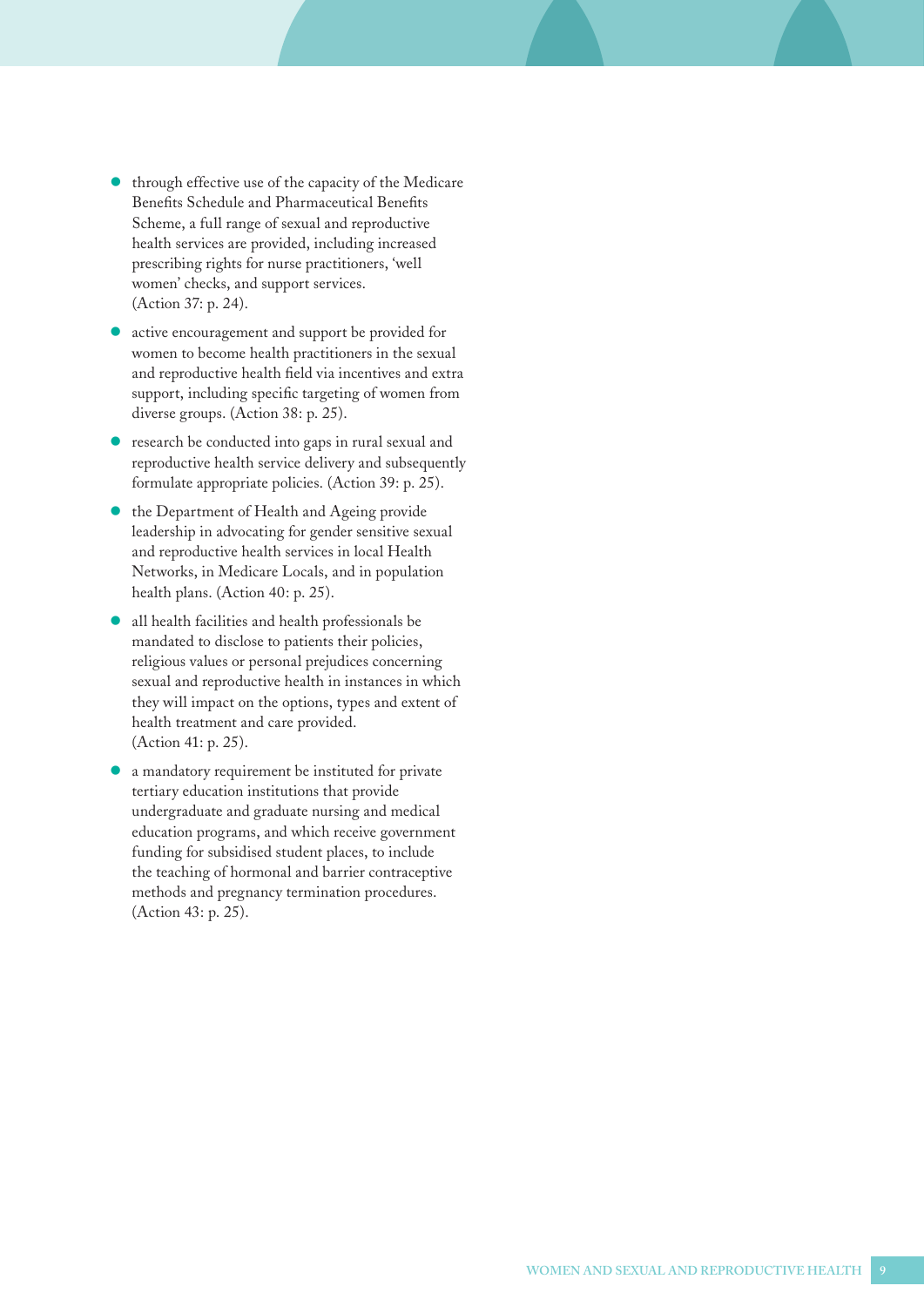- through effective use of the capacity of the Medicare Benefits Schedule and Pharmaceutical Benefits Scheme, a full range of sexual and reproductive health services are provided, including increased prescribing rights for nurse practitioners, 'well women' checks, and support services. (Action 37: p. 24).
- active encouragement and support be provided for women to become health practitioners in the sexual and reproductive health field via incentives and extra support, including specific targeting of women from diverse groups. (Action 38: p. 25).
- research be conducted into gaps in rural sexual and reproductive health service delivery and subsequently formulate appropriate policies. (Action 39: p. 25).
- the Department of Health and Ageing provide leadership in advocating for gender sensitive sexual and reproductive health services in local Health Networks, in Medicare Locals, and in population health plans. (Action 40: p. 25).
- all health facilities and health professionals be mandated to disclose to patients their policies, religious values or personal prejudices concerning sexual and reproductive health in instances in which they will impact on the options, types and extent of health treatment and care provided. (Action 41: p. 25).
- a mandatory requirement be instituted for private tertiary education institutions that provide undergraduate and graduate nursing and medical education programs, and which receive government funding for subsidised student places, to include the teaching of hormonal and barrier contraceptive methods and pregnancy termination procedures. (Action 43: p. 25).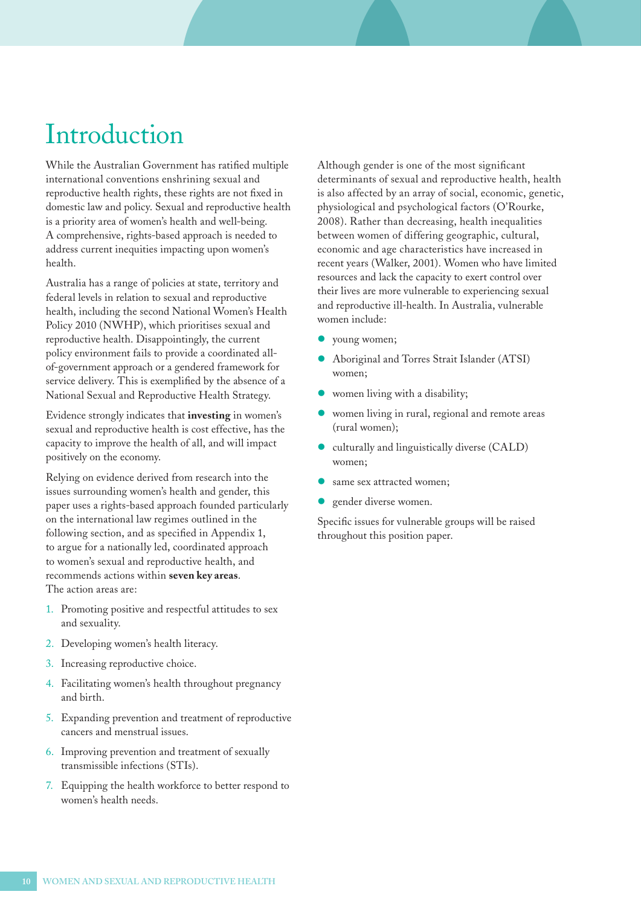# Introduction

While the Australian Government has ratified multiple international conventions enshrining sexual and reproductive health rights, these rights are not fixed in domestic law and policy. Sexual and reproductive health is a priority area of women's health and well-being. A comprehensive, rights-based approach is needed to address current inequities impacting upon women's health.

Australia has a range of policies at state, territory and federal levels in relation to sexual and reproductive health, including the second National Women's Health Policy 2010 (NWHP), which prioritises sexual and reproductive health. Disappointingly, the current policy environment fails to provide a coordinated all-of-government approach or a gendered framework for service delivery. This is exemplified by the absence of a National Sexual and Reproductive Health Strategy.

Evidence strongly indicates that **investing** in women's sexual and reproductive health is cost effective, has the capacity to improve the health of all, and will impact positively on the economy.

Relying on evidence derived from research into the issues surrounding women's health and gender, this paper uses a rights-based approach founded particularly on the international law regimes outlined in the following section, and as specified in Appendix 1, to argue for a nationally led, coordinated approach to women's sexual and reproductive health, and recommends actions within **seven key areas**. The action areas are:

1. Promoting positive and respectful attitudes to sex and sexuality.
2. Developing women's health literacy.
3. Increasing reproductive choice.
4. Facilitating women's health throughout pregnancy and birth.
5. Expanding prevention and treatment of reproductive cancers and menstrual issues.
6. Improving prevention and treatment of sexually transmissible infections (STIs).
7. Equipping the health workforce to better respond to women's health needs.

Although gender is one of the most significant determinants of sexual and reproductive health, health is also affected by an array of social, economic, genetic, physiological and psychological factors (O'Rourke, 2008). Rather than decreasing, health inequalities between women of differing geographic, cultural, economic and age characteristics have increased in recent years (Walker, 2001). Women who have limited resources and lack the capacity to exert control over their lives are more vulnerable to experiencing sexual and reproductive ill-health. In Australia, vulnerable women include:

- young women;
- Aboriginal and Torres Strait Islander (ATSI) women;
- women living with a disability;
- women living in rural, regional and remote areas (rural women);
- culturally and linguistically diverse (CALD) women;
- same sex attracted women;
- gender diverse women.

Specific issues for vulnerable groups will be raised throughout this position paper.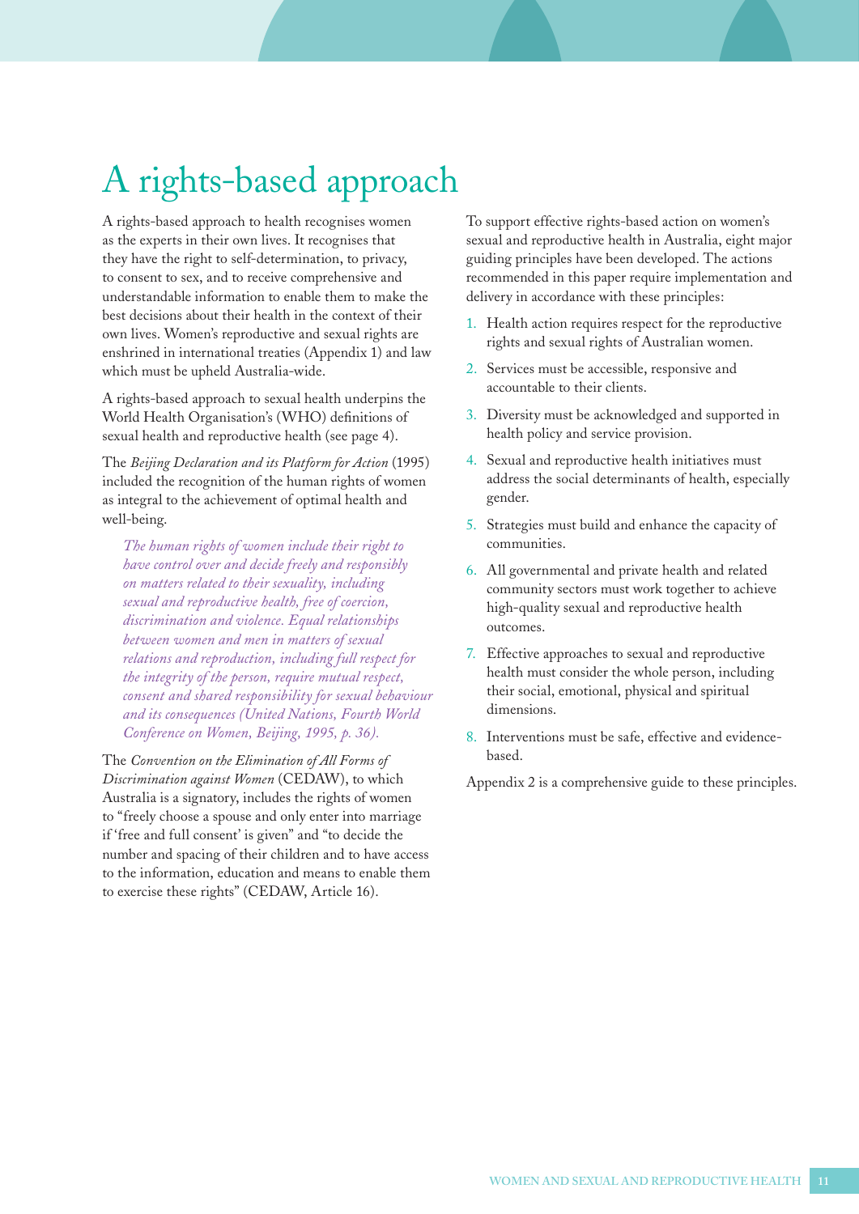# A rights-based approach

A rights-based approach to health recognises women as the experts in their own lives. It recognises that they have the right to self-determination, to privacy, to consent to sex, and to receive comprehensive and understandable information to enable them to make the best decisions about their health in the context of their own lives. Women's reproductive and sexual rights are enshrined in international treaties (Appendix 1) and law which must be upheld Australia-wide.

A rights-based approach to sexual health underpins the World Health Organisation's (WHO) definitions of sexual health and reproductive health (see page 4).

The *Beijing Declaration and its Platform for Action* (1995) included the recognition of the human rights of women as integral to the achievement of optimal health and well-being.

> *The human rights of women include their right to have control over and decide freely and responsibly on matters related to their sexuality, including sexual and reproductive health, free of coercion, discrimination and violence. Equal relationships between women and men in matters of sexual relations and reproduction, including full respect for the integrity of the person, require mutual respect, consent and shared responsibility for sexual behaviour and its consequences (United Nations, Fourth World Conference on Women, Beijing, 1995, p. 36).*

The *Convention on the Elimination of All Forms of Discrimination against Women* (CEDAW), to which Australia is a signatory, includes the rights of women to "freely choose a spouse and only enter into marriage if 'free and full consent' is given" and "to decide the number and spacing of their children and to have access to the information, education and means to enable them to exercise these rights" (CEDAW, Article 16).

To support effective rights-based action on women's sexual and reproductive health in Australia, eight major guiding principles have been developed. The actions recommended in this paper require implementation and delivery in accordance with these principles:

1. Health action requires respect for the reproductive rights and sexual rights of Australian women.
2. Services must be accessible, responsive and accountable to their clients.
3. Diversity must be acknowledged and supported in health policy and service provision.
4. Sexual and reproductive health initiatives must address the social determinants of health, especially gender.
5. Strategies must build and enhance the capacity of communities.
6. All governmental and private health and related community sectors must work together to achieve high-quality sexual and reproductive health outcomes.
7. Effective approaches to sexual and reproductive health must consider the whole person, including their social, emotional, physical and spiritual dimensions.
8. Interventions must be safe, effective and evidence-based.

Appendix 2 is a comprehensive guide to these principles.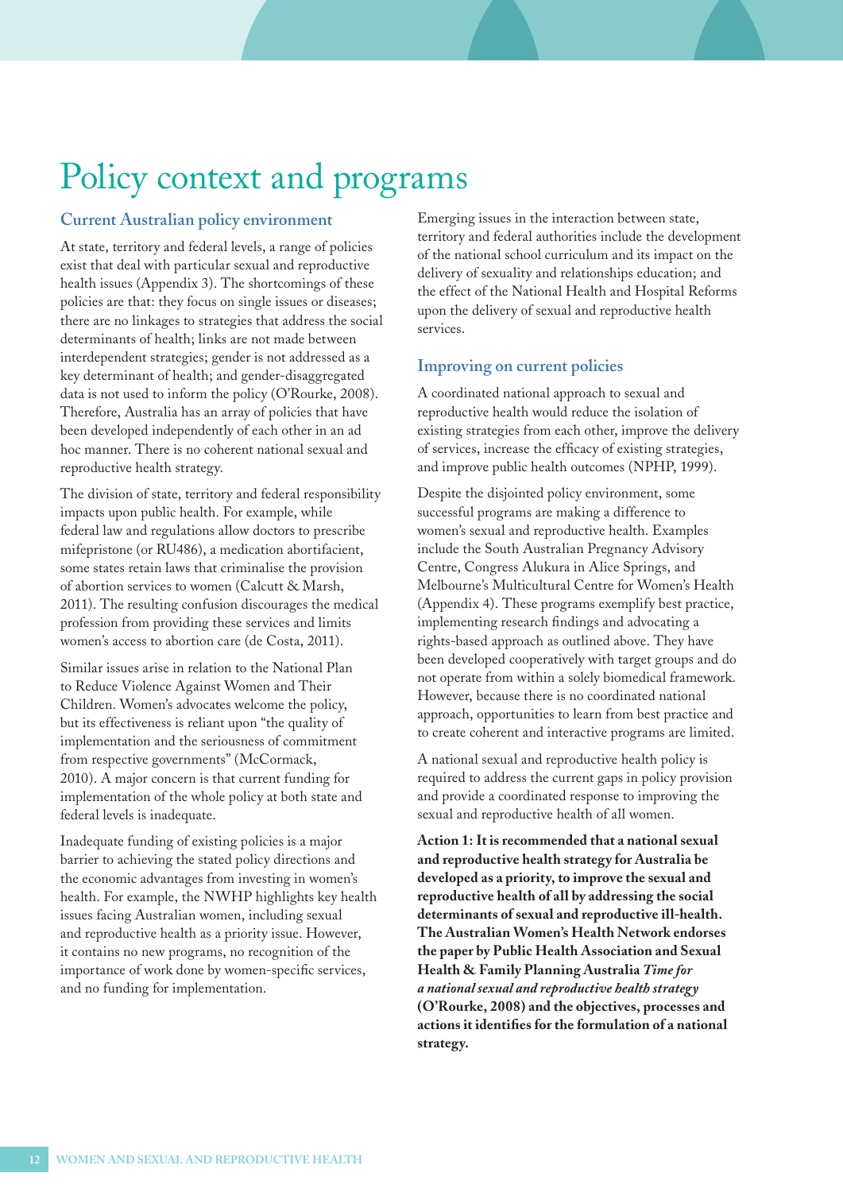# Policy context and programs

## Current Australian policy environment

At state, territory and federal levels, a range of policies exist that deal with particular sexual and reproductive health issues (Appendix 3). The shortcomings of these policies are that: they focus on single issues or diseases; there are no linkages to strategies that address the social determinants of health; links are not made between interdependent strategies; gender is not addressed as a key determinant of health; and gender-disaggregated data is not used to inform the policy (O'Rourke, 2008). Therefore, Australia has an array of policies that have been developed independently of each other in an ad hoc manner. There is no coherent national sexual and reproductive health strategy.

The division of state, territory and federal responsibility impacts upon public health. For example, while federal law and regulations allow doctors to prescribe mifepristone (or RU486), a medication abortifacient, some states retain laws that criminalise the provision of abortion services to women (Calcutt & Marsh, 2011). The resulting confusion discourages the medical profession from providing these services and limits women's access to abortion care (de Costa, 2011).

Similar issues arise in relation to the National Plan to Reduce Violence Against Women and Their Children. Women's advocates welcome the policy, but its effectiveness is reliant upon "the quality of implementation and the seriousness of commitment from respective governments" (McCormack, 2010). A major concern is that current funding for implementation of the whole policy at both state and federal levels is inadequate.

Inadequate funding of existing policies is a major barrier to achieving the stated policy directions and the economic advantages from investing in women's health. For example, the NWHP highlights key health issues facing Australian women, including sexual and reproductive health as a priority issue. However, it contains no new programs, no recognition of the importance of work done by women-specific services, and no funding for implementation.

Emerging issues in the interaction between state, territory and federal authorities include the development of the national school curriculum and its impact on the delivery of sexuality and relationships education; and the effect of the National Health and Hospital Reforms upon the delivery of sexual and reproductive health services.

## Improving on current policies

A coordinated national approach to sexual and reproductive health would reduce the isolation of existing strategies from each other, improve the delivery of services, increase the efficacy of existing strategies, and improve public health outcomes (NPHP, 1999).

Despite the disjointed policy environment, some successful programs are making a difference to women's sexual and reproductive health. Examples include the South Australian Pregnancy Advisory Centre, Congress Alukura in Alice Springs, and Melbourne's Multicultural Centre for Women's Health (Appendix 4). These programs exemplify best practice, implementing research findings and advocating a rights-based approach as outlined above. They have been developed cooperatively with target groups and do not operate from within a solely biomedical framework. However, because there is no coordinated national approach, opportunities to learn from best practice and to create coherent and interactive programs are limited.

A national sexual and reproductive health policy is required to address the current gaps in policy provision and provide a coordinated response to improving the sexual and reproductive health of all women.

**Action 1: It is recommended that a national sexual and reproductive health strategy for Australia be developed as a priority, to improve the sexual and reproductive health of all by addressing the social determinants of sexual and reproductive ill-health. The Australian Women's Health Network endorses the paper by Public Health Association and Sexual Health & Family Planning Australia *Time for a national sexual and reproductive health strategy* (O'Rourke, 2008) and the objectives, processes and actions it identifies for the formulation of a national strategy.**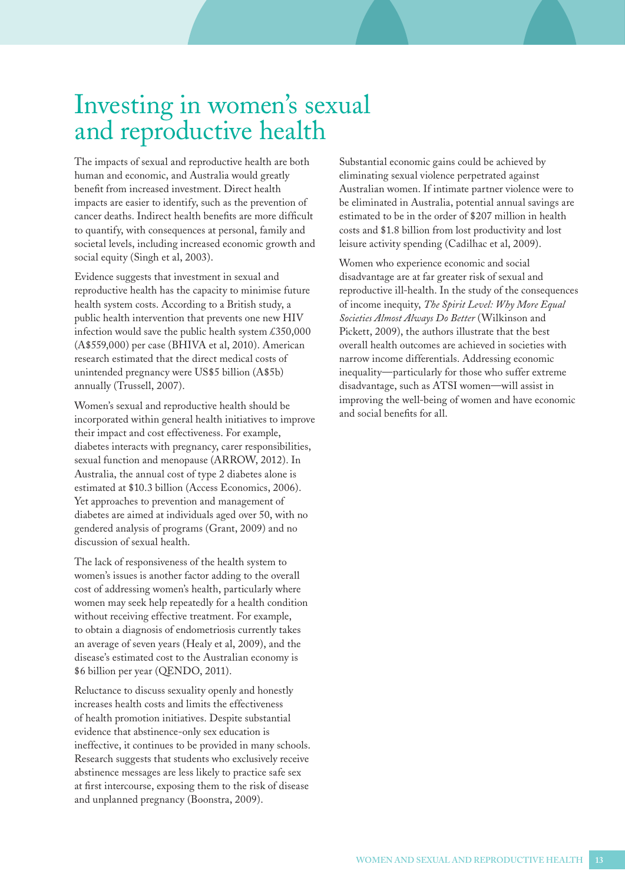# Investing in women's sexual and reproductive health

The impacts of sexual and reproductive health are both human and economic, and Australia would greatly benefit from increased investment. Direct health impacts are easier to identify, such as the prevention of cancer deaths. Indirect health benefits are more difficult to quantify, with consequences at personal, family and societal levels, including increased economic growth and social equity (Singh et al, 2003).

Evidence suggests that investment in sexual and reproductive health has the capacity to minimise future health system costs. According to a British study, a public health intervention that prevents one new HIV infection would save the public health system £350,000 (A$559,000) per case (BHIVA et al, 2010). American research estimated that the direct medical costs of unintended pregnancy were US$5 billion (A$5b) annually (Trussell, 2007).

Women's sexual and reproductive health should be incorporated within general health initiatives to improve their impact and cost effectiveness. For example, diabetes interacts with pregnancy, carer responsibilities, sexual function and menopause (ARROW, 2012). In Australia, the annual cost of type 2 diabetes alone is estimated at $10.3 billion (Access Economics, 2006). Yet approaches to prevention and management of diabetes are aimed at individuals aged over 50, with no gendered analysis of programs (Grant, 2009) and no discussion of sexual health.

The lack of responsiveness of the health system to women's issues is another factor adding to the overall cost of addressing women's health, particularly where women may seek help repeatedly for a health condition without receiving effective treatment. For example, to obtain a diagnosis of endometriosis currently takes an average of seven years (Healy et al, 2009), and the disease's estimated cost to the Australian economy is $6 billion per year (QENDO, 2011).

Reluctance to discuss sexuality openly and honestly increases health costs and limits the effectiveness of health promotion initiatives. Despite substantial evidence that abstinence-only sex education is ineffective, it continues to be provided in many schools. Research suggests that students who exclusively receive abstinence messages are less likely to practice safe sex at first intercourse, exposing them to the risk of disease and unplanned pregnancy (Boonstra, 2009).

Substantial economic gains could be achieved by eliminating sexual violence perpetrated against Australian women. If intimate partner violence were to be eliminated in Australia, potential annual savings are estimated to be in the order of $207 million in health costs and $1.8 billion from lost productivity and lost leisure activity spending (Cadilhac et al, 2009).

Women who experience economic and social disadvantage are at far greater risk of sexual and reproductive ill-health. In the study of the consequences of income inequity, *The Spirit Level: Why More Equal Societies Almost Always Do Better* (Wilkinson and Pickett, 2009), the authors illustrate that the best overall health outcomes are achieved in societies with narrow income differentials. Addressing economic inequality—particularly for those who suffer extreme disadvantage, such as ATSI women—will assist in improving the well-being of women and have economic and social benefits for all.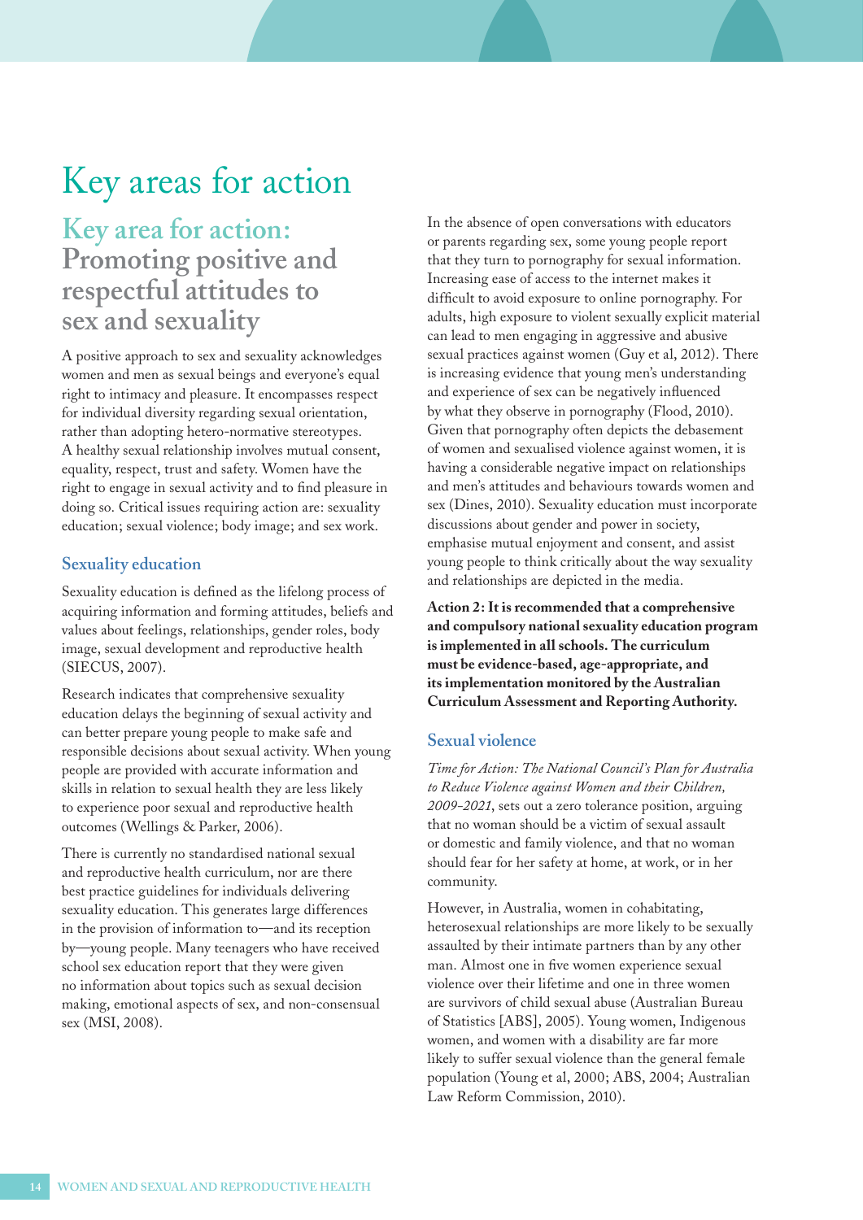# Key areas for action

## Key area for action: Promoting positive and respectful attitudes to sex and sexuality

A positive approach to sex and sexuality acknowledges women and men as sexual beings and everyone's equal right to intimacy and pleasure. It encompasses respect for individual diversity regarding sexual orientation, rather than adopting hetero-normative stereotypes. A healthy sexual relationship involves mutual consent, equality, respect, trust and safety. Women have the right to engage in sexual activity and to find pleasure in doing so. Critical issues requiring action are: sexuality education; sexual violence; body image; and sex work.

### Sexuality education

Sexuality education is defined as the lifelong process of acquiring information and forming attitudes, beliefs and values about feelings, relationships, gender roles, body image, sexual development and reproductive health (SIECUS, 2007).

Research indicates that comprehensive sexuality education delays the beginning of sexual activity and can better prepare young people to make safe and responsible decisions about sexual activity. When young people are provided with accurate information and skills in relation to sexual health they are less likely to experience poor sexual and reproductive health outcomes (Wellings & Parker, 2006).

There is currently no standardised national sexual and reproductive health curriculum, nor are there best practice guidelines for individuals delivering sexuality education. This generates large differences in the provision of information to—and its reception by—young people. Many teenagers who have received school sex education report that they were given no information about topics such as sexual decision making, emotional aspects of sex, and non-consensual sex (MSI, 2008).

In the absence of open conversations with educators or parents regarding sex, some young people report that they turn to pornography for sexual information. Increasing ease of access to the internet makes it difficult to avoid exposure to online pornography. For adults, high exposure to violent sexually explicit material can lead to men engaging in aggressive and abusive sexual practices against women (Guy et al, 2012). There is increasing evidence that young men's understanding and experience of sex can be negatively influenced by what they observe in pornography (Flood, 2010). Given that pornography often depicts the debasement of women and sexualised violence against women, it is having a considerable negative impact on relationships and men's attitudes and behaviours towards women and sex (Dines, 2010). Sexuality education must incorporate discussions about gender and power in society, emphasise mutual enjoyment and consent, and assist young people to think critically about the way sexuality and relationships are depicted in the media.

**Action 2: It is recommended that a comprehensive and compulsory national sexuality education program is implemented in all schools. The curriculum must be evidence-based, age-appropriate, and its implementation monitored by the Australian Curriculum Assessment and Reporting Authority.**

### Sexual violence

*Time for Action: The National Council's Plan for Australia to Reduce Violence against Women and their Children, 2009-2021*, sets out a zero tolerance position, arguing that no woman should be a victim of sexual assault or domestic and family violence, and that no woman should fear for her safety at home, at work, or in her community.

However, in Australia, women in cohabitating, heterosexual relationships are more likely to be sexually assaulted by their intimate partners than by any other man. Almost one in five women experience sexual violence over their lifetime and one in three women are survivors of child sexual abuse (Australian Bureau of Statistics [ABS], 2005). Young women, Indigenous women, and women with a disability are far more likely to suffer sexual violence than the general female population (Young et al, 2000; ABS, 2004; Australian Law Reform Commission, 2010).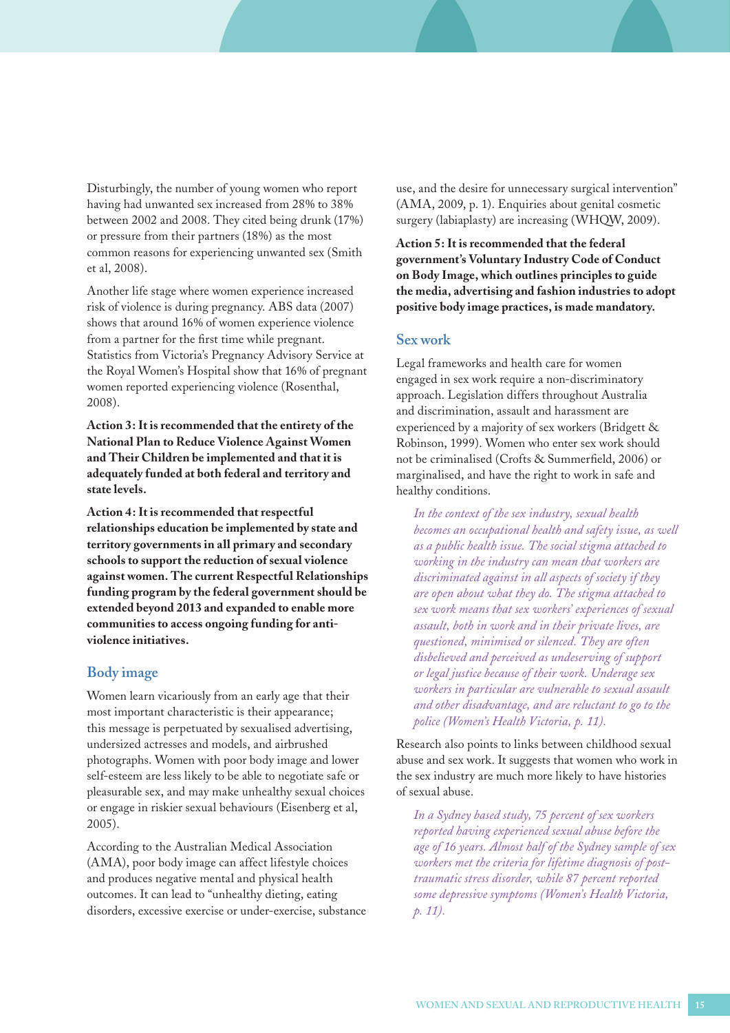Disturbingly, the number of young women who report having had unwanted sex increased from 28% to 38% between 2002 and 2008. They cited being drunk (17%) or pressure from their partners (18%) as the most common reasons for experiencing unwanted sex (Smith et al, 2008).

Another life stage where women experience increased risk of violence is during pregnancy. ABS data (2007) shows that around 16% of women experience violence from a partner for the first time while pregnant. Statistics from Victoria's Pregnancy Advisory Service at the Royal Women's Hospital show that 16% of pregnant women reported experiencing violence (Rosenthal, 2008).

**Action 3: It is recommended that the entirety of the National Plan to Reduce Violence Against Women and Their Children be implemented and that it is adequately funded at both federal and territory and state levels.**

**Action 4: It is recommended that respectful relationships education be implemented by state and territory governments in all primary and secondary schools to support the reduction of sexual violence against women. The current Respectful Relationships funding program by the federal government should be extended beyond 2013 and expanded to enable more communities to access ongoing funding for anti-violence initiatives.**

## Body image

Women learn vicariously from an early age that their most important characteristic is their appearance; this message is perpetuated by sexualised advertising, undersized actresses and models, and airbrushed photographs. Women with poor body image and lower self-esteem are less likely to be able to negotiate safe or pleasurable sex, and may make unhealthy sexual choices or engage in riskier sexual behaviours (Eisenberg et al, 2005).

According to the Australian Medical Association (AMA), poor body image can affect lifestyle choices and produces negative mental and physical health outcomes. It can lead to "unhealthy dieting, eating disorders, excessive exercise or under-exercise, substance use, and the desire for unnecessary surgical intervention" (AMA, 2009, p. 1). Enquiries about genital cosmetic surgery (labiaplasty) are increasing (WHQW, 2009).

**Action 5: It is recommended that the federal government's Voluntary Industry Code of Conduct on Body Image, which outlines principles to guide the media, advertising and fashion industries to adopt positive body image practices, is made mandatory.**

## Sex work

Legal frameworks and health care for women engaged in sex work require a non-discriminatory approach. Legislation differs throughout Australia and discrimination, assault and harassment are experienced by a majority of sex workers (Bridgett & Robinson, 1999). Women who enter sex work should not be criminalised (Crofts & Summerfield, 2006) or marginalised, and have the right to work in safe and healthy conditions.

> *In the context of the sex industry, sexual health becomes an occupational health and safety issue, as well as a public health issue. The social stigma attached to working in the industry can mean that workers are discriminated against in all aspects of society if they are open about what they do. The stigma attached to sex work means that sex workers' experiences of sexual assault, both in work and in their private lives, are questioned, minimised or silenced. They are often disbelieved and perceived as undeserving of support or legal justice because of their work. Underage sex workers in particular are vulnerable to sexual assault and other disadvantage, and are reluctant to go to the police (Women's Health Victoria, p. 11).*

Research also points to links between childhood sexual abuse and sex work. It suggests that women who work in the sex industry are much more likely to have histories of sexual abuse.

> *In a Sydney based study, 75 percent of sex workers reported having experienced sexual abuse before the age of 16 years. Almost half of the Sydney sample of sex workers met the criteria for lifetime diagnosis of post-traumatic stress disorder, while 87 percent reported some depressive symptoms (Women's Health Victoria, p. 11).*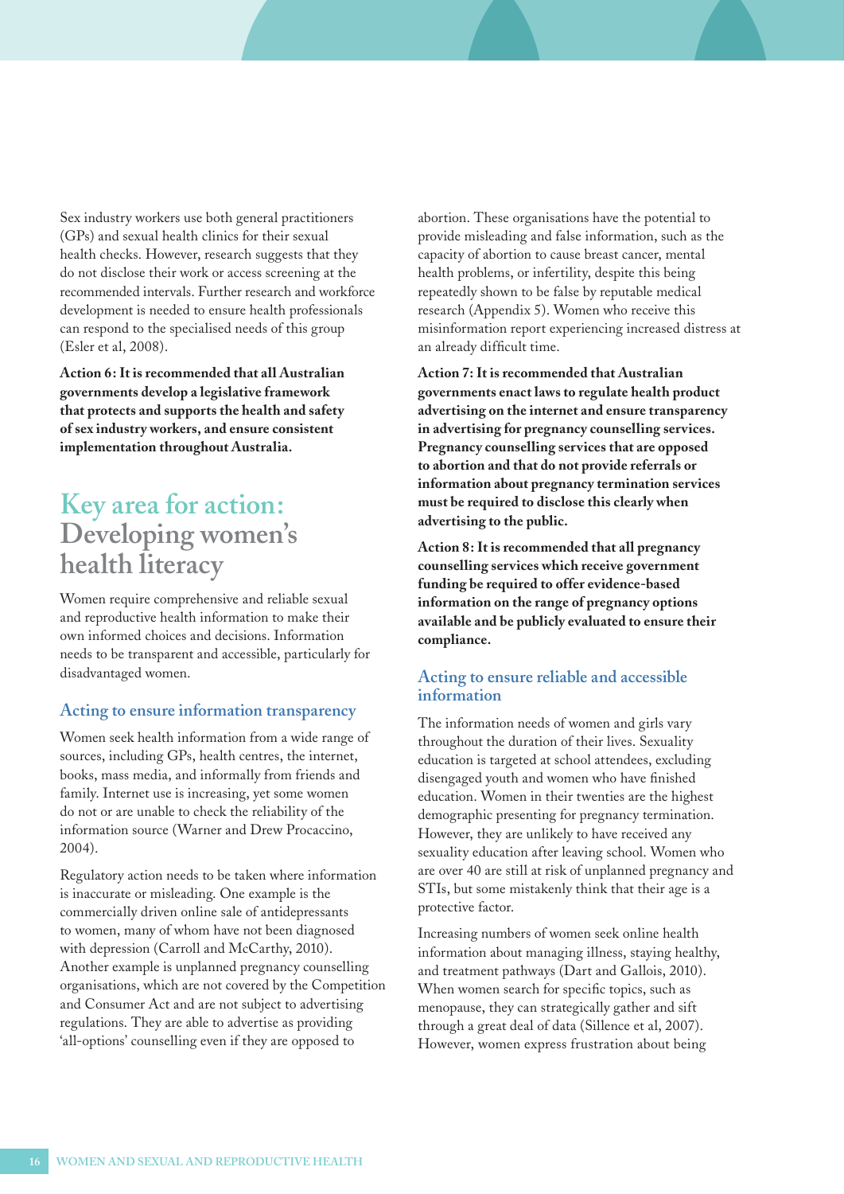Sex industry workers use both general practitioners (GPs) and sexual health clinics for their sexual health checks. However, research suggests that they do not disclose their work or access screening at the recommended intervals. Further research and workforce development is needed to ensure health professionals can respond to the specialised needs of this group (Esler et al, 2008).

**Action 6: It is recommended that all Australian governments develop a legislative framework that protects and supports the health and safety of sex industry workers, and ensure consistent implementation throughout Australia.**

# Key area for action: Developing women's health literacy

Women require comprehensive and reliable sexual and reproductive health information to make their own informed choices and decisions. Information needs to be transparent and accessible, particularly for disadvantaged women.

## Acting to ensure information transparency

Women seek health information from a wide range of sources, including GPs, health centres, the internet, books, mass media, and informally from friends and family. Internet use is increasing, yet some women do not or are unable to check the reliability of the information source (Warner and Drew Procaccino, 2004).

Regulatory action needs to be taken where information is inaccurate or misleading. One example is the commercially driven online sale of antidepressants to women, many of whom have not been diagnosed with depression (Carroll and McCarthy, 2010). Another example is unplanned pregnancy counselling organisations, which are not covered by the Competition and Consumer Act and are not subject to advertising regulations. They are able to advertise as providing 'all-options' counselling even if they are opposed to abortion. These organisations have the potential to provide misleading and false information, such as the capacity of abortion to cause breast cancer, mental health problems, or infertility, despite this being repeatedly shown to be false by reputable medical research (Appendix 5). Women who receive this misinformation report experiencing increased distress at an already difficult time.

**Action 7: It is recommended that Australian governments enact laws to regulate health product advertising on the internet and ensure transparency in advertising for pregnancy counselling services. Pregnancy counselling services that are opposed to abortion and that do not provide referrals or information about pregnancy termination services must be required to disclose this clearly when advertising to the public.**

**Action 8: It is recommended that all pregnancy counselling services which receive government funding be required to offer evidence-based information on the range of pregnancy options available and be publicly evaluated to ensure their compliance.**

## Acting to ensure reliable and accessible information

The information needs of women and girls vary throughout the duration of their lives. Sexuality education is targeted at school attendees, excluding disengaged youth and women who have finished education. Women in their twenties are the highest demographic presenting for pregnancy termination. However, they are unlikely to have received any sexuality education after leaving school. Women who are over 40 are still at risk of unplanned pregnancy and STIs, but some mistakenly think that their age is a protective factor.

Increasing numbers of women seek online health information about managing illness, staying healthy, and treatment pathways (Dart and Gallois, 2010). When women search for specific topics, such as menopause, they can strategically gather and sift through a great deal of data (Sillence et al, 2007). However, women express frustration about being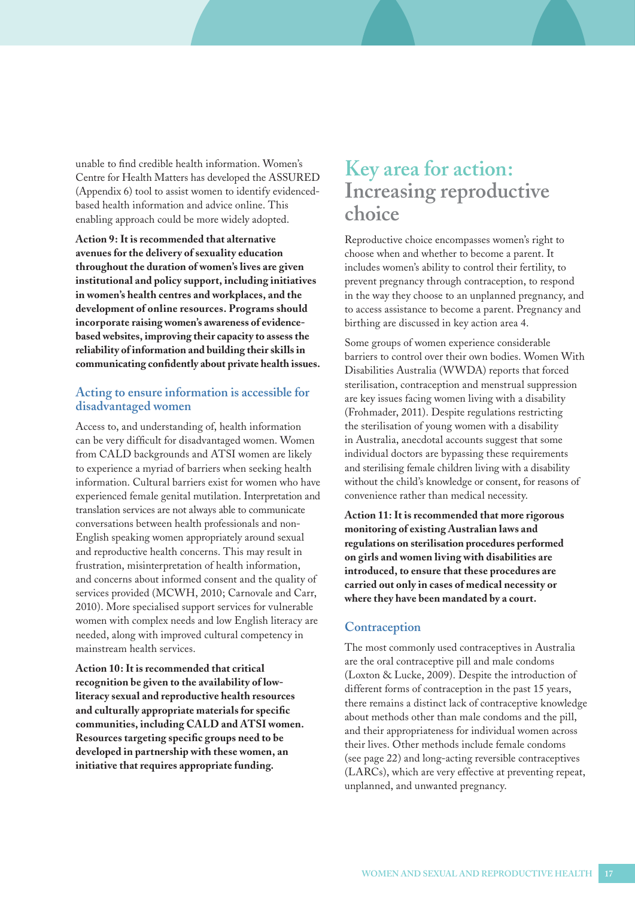unable to find credible health information. Women's Centre for Health Matters has developed the ASSURED (Appendix 6) tool to assist women to identify evidenced-based health information and advice online. This enabling approach could be more widely adopted.

**Action 9: It is recommended that alternative avenues for the delivery of sexuality education throughout the duration of women's lives are given institutional and policy support, including initiatives in women's health centres and workplaces, and the development of online resources. Programs should incorporate raising women's awareness of evidence-based websites, improving their capacity to assess the reliability of information and building their skills in communicating confidently about private health issues.**

### Acting to ensure information is accessible for disadvantaged women

Access to, and understanding of, health information can be very difficult for disadvantaged women. Women from CALD backgrounds and ATSI women are likely to experience a myriad of barriers when seeking health information. Cultural barriers exist for women who have experienced female genital mutilation. Interpretation and translation services are not always able to communicate conversations between health professionals and non-English speaking women appropriately around sexual and reproductive health concerns. This may result in frustration, misinterpretation of health information, and concerns about informed consent and the quality of services provided (MCWH, 2010; Carnovale and Carr, 2010). More specialised support services for vulnerable women with complex needs and low English literacy are needed, along with improved cultural competency in mainstream health services.

**Action 10: It is recommended that critical recognition be given to the availability of low-literacy sexual and reproductive health resources and culturally appropriate materials for specific communities, including CALD and ATSI women. Resources targeting specific groups need to be developed in partnership with these women, an initiative that requires appropriate funding.**

## Key area for action: Increasing reproductive choice

Reproductive choice encompasses women's right to choose when and whether to become a parent. It includes women's ability to control their fertility, to prevent pregnancy through contraception, to respond in the way they choose to an unplanned pregnancy, and to access assistance to become a parent. Pregnancy and birthing are discussed in key action area 4.

Some groups of women experience considerable barriers to control over their own bodies. Women With Disabilities Australia (WWDA) reports that forced sterilisation, contraception and menstrual suppression are key issues facing women living with a disability (Frohmader, 2011). Despite regulations restricting the sterilisation of young women with a disability in Australia, anecdotal accounts suggest that some individual doctors are bypassing these requirements and sterilising female children living with a disability without the child's knowledge or consent, for reasons of convenience rather than medical necessity.

**Action 11: It is recommended that more rigorous monitoring of existing Australian laws and regulations on sterilisation procedures performed on girls and women living with disabilities are introduced, to ensure that these procedures are carried out only in cases of medical necessity or where they have been mandated by a court.**

### Contraception

The most commonly used contraceptives in Australia are the oral contraceptive pill and male condoms (Loxton & Lucke, 2009). Despite the introduction of different forms of contraception in the past 15 years, there remains a distinct lack of contraceptive knowledge about methods other than male condoms and the pill, and their appropriateness for individual women across their lives. Other methods include female condoms (see page 22) and long-acting reversible contraceptives (LARCs), which are very effective at preventing repeat, unplanned, and unwanted pregnancy.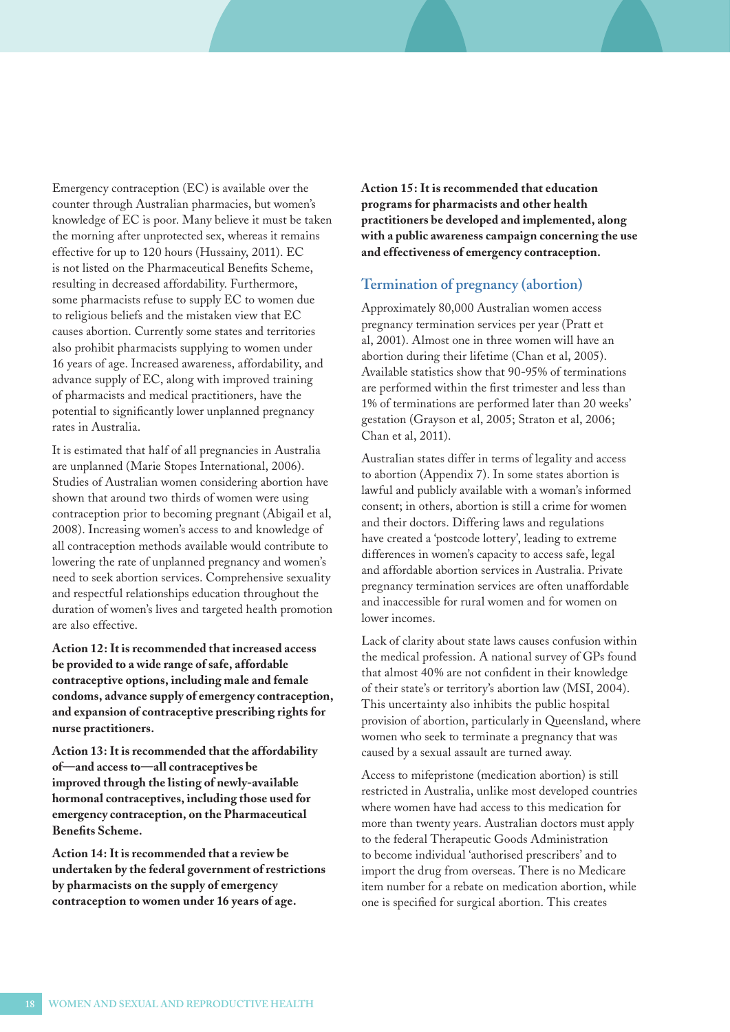Emergency contraception (EC) is available over the counter through Australian pharmacies, but women's knowledge of EC is poor. Many believe it must be taken the morning after unprotected sex, whereas it remains effective for up to 120 hours (Hussainy, 2011). EC is not listed on the Pharmaceutical Benefits Scheme, resulting in decreased affordability. Furthermore, some pharmacists refuse to supply EC to women due to religious beliefs and the mistaken view that EC causes abortion. Currently some states and territories also prohibit pharmacists supplying to women under 16 years of age. Increased awareness, affordability, and advance supply of EC, along with improved training of pharmacists and medical practitioners, have the potential to significantly lower unplanned pregnancy rates in Australia.

It is estimated that half of all pregnancies in Australia are unplanned (Marie Stopes International, 2006). Studies of Australian women considering abortion have shown that around two thirds of women were using contraception prior to becoming pregnant (Abigail et al, 2008). Increasing women's access to and knowledge of all contraception methods available would contribute to lowering the rate of unplanned pregnancy and women's need to seek abortion services. Comprehensive sexuality and respectful relationships education throughout the duration of women's lives and targeted health promotion are also effective.

**Action 12: It is recommended that increased access be provided to a wide range of safe, affordable contraceptive options, including male and female condoms, advance supply of emergency contraception, and expansion of contraceptive prescribing rights for nurse practitioners.**

**Action 13: It is recommended that the affordability of—and access to—all contraceptives be improved through the listing of newly-available hormonal contraceptives, including those used for emergency contraception, on the Pharmaceutical Benefits Scheme.**

**Action 14: It is recommended that a review be undertaken by the federal government of restrictions by pharmacists on the supply of emergency contraception to women under 16 years of age.**

**Action 15: It is recommended that education programs for pharmacists and other health practitioners be developed and implemented, along with a public awareness campaign concerning the use and effectiveness of emergency contraception.**

## Termination of pregnancy (abortion)

Approximately 80,000 Australian women access pregnancy termination services per year (Pratt et al, 2001). Almost one in three women will have an abortion during their lifetime (Chan et al, 2005). Available statistics show that 90-95% of terminations are performed within the first trimester and less than 1% of terminations are performed later than 20 weeks' gestation (Grayson et al, 2005; Straton et al, 2006; Chan et al, 2011).

Australian states differ in terms of legality and access to abortion (Appendix 7). In some states abortion is lawful and publicly available with a woman's informed consent; in others, abortion is still a crime for women and their doctors. Differing laws and regulations have created a 'postcode lottery', leading to extreme differences in women's capacity to access safe, legal and affordable abortion services in Australia. Private pregnancy termination services are often unaffordable and inaccessible for rural women and for women on lower incomes.

Lack of clarity about state laws causes confusion within the medical profession. A national survey of GPs found that almost 40% are not confident in their knowledge of their state's or territory's abortion law (MSI, 2004). This uncertainty also inhibits the public hospital provision of abortion, particularly in Queensland, where women who seek to terminate a pregnancy that was caused by a sexual assault are turned away.

Access to mifepristone (medication abortion) is still restricted in Australia, unlike most developed countries where women have had access to this medication for more than twenty years. Australian doctors must apply to the federal Therapeutic Goods Administration to become individual 'authorised prescribers' and to import the drug from overseas. There is no Medicare item number for a rebate on medication abortion, while one is specified for surgical abortion. This creates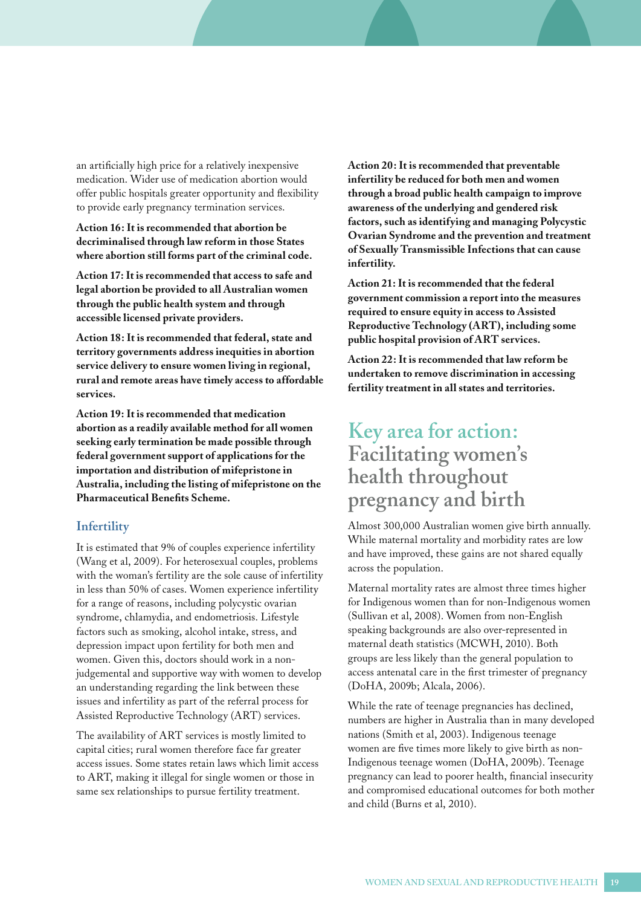an artificially high price for a relatively inexpensive medication. Wider use of medication abortion would offer public hospitals greater opportunity and flexibility to provide early pregnancy termination services.

**Action 16: It is recommended that abortion be decriminalised through law reform in those States where abortion still forms part of the criminal code.**

**Action 17: It is recommended that access to safe and legal abortion be provided to all Australian women through the public health system and through accessible licensed private providers.**

**Action 18: It is recommended that federal, state and territory governments address inequities in abortion service delivery to ensure women living in regional, rural and remote areas have timely access to affordable services.**

**Action 19: It is recommended that medication abortion as a readily available method for all women seeking early termination be made possible through federal government support of applications for the importation and distribution of mifepristone in Australia, including the listing of mifepristone on the Pharmaceutical Benefits Scheme.**

### Infertility

It is estimated that 9% of couples experience infertility (Wang et al, 2009). For heterosexual couples, problems with the woman's fertility are the sole cause of infertility in less than 50% of cases. Women experience infertility for a range of reasons, including polycystic ovarian syndrome, chlamydia, and endometriosis. Lifestyle factors such as smoking, alcohol intake, stress, and depression impact upon fertility for both men and women. Given this, doctors should work in a non-judgemental and supportive way with women to develop an understanding regarding the link between these issues and infertility as part of the referral process for Assisted Reproductive Technology (ART) services.

The availability of ART services is mostly limited to capital cities; rural women therefore face far greater access issues. Some states retain laws which limit access to ART, making it illegal for single women or those in same sex relationships to pursue fertility treatment.

**Action 20: It is recommended that preventable infertility be reduced for both men and women through a broad public health campaign to improve awareness of the underlying and gendered risk factors, such as identifying and managing Polycystic Ovarian Syndrome and the prevention and treatment of Sexually Transmissible Infections that can cause infertility.**

**Action 21: It is recommended that the federal government commission a report into the measures required to ensure equity in access to Assisted Reproductive Technology (ART), including some public hospital provision of ART services.**

**Action 22: It is recommended that law reform be undertaken to remove discrimination in accessing fertility treatment in all states and territories.**

## Key area for action: Facilitating women's health throughout pregnancy and birth

Almost 300,000 Australian women give birth annually. While maternal mortality and morbidity rates are low and have improved, these gains are not shared equally across the population.

Maternal mortality rates are almost three times higher for Indigenous women than for non-Indigenous women (Sullivan et al, 2008). Women from non-English speaking backgrounds are also over-represented in maternal death statistics (MCWH, 2010). Both groups are less likely than the general population to access antenatal care in the first trimester of pregnancy (DoHA, 2009b; Alcala, 2006).

While the rate of teenage pregnancies has declined, numbers are higher in Australia than in many developed nations (Smith et al, 2003). Indigenous teenage women are five times more likely to give birth as non-Indigenous teenage women (DoHA, 2009b). Teenage pregnancy can lead to poorer health, financial insecurity and compromised educational outcomes for both mother and child (Burns et al, 2010).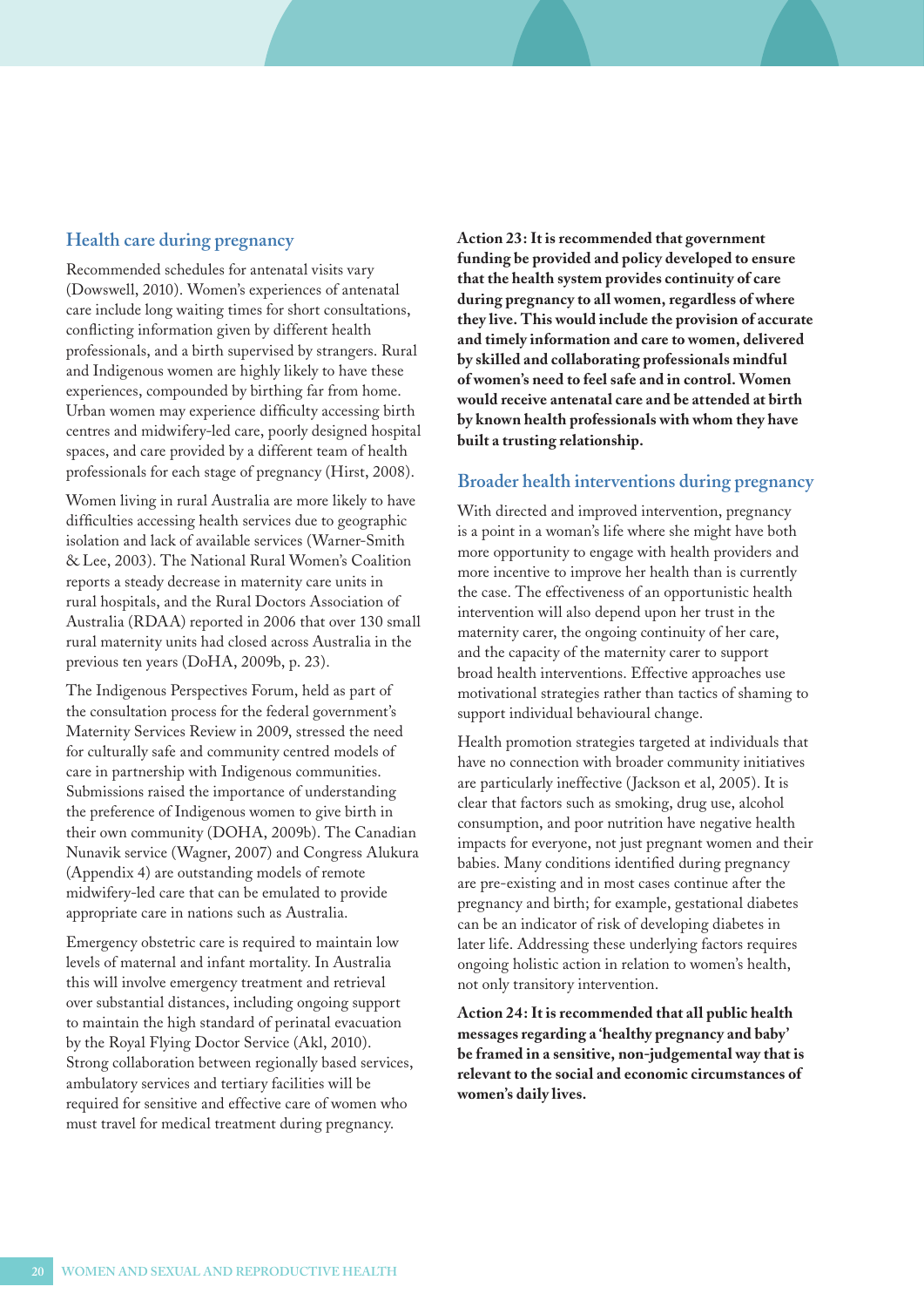## Health care during pregnancy

Recommended schedules for antenatal visits vary (Dowswell, 2010). Women's experiences of antenatal care include long waiting times for short consultations, conflicting information given by different health professionals, and a birth supervised by strangers. Rural and Indigenous women are highly likely to have these experiences, compounded by birthing far from home. Urban women may experience difficulty accessing birth centres and midwifery-led care, poorly designed hospital spaces, and care provided by a different team of health professionals for each stage of pregnancy (Hirst, 2008).

Women living in rural Australia are more likely to have difficulties accessing health services due to geographic isolation and lack of available services (Warner-Smith & Lee, 2003). The National Rural Women's Coalition reports a steady decrease in maternity care units in rural hospitals, and the Rural Doctors Association of Australia (RDAA) reported in 2006 that over 130 small rural maternity units had closed across Australia in the previous ten years (DoHA, 2009b, p. 23).

The Indigenous Perspectives Forum, held as part of the consultation process for the federal government's Maternity Services Review in 2009, stressed the need for culturally safe and community centred models of care in partnership with Indigenous communities. Submissions raised the importance of understanding the preference of Indigenous women to give birth in their own community (DOHA, 2009b). The Canadian Nunavik service (Wagner, 2007) and Congress Alukura (Appendix 4) are outstanding models of remote midwifery-led care that can be emulated to provide appropriate care in nations such as Australia.

Emergency obstetric care is required to maintain low levels of maternal and infant mortality. In Australia this will involve emergency treatment and retrieval over substantial distances, including ongoing support to maintain the high standard of perinatal evacuation by the Royal Flying Doctor Service (Akl, 2010). Strong collaboration between regionally based services, ambulatory services and tertiary facilities will be required for sensitive and effective care of women who must travel for medical treatment during pregnancy.

**Action 23: It is recommended that government funding be provided and policy developed to ensure that the health system provides continuity of care during pregnancy to all women, regardless of where they live. This would include the provision of accurate and timely information and care to women, delivered by skilled and collaborating professionals mindful of women's need to feel safe and in control. Women would receive antenatal care and be attended at birth by known health professionals with whom they have built a trusting relationship.**

## Broader health interventions during pregnancy

With directed and improved intervention, pregnancy is a point in a woman's life where she might have both more opportunity to engage with health providers and more incentive to improve her health than is currently the case. The effectiveness of an opportunistic health intervention will also depend upon her trust in the maternity carer, the ongoing continuity of her care, and the capacity of the maternity carer to support broad health interventions. Effective approaches use motivational strategies rather than tactics of shaming to support individual behavioural change.

Health promotion strategies targeted at individuals that have no connection with broader community initiatives are particularly ineffective (Jackson et al, 2005). It is clear that factors such as smoking, drug use, alcohol consumption, and poor nutrition have negative health impacts for everyone, not just pregnant women and their babies. Many conditions identified during pregnancy are pre-existing and in most cases continue after the pregnancy and birth; for example, gestational diabetes can be an indicator of risk of developing diabetes in later life. Addressing these underlying factors requires ongoing holistic action in relation to women's health, not only transitory intervention.

**Action 24: It is recommended that all public health messages regarding a 'healthy pregnancy and baby' be framed in a sensitive, non-judgemental way that is relevant to the social and economic circumstances of women's daily lives.**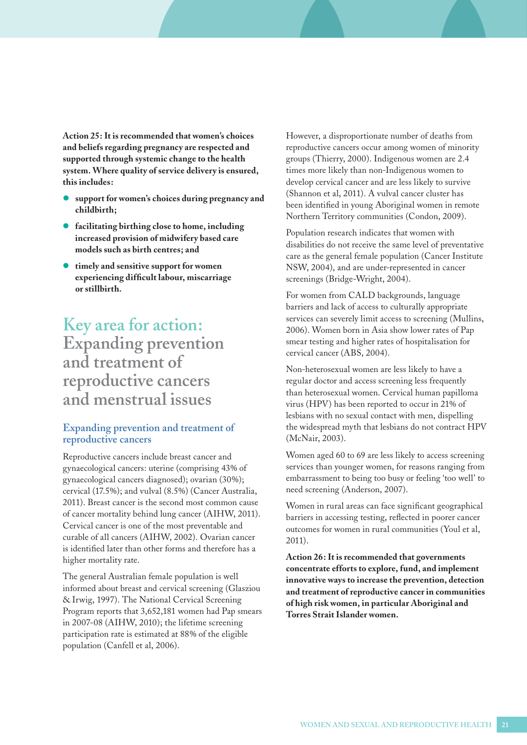**Action 25: It is recommended that women's choices and beliefs regarding pregnancy are respected and supported through systemic change to the health system. Where quality of service delivery is ensured, this includes:**

- **support for women's choices during pregnancy and childbirth;**
- **facilitating birthing close to home, including increased provision of midwifery based care models such as birth centres; and**
- **timely and sensitive support for women experiencing difficult labour, miscarriage or stillbirth.**

# Key area for action: Expanding prevention and treatment of reproductive cancers and menstrual issues

## Expanding prevention and treatment of reproductive cancers

Reproductive cancers include breast cancer and gynaecological cancers: uterine (comprising 43% of gynaecological cancers diagnosed); ovarian (30%); cervical (17.5%); and vulval (8.5%) (Cancer Australia, 2011). Breast cancer is the second most common cause of cancer mortality behind lung cancer (AIHW, 2011). Cervical cancer is one of the most preventable and curable of all cancers (AIHW, 2002). Ovarian cancer is identified later than other forms and therefore has a higher mortality rate.

The general Australian female population is well informed about breast and cervical screening (Glasziou & Irwig, 1997). The National Cervical Screening Program reports that 3,652,181 women had Pap smears in 2007-08 (AIHW, 2010); the lifetime screening participation rate is estimated at 88% of the eligible population (Canfell et al, 2006).

However, a disproportionate number of deaths from reproductive cancers occur among women of minority groups (Thierry, 2000). Indigenous women are 2.4 times more likely than non-Indigenous women to develop cervical cancer and are less likely to survive (Shannon et al, 2011). A vulval cancer cluster has been identified in young Aboriginal women in remote Northern Territory communities (Condon, 2009).

Population research indicates that women with disabilities do not receive the same level of preventative care as the general female population (Cancer Institute NSW, 2004), and are under-represented in cancer screenings (Bridge-Wright, 2004).

For women from CALD backgrounds, language barriers and lack of access to culturally appropriate services can severely limit access to screening (Mullins, 2006). Women born in Asia show lower rates of Pap smear testing and higher rates of hospitalisation for cervical cancer (ABS, 2004).

Non-heterosexual women are less likely to have a regular doctor and access screening less frequently than heterosexual women. Cervical human papilloma virus (HPV) has been reported to occur in 21% of lesbians with no sexual contact with men, dispelling the widespread myth that lesbians do not contract HPV (McNair, 2003).

Women aged 60 to 69 are less likely to access screening services than younger women, for reasons ranging from embarrassment to being too busy or feeling 'too well' to need screening (Anderson, 2007).

Women in rural areas can face significant geographical barriers in accessing testing, reflected in poorer cancer outcomes for women in rural communities (Youl et al, 2011).

**Action 26: It is recommended that governments concentrate efforts to explore, fund, and implement innovative ways to increase the prevention, detection and treatment of reproductive cancer in communities of high risk women, in particular Aboriginal and Torres Strait Islander women.**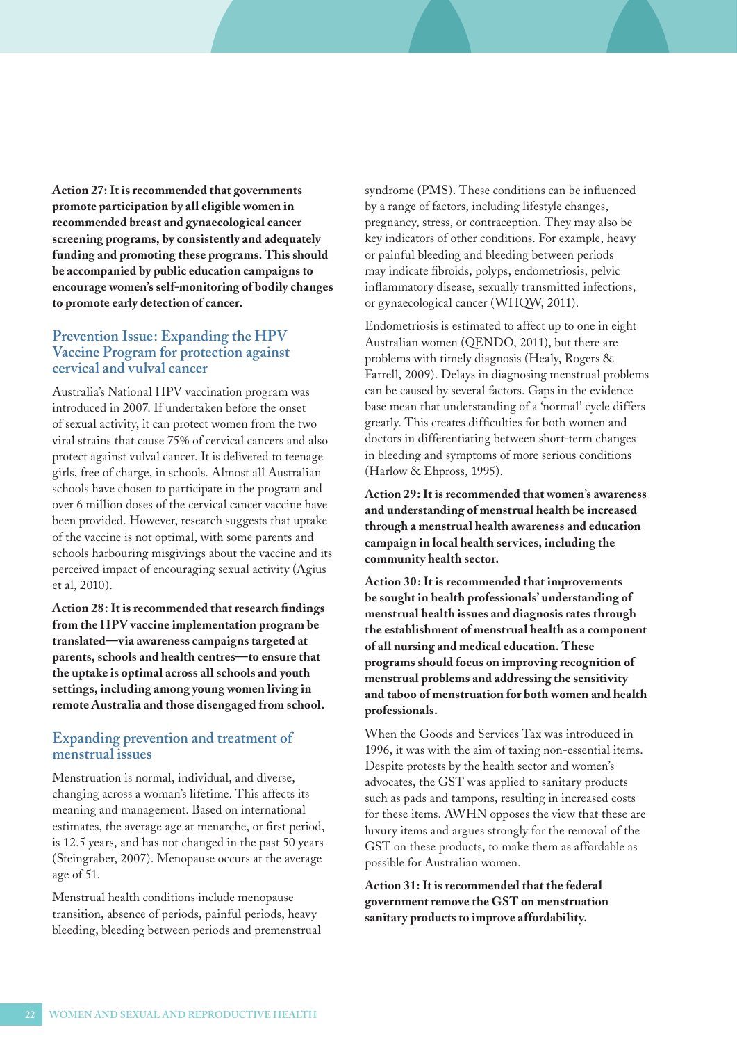**Action 27: It is recommended that governments promote participation by all eligible women in recommended breast and gynaecological cancer screening programs, by consistently and adequately funding and promoting these programs. This should be accompanied by public education campaigns to encourage women's self-monitoring of bodily changes to promote early detection of cancer.**

## Prevention Issue: Expanding the HPV Vaccine Program for protection against cervical and vulval cancer

Australia's National HPV vaccination program was introduced in 2007. If undertaken before the onset of sexual activity, it can protect women from the two viral strains that cause 75% of cervical cancers and also protect against vulval cancer. It is delivered to teenage girls, free of charge, in schools. Almost all Australian schools have chosen to participate in the program and over 6 million doses of the cervical cancer vaccine have been provided. However, research suggests that uptake of the vaccine is not optimal, with some parents and schools harbouring misgivings about the vaccine and its perceived impact of encouraging sexual activity (Agius et al, 2010).

**Action 28: It is recommended that research findings from the HPV vaccine implementation program be translated—via awareness campaigns targeted at parents, schools and health centres—to ensure that the uptake is optimal across all schools and youth settings, including among young women living in remote Australia and those disengaged from school.**

## Expanding prevention and treatment of menstrual issues

Menstruation is normal, individual, and diverse, changing across a woman's lifetime. This affects its meaning and management. Based on international estimates, the average age at menarche, or first period, is 12.5 years, and has not changed in the past 50 years (Steingraber, 2007). Menopause occurs at the average age of 51.

Menstrual health conditions include menopause transition, absence of periods, painful periods, heavy bleeding, bleeding between periods and premenstrual syndrome (PMS). These conditions can be influenced by a range of factors, including lifestyle changes, pregnancy, stress, or contraception. They may also be key indicators of other conditions. For example, heavy or painful bleeding and bleeding between periods may indicate fibroids, polyps, endometriosis, pelvic inflammatory disease, sexually transmitted infections, or gynaecological cancer (WHQW, 2011).

Endometriosis is estimated to affect up to one in eight Australian women (QENDO, 2011), but there are problems with timely diagnosis (Healy, Rogers & Farrell, 2009). Delays in diagnosing menstrual problems can be caused by several factors. Gaps in the evidence base mean that understanding of a 'normal' cycle differs greatly. This creates difficulties for both women and doctors in differentiating between short-term changes in bleeding and symptoms of more serious conditions (Harlow & Ehpross, 1995).

**Action 29: It is recommended that women's awareness and understanding of menstrual health be increased through a menstrual health awareness and education campaign in local health services, including the community health sector.**

**Action 30: It is recommended that improvements be sought in health professionals' understanding of menstrual health issues and diagnosis rates through the establishment of menstrual health as a component of all nursing and medical education. These programs should focus on improving recognition of menstrual problems and addressing the sensitivity and taboo of menstruation for both women and health professionals.**

When the Goods and Services Tax was introduced in 1996, it was with the aim of taxing non-essential items. Despite protests by the health sector and women's advocates, the GST was applied to sanitary products such as pads and tampons, resulting in increased costs for these items. AWHN opposes the view that these are luxury items and argues strongly for the removal of the GST on these products, to make them as affordable as possible for Australian women.

**Action 31: It is recommended that the federal government remove the GST on menstruation sanitary products to improve affordability.**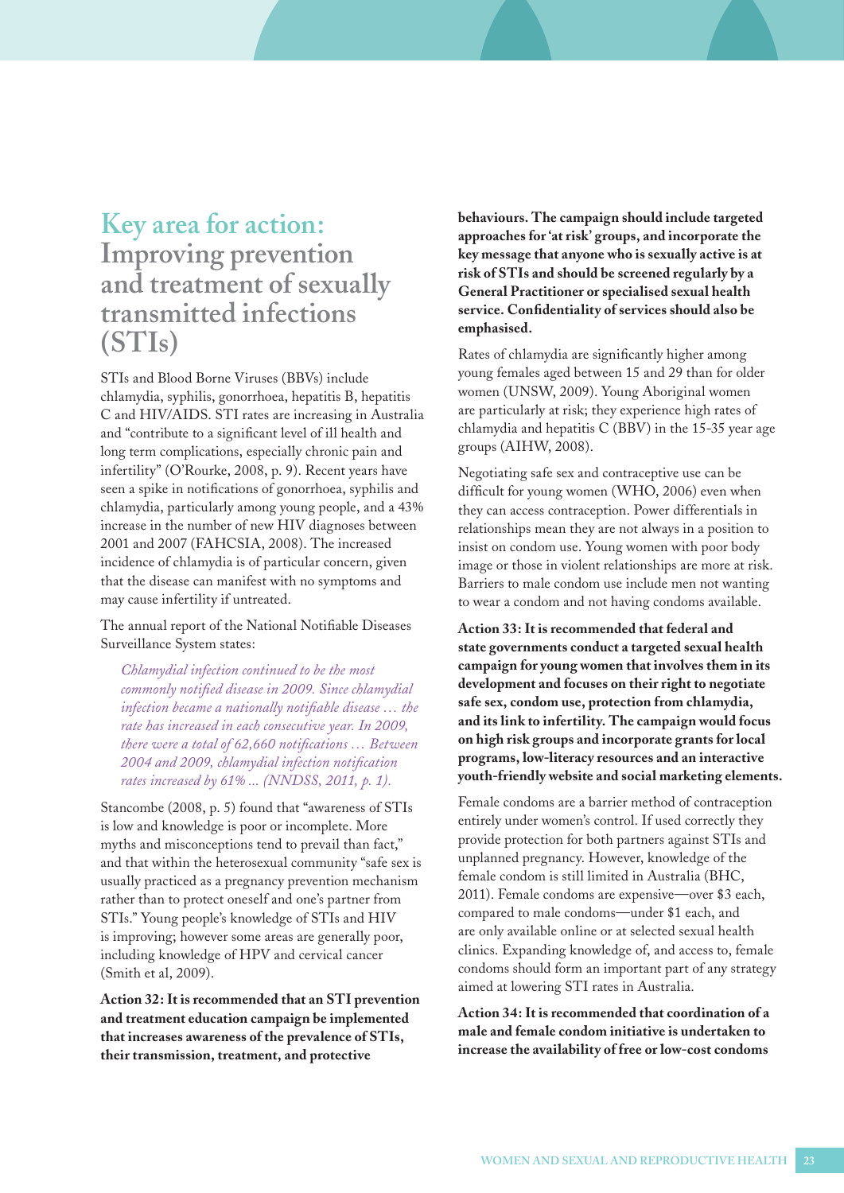# Key area for action: Improving prevention and treatment of sexually transmitted infections (STIs)

STIs and Blood Borne Viruses (BBVs) include chlamydia, syphilis, gonorrhoea, hepatitis B, hepatitis C and HIV/AIDS. STI rates are increasing in Australia and "contribute to a significant level of ill health and long term complications, especially chronic pain and infertility" (O'Rourke, 2008, p. 9). Recent years have seen a spike in notifications of gonorrhoea, syphilis and chlamydia, particularly among young people, and a 43% increase in the number of new HIV diagnoses between 2001 and 2007 (FAHCSIA, 2008). The increased incidence of chlamydia is of particular concern, given that the disease can manifest with no symptoms and may cause infertility if untreated.

The annual report of the National Notifiable Diseases Surveillance System states:

> *Chlamydial infection continued to be the most commonly notified disease in 2009. Since chlamydial infection became a nationally notifiable disease … the rate has increased in each consecutive year. In 2009, there were a total of 62,660 notifications … Between 2004 and 2009, chlamydial infection notification rates increased by 61% ... (NNDSS, 2011, p. 1).*

Stancombe (2008, p. 5) found that "awareness of STIs is low and knowledge is poor or incomplete. More myths and misconceptions tend to prevail than fact," and that within the heterosexual community "safe sex is usually practiced as a pregnancy prevention mechanism rather than to protect oneself and one's partner from STIs." Young people's knowledge of STIs and HIV is improving; however some areas are generally poor, including knowledge of HPV and cervical cancer (Smith et al, 2009).

**Action 32: It is recommended that an STI prevention and treatment education campaign be implemented that increases awareness of the prevalence of STIs, their transmission, treatment, and protective behaviours. The campaign should include targeted approaches for 'at risk' groups, and incorporate the key message that anyone who is sexually active is at risk of STIs and should be screened regularly by a General Practitioner or specialised sexual health service. Confidentiality of services should also be emphasised.**

Rates of chlamydia are significantly higher among young females aged between 15 and 29 than for older women (UNSW, 2009). Young Aboriginal women are particularly at risk; they experience high rates of chlamydia and hepatitis C (BBV) in the 15-35 year age groups (AIHW, 2008).

Negotiating safe sex and contraceptive use can be difficult for young women (WHO, 2006) even when they can access contraception. Power differentials in relationships mean they are not always in a position to insist on condom use. Young women with poor body image or those in violent relationships are more at risk. Barriers to male condom use include men not wanting to wear a condom and not having condoms available.

**Action 33: It is recommended that federal and state governments conduct a targeted sexual health campaign for young women that involves them in its development and focuses on their right to negotiate safe sex, condom use, protection from chlamydia, and its link to infertility. The campaign would focus on high risk groups and incorporate grants for local programs, low-literacy resources and an interactive youth-friendly website and social marketing elements.**

Female condoms are a barrier method of contraception entirely under women's control. If used correctly they provide protection for both partners against STIs and unplanned pregnancy. However, knowledge of the female condom is still limited in Australia (BHC, 2011). Female condoms are expensive—over $3 each, compared to male condoms—under $1 each, and are only available online or at selected sexual health clinics. Expanding knowledge of, and access to, female condoms should form an important part of any strategy aimed at lowering STI rates in Australia.

**Action 34: It is recommended that coordination of a male and female condom initiative is undertaken to increase the availability of free or low-cost condoms**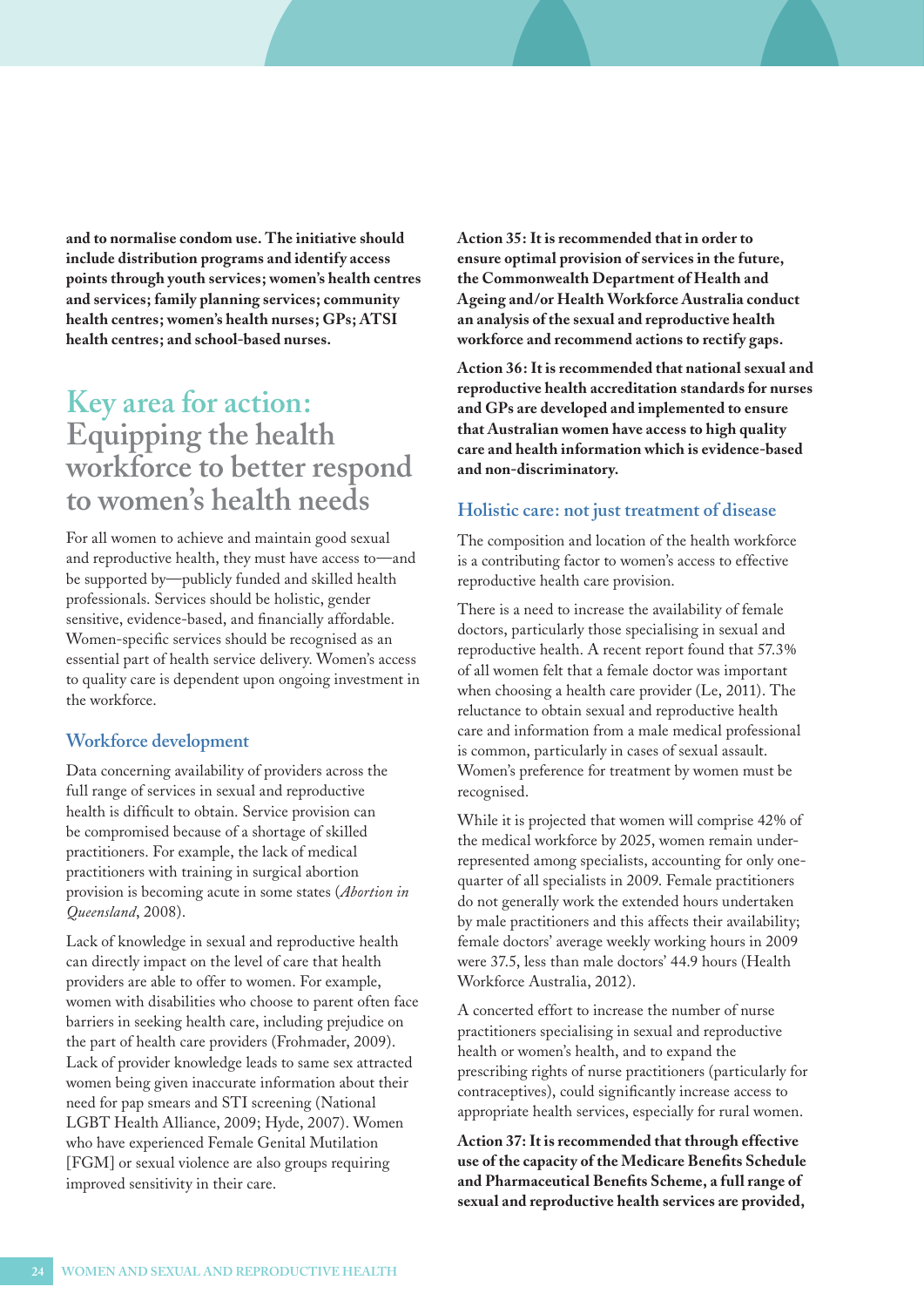**and to normalise condom use. The initiative should include distribution programs and identify access points through youth services; women's health centres and services; family planning services; community health centres; women's health nurses; GPs; ATSI health centres; and school-based nurses.**

## Key area for action: Equipping the health workforce to better respond to women's health needs

For all women to achieve and maintain good sexual and reproductive health, they must have access to—and be supported by—publicly funded and skilled health professionals. Services should be holistic, gender sensitive, evidence-based, and financially affordable. Women-specific services should be recognised as an essential part of health service delivery. Women's access to quality care is dependent upon ongoing investment in the workforce.

### Workforce development

Data concerning availability of providers across the full range of services in sexual and reproductive health is difficult to obtain. Service provision can be compromised because of a shortage of skilled practitioners. For example, the lack of medical practitioners with training in surgical abortion provision is becoming acute in some states (*Abortion in Queensland*, 2008).

Lack of knowledge in sexual and reproductive health can directly impact on the level of care that health providers are able to offer to women. For example, women with disabilities who choose to parent often face barriers in seeking health care, including prejudice on the part of health care providers (Frohmader, 2009). Lack of provider knowledge leads to same sex attracted women being given inaccurate information about their need for pap smears and STI screening (National LGBT Health Alliance, 2009; Hyde, 2007). Women who have experienced Female Genital Mutilation [FGM] or sexual violence are also groups requiring improved sensitivity in their care.

**Action 35: It is recommended that in order to ensure optimal provision of services in the future, the Commonwealth Department of Health and Ageing and/or Health Workforce Australia conduct an analysis of the sexual and reproductive health workforce and recommend actions to rectify gaps.**

**Action 36: It is recommended that national sexual and reproductive health accreditation standards for nurses and GPs are developed and implemented to ensure that Australian women have access to high quality care and health information which is evidence-based and non-discriminatory.**

### Holistic care: not just treatment of disease

The composition and location of the health workforce is a contributing factor to women's access to effective reproductive health care provision.

There is a need to increase the availability of female doctors, particularly those specialising in sexual and reproductive health. A recent report found that 57.3% of all women felt that a female doctor was important when choosing a health care provider (Le, 2011). The reluctance to obtain sexual and reproductive health care and information from a male medical professional is common, particularly in cases of sexual assault. Women's preference for treatment by women must be recognised.

While it is projected that women will comprise 42% of the medical workforce by 2025, women remain under-represented among specialists, accounting for only one-quarter of all specialists in 2009. Female practitioners do not generally work the extended hours undertaken by male practitioners and this affects their availability; female doctors' average weekly working hours in 2009 were 37.5, less than male doctors' 44.9 hours (Health Workforce Australia, 2012).

A concerted effort to increase the number of nurse practitioners specialising in sexual and reproductive health or women's health, and to expand the prescribing rights of nurse practitioners (particularly for contraceptives), could significantly increase access to appropriate health services, especially for rural women.

**Action 37: It is recommended that through effective use of the capacity of the Medicare Benefits Schedule and Pharmaceutical Benefits Scheme, a full range of sexual and reproductive health services are provided,**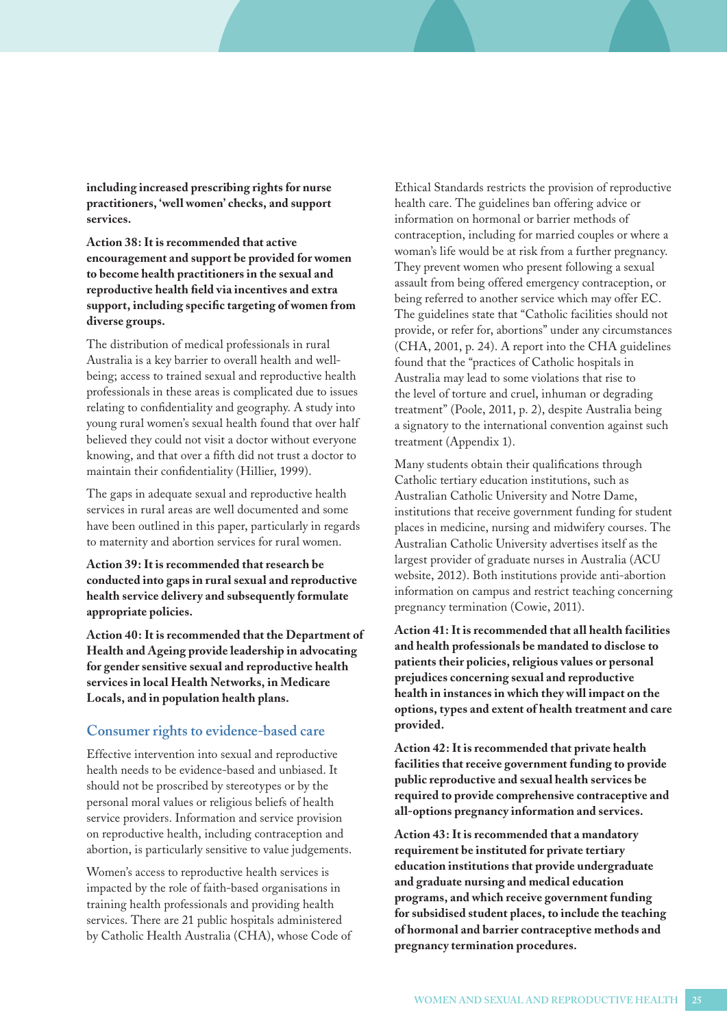**including increased prescribing rights for nurse practitioners, 'well women' checks, and support services.**

**Action 38: It is recommended that active encouragement and support be provided for women to become health practitioners in the sexual and reproductive health field via incentives and extra support, including specific targeting of women from diverse groups.**

The distribution of medical professionals in rural Australia is a key barrier to overall health and well-being; access to trained sexual and reproductive health professionals in these areas is complicated due to issues relating to confidentiality and geography. A study into young rural women's sexual health found that over half believed they could not visit a doctor without everyone knowing, and that over a fifth did not trust a doctor to maintain their confidentiality (Hillier, 1999).

The gaps in adequate sexual and reproductive health services in rural areas are well documented and some have been outlined in this paper, particularly in regards to maternity and abortion services for rural women.

**Action 39: It is recommended that research be conducted into gaps in rural sexual and reproductive health service delivery and subsequently formulate appropriate policies.**

**Action 40: It is recommended that the Department of Health and Ageing provide leadership in advocating for gender sensitive sexual and reproductive health services in local Health Networks, in Medicare Locals, and in population health plans.**

## Consumer rights to evidence-based care

Effective intervention into sexual and reproductive health needs to be evidence-based and unbiased. It should not be proscribed by stereotypes or by the personal moral values or religious beliefs of health service providers. Information and service provision on reproductive health, including contraception and abortion, is particularly sensitive to value judgements.

Women's access to reproductive health services is impacted by the role of faith-based organisations in training health professionals and providing health services. There are 21 public hospitals administered by Catholic Health Australia (CHA), whose Code of Ethical Standards restricts the provision of reproductive health care. The guidelines ban offering advice or information on hormonal or barrier methods of contraception, including for married couples or where a woman's life would be at risk from a further pregnancy. They prevent women who present following a sexual assault from being offered emergency contraception, or being referred to another service which may offer EC. The guidelines state that "Catholic facilities should not provide, or refer for, abortions" under any circumstances (CHA, 2001, p. 24). A report into the CHA guidelines found that the "practices of Catholic hospitals in Australia may lead to some violations that rise to the level of torture and cruel, inhuman or degrading treatment" (Poole, 2011, p. 2), despite Australia being a signatory to the international convention against such treatment (Appendix 1).

Many students obtain their qualifications through Catholic tertiary education institutions, such as Australian Catholic University and Notre Dame, institutions that receive government funding for student places in medicine, nursing and midwifery courses. The Australian Catholic University advertises itself as the largest provider of graduate nurses in Australia (ACU website, 2012). Both institutions provide anti-abortion information on campus and restrict teaching concerning pregnancy termination (Cowie, 2011).

**Action 41: It is recommended that all health facilities and health professionals be mandated to disclose to patients their policies, religious values or personal prejudices concerning sexual and reproductive health in instances in which they will impact on the options, types and extent of health treatment and care provided.**

**Action 42: It is recommended that private health facilities that receive government funding to provide public reproductive and sexual health services be required to provide comprehensive contraceptive and all-options pregnancy information and services.**

**Action 43: It is recommended that a mandatory requirement be instituted for private tertiary education institutions that provide undergraduate and graduate nursing and medical education programs, and which receive government funding for subsidised student places, to include the teaching of hormonal and barrier contraceptive methods and pregnancy termination procedures.**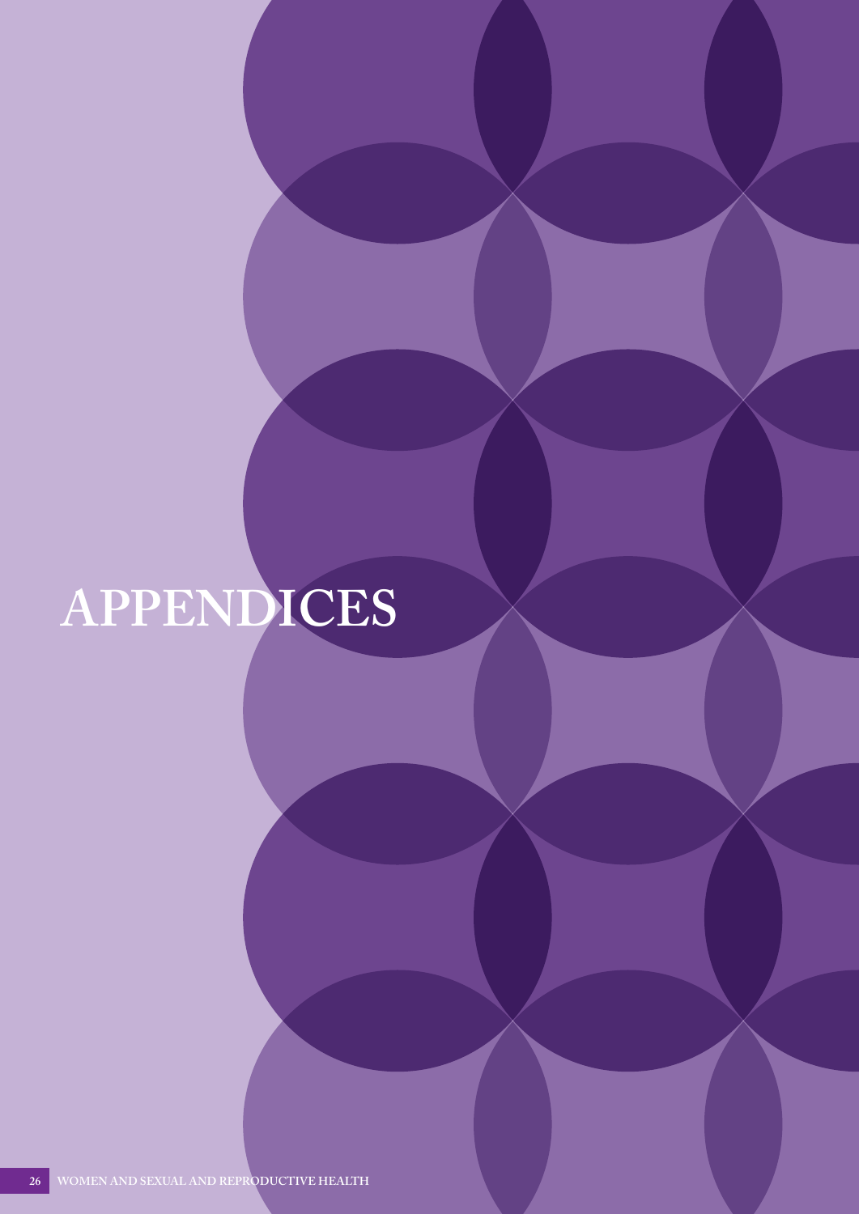# APPENDICES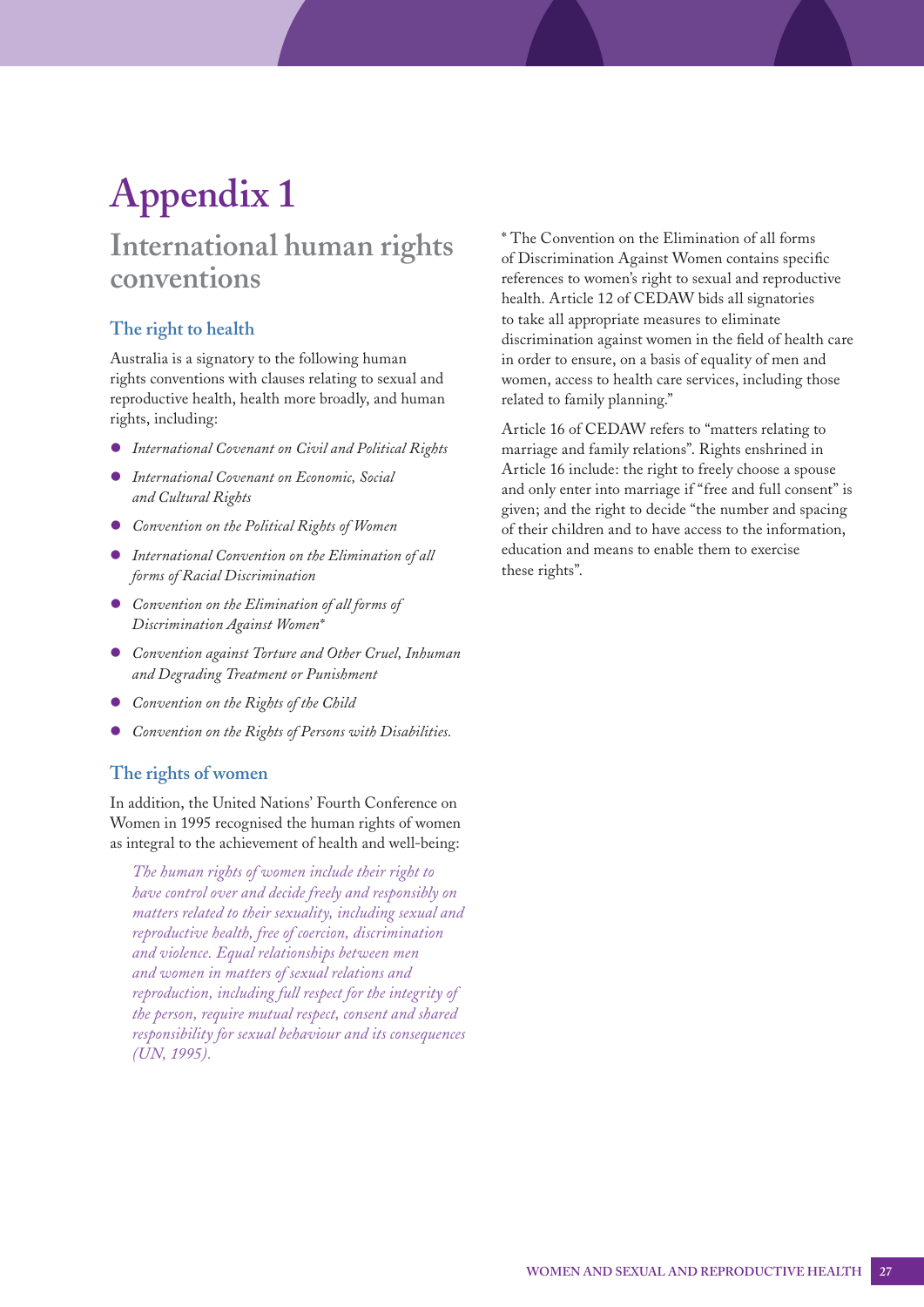# Appendix 1

## International human rights conventions

### The right to health

Australia is a signatory to the following human rights conventions with clauses relating to sexual and reproductive health, health more broadly, and human rights, including:

- *International Covenant on Civil and Political Rights*
- *International Covenant on Economic, Social and Cultural Rights*
- *Convention on the Political Rights of Women*
- *International Convention on the Elimination of all forms of Racial Discrimination*
- *Convention on the Elimination of all forms of Discrimination Against Women**
- *Convention against Torture and Other Cruel, Inhuman and Degrading Treatment or Punishment*
- *Convention on the Rights of the Child*
- *Convention on the Rights of Persons with Disabilities.*

### The rights of women

In addition, the United Nations' Fourth Conference on Women in 1995 recognised the human rights of women as integral to the achievement of health and well-being:

> *The human rights of women include their right to have control over and decide freely and responsibly on matters related to their sexuality, including sexual and reproductive health, free of coercion, discrimination and violence. Equal relationships between men and women in matters of sexual relations and reproduction, including full respect for the integrity of the person, require mutual respect, consent and shared responsibility for sexual behaviour and its consequences (UN, 1995).*

* The Convention on the Elimination of all forms of Discrimination Against Women contains specific references to women's right to sexual and reproductive health. Article 12 of CEDAW bids all signatories to take all appropriate measures to eliminate discrimination against women in the field of health care in order to ensure, on a basis of equality of men and women, access to health care services, including those related to family planning."

Article 16 of CEDAW refers to "matters relating to marriage and family relations". Rights enshrined in Article 16 include: the right to freely choose a spouse and only enter into marriage if "free and full consent" is given; and the right to decide "the number and spacing of their children and to have access to the information, education and means to enable them to exercise these rights".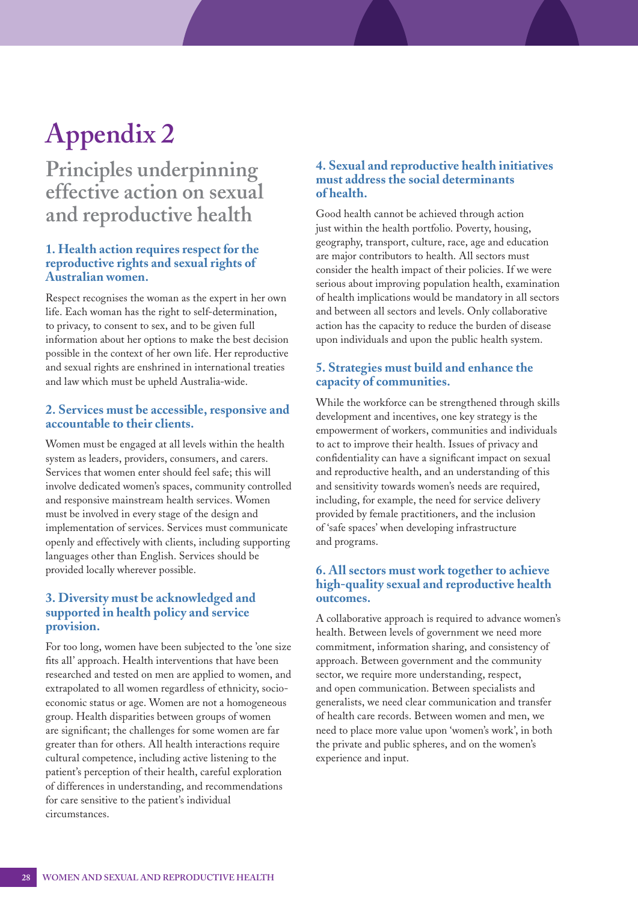# Appendix 2

## Principles underpinning effective action on sexual and reproductive health

### 1. Health action requires respect for the reproductive rights and sexual rights of Australian women.

Respect recognises the woman as the expert in her own life. Each woman has the right to self-determination, to privacy, to consent to sex, and to be given full information about her options to make the best decision possible in the context of her own life. Her reproductive and sexual rights are enshrined in international treaties and law which must be upheld Australia-wide.

### 2. Services must be accessible, responsive and accountable to their clients.

Women must be engaged at all levels within the health system as leaders, providers, consumers, and carers. Services that women enter should feel safe; this will involve dedicated women's spaces, community controlled and responsive mainstream health services. Women must be involved in every stage of the design and implementation of services. Services must communicate openly and effectively with clients, including supporting languages other than English. Services should be provided locally wherever possible.

### 3. Diversity must be acknowledged and supported in health policy and service provision.

For too long, women have been subjected to the 'one size fits all' approach. Health interventions that have been researched and tested on men are applied to women, and extrapolated to all women regardless of ethnicity, socio-economic status or age. Women are not a homogeneous group. Health disparities between groups of women are significant; the challenges for some women are far greater than for others. All health interactions require cultural competence, including active listening to the patient's perception of their health, careful exploration of differences in understanding, and recommendations for care sensitive to the patient's individual circumstances.

### 4. Sexual and reproductive health initiatives must address the social determinants of health.

Good health cannot be achieved through action just within the health portfolio. Poverty, housing, geography, transport, culture, race, age and education are major contributors to health. All sectors must consider the health impact of their policies. If we were serious about improving population health, examination of health implications would be mandatory in all sectors and between all sectors and levels. Only collaborative action has the capacity to reduce the burden of disease upon individuals and upon the public health system.

### 5. Strategies must build and enhance the capacity of communities.

While the workforce can be strengthened through skills development and incentives, one key strategy is the empowerment of workers, communities and individuals to act to improve their health. Issues of privacy and confidentiality can have a significant impact on sexual and reproductive health, and an understanding of this and sensitivity towards women's needs are required, including, for example, the need for service delivery provided by female practitioners, and the inclusion of 'safe spaces' when developing infrastructure and programs.

### 6. All sectors must work together to achieve high-quality sexual and reproductive health outcomes.

A collaborative approach is required to advance women's health. Between levels of government we need more commitment, information sharing, and consistency of approach. Between government and the community sector, we require more understanding, respect, and open communication. Between specialists and generalists, we need clear communication and transfer of health care records. Between women and men, we need to place more value upon 'women's work', in both the private and public spheres, and on the women's experience and input.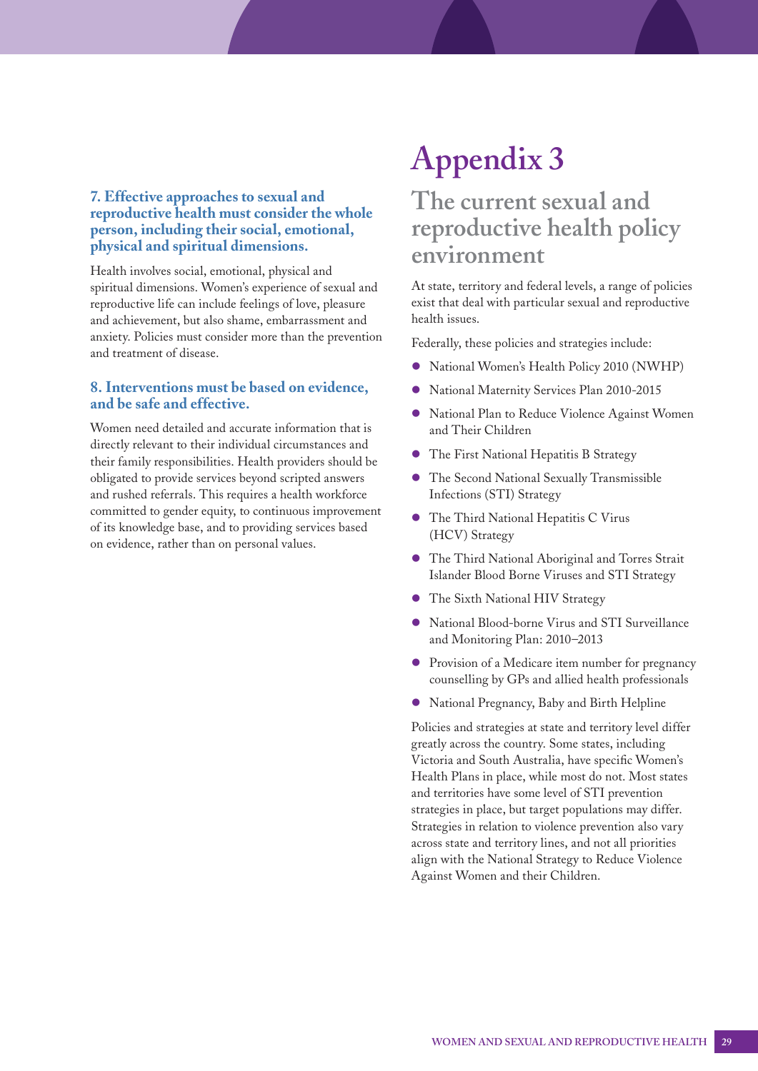### 7. Effective approaches to sexual and reproductive health must consider the whole person, including their social, emotional, physical and spiritual dimensions.

Health involves social, emotional, physical and spiritual dimensions. Women's experience of sexual and reproductive life can include feelings of love, pleasure and achievement, but also shame, embarrassment and anxiety. Policies must consider more than the prevention and treatment of disease.

### 8. Interventions must be based on evidence, and be safe and effective.

Women need detailed and accurate information that is directly relevant to their individual circumstances and their family responsibilities. Health providers should be obligated to provide services beyond scripted answers and rushed referrals. This requires a health workforce committed to gender equity, to continuous improvement of its knowledge base, and to providing services based on evidence, rather than on personal values.

# Appendix 3

## The current sexual and reproductive health policy environment

At state, territory and federal levels, a range of policies exist that deal with particular sexual and reproductive health issues.

Federally, these policies and strategies include:

- National Women's Health Policy 2010 (NWHP)
- National Maternity Services Plan 2010-2015
- National Plan to Reduce Violence Against Women and Their Children
- The First National Hepatitis B Strategy
- The Second National Sexually Transmissible Infections (STI) Strategy
- The Third National Hepatitis C Virus (HCV) Strategy
- The Third National Aboriginal and Torres Strait Islander Blood Borne Viruses and STI Strategy
- The Sixth National HIV Strategy
- National Blood-borne Virus and STI Surveillance and Monitoring Plan: 2010–2013
- Provision of a Medicare item number for pregnancy counselling by GPs and allied health professionals
- National Pregnancy, Baby and Birth Helpline

Policies and strategies at state and territory level differ greatly across the country. Some states, including Victoria and South Australia, have specific Women's Health Plans in place, while most do not. Most states and territories have some level of STI prevention strategies in place, but target populations may differ. Strategies in relation to violence prevention also vary across state and territory lines, and not all priorities align with the National Strategy to Reduce Violence Against Women and their Children.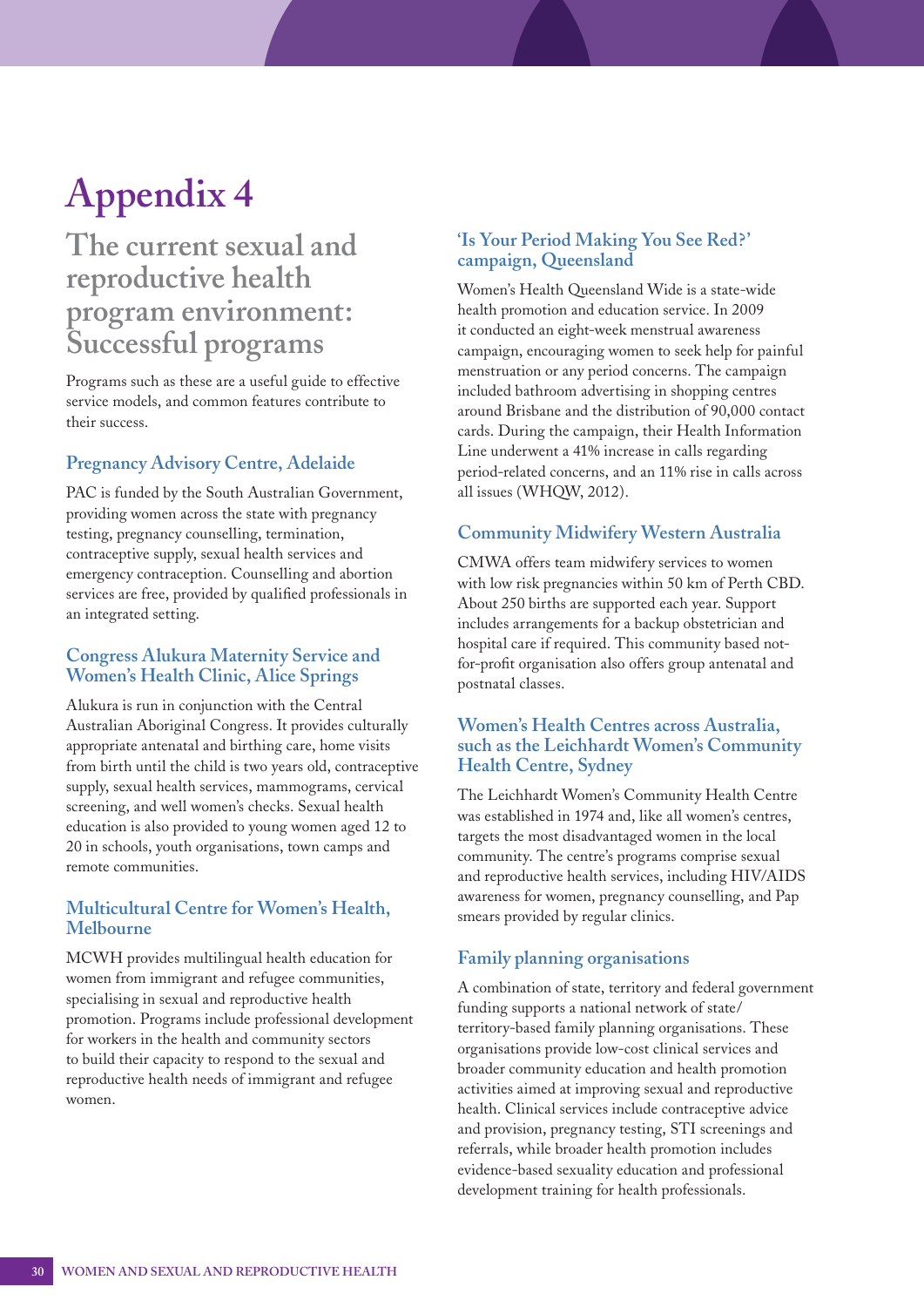# Appendix 4

## The current sexual and reproductive health program environment: Successful programs

Programs such as these are a useful guide to effective service models, and common features contribute to their success.

### Pregnancy Advisory Centre, Adelaide

PAC is funded by the South Australian Government, providing women across the state with pregnancy testing, pregnancy counselling, termination, contraceptive supply, sexual health services and emergency contraception. Counselling and abortion services are free, provided by qualified professionals in an integrated setting.

### Congress Alukura Maternity Service and Women's Health Clinic, Alice Springs

Alukura is run in conjunction with the Central Australian Aboriginal Congress. It provides culturally appropriate antenatal and birthing care, home visits from birth until the child is two years old, contraceptive supply, sexual health services, mammograms, cervical screening, and well women's checks. Sexual health education is also provided to young women aged 12 to 20 in schools, youth organisations, town camps and remote communities.

### Multicultural Centre for Women's Health, Melbourne

MCWH provides multilingual health education for women from immigrant and refugee communities, specialising in sexual and reproductive health promotion. Programs include professional development for workers in the health and community sectors to build their capacity to respond to the sexual and reproductive health needs of immigrant and refugee women.

### 'Is Your Period Making You See Red?' campaign, Queensland

Women's Health Queensland Wide is a state-wide health promotion and education service. In 2009 it conducted an eight-week menstrual awareness campaign, encouraging women to seek help for painful menstruation or any period concerns. The campaign included bathroom advertising in shopping centres around Brisbane and the distribution of 90,000 contact cards. During the campaign, their Health Information Line underwent a 41% increase in calls regarding period-related concerns, and an 11% rise in calls across all issues (WHQW, 2012).

### Community Midwifery Western Australia

CMWA offers team midwifery services to women with low risk pregnancies within 50 km of Perth CBD. About 250 births are supported each year. Support includes arrangements for a backup obstetrician and hospital care if required. This community based not-for-profit organisation also offers group antenatal and postnatal classes.

### Women's Health Centres across Australia, such as the Leichhardt Women's Community Health Centre, Sydney

The Leichhardt Women's Community Health Centre was established in 1974 and, like all women's centres, targets the most disadvantaged women in the local community. The centre's programs comprise sexual and reproductive health services, including HIV/AIDS awareness for women, pregnancy counselling, and Pap smears provided by regular clinics.

### Family planning organisations

A combination of state, territory and federal government funding supports a national network of state/territory-based family planning organisations. These organisations provide low-cost clinical services and broader community education and health promotion activities aimed at improving sexual and reproductive health. Clinical services include contraceptive advice and provision, pregnancy testing, STI screenings and referrals, while broader health promotion includes evidence-based sexuality education and professional development training for health professionals.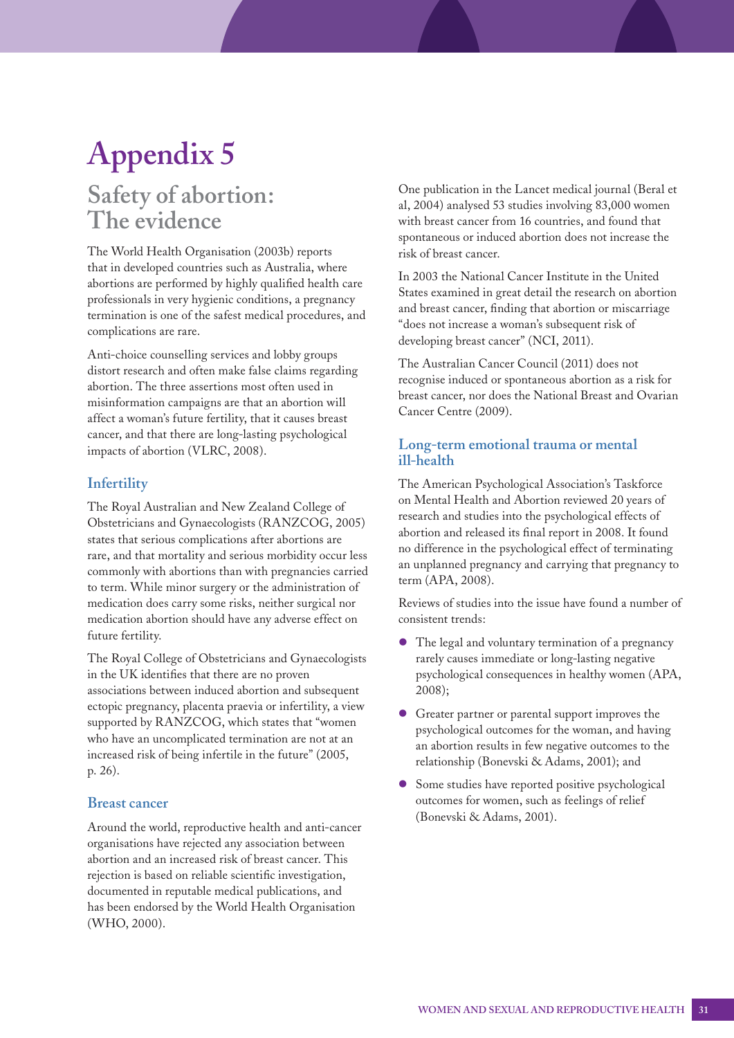# Appendix 5

## Safety of abortion: The evidence

The World Health Organisation (2003b) reports that in developed countries such as Australia, where abortions are performed by highly qualified health care professionals in very hygienic conditions, a pregnancy termination is one of the safest medical procedures, and complications are rare.

Anti-choice counselling services and lobby groups distort research and often make false claims regarding abortion. The three assertions most often used in misinformation campaigns are that an abortion will affect a woman's future fertility, that it causes breast cancer, and that there are long-lasting psychological impacts of abortion (VLRC, 2008).

### Infertility

The Royal Australian and New Zealand College of Obstetricians and Gynaecologists (RANZCOG, 2005) states that serious complications after abortions are rare, and that mortality and serious morbidity occur less commonly with abortions than with pregnancies carried to term. While minor surgery or the administration of medication does carry some risks, neither surgical nor medication abortion should have any adverse effect on future fertility.

The Royal College of Obstetricians and Gynaecologists in the UK identifies that there are no proven associations between induced abortion and subsequent ectopic pregnancy, placenta praevia or infertility, a view supported by RANZCOG, which states that "women who have an uncomplicated termination are not at an increased risk of being infertile in the future" (2005, p. 26).

### Breast cancer

Around the world, reproductive health and anti-cancer organisations have rejected any association between abortion and an increased risk of breast cancer. This rejection is based on reliable scientific investigation, documented in reputable medical publications, and has been endorsed by the World Health Organisation (WHO, 2000).

One publication in the Lancet medical journal (Beral et al, 2004) analysed 53 studies involving 83,000 women with breast cancer from 16 countries, and found that spontaneous or induced abortion does not increase the risk of breast cancer.

In 2003 the National Cancer Institute in the United States examined in great detail the research on abortion and breast cancer, finding that abortion or miscarriage "does not increase a woman's subsequent risk of developing breast cancer" (NCI, 2011).

The Australian Cancer Council (2011) does not recognise induced or spontaneous abortion as a risk for breast cancer, nor does the National Breast and Ovarian Cancer Centre (2009).

### Long-term emotional trauma or mental ill-health

The American Psychological Association's Taskforce on Mental Health and Abortion reviewed 20 years of research and studies into the psychological effects of abortion and released its final report in 2008. It found no difference in the psychological effect of terminating an unplanned pregnancy and carrying that pregnancy to term (APA, 2008).

Reviews of studies into the issue have found a number of consistent trends:

- The legal and voluntary termination of a pregnancy rarely causes immediate or long-lasting negative psychological consequences in healthy women (APA, 2008);
- Greater partner or parental support improves the psychological outcomes for the woman, and having an abortion results in few negative outcomes to the relationship (Bonevski & Adams, 2001); and
- Some studies have reported positive psychological outcomes for women, such as feelings of relief (Bonevski & Adams, 2001).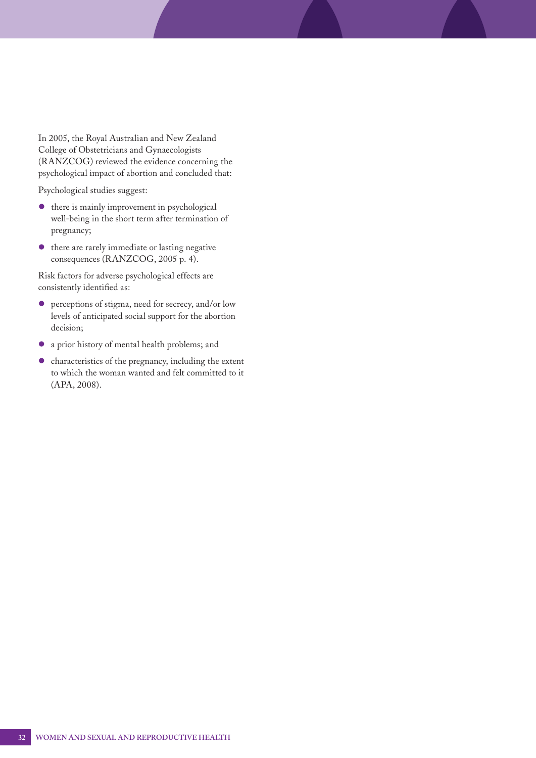In 2005, the Royal Australian and New Zealand College of Obstetricians and Gynaecologists (RANZCOG) reviewed the evidence concerning the psychological impact of abortion and concluded that:

Psychological studies suggest:

- there is mainly improvement in psychological well-being in the short term after termination of pregnancy;
- there are rarely immediate or lasting negative consequences (RANZCOG, 2005 p. 4).

Risk factors for adverse psychological effects are consistently identified as:

- perceptions of stigma, need for secrecy, and/or low levels of anticipated social support for the abortion decision;
- a prior history of mental health problems; and
- characteristics of the pregnancy, including the extent to which the woman wanted and felt committed to it (APA, 2008).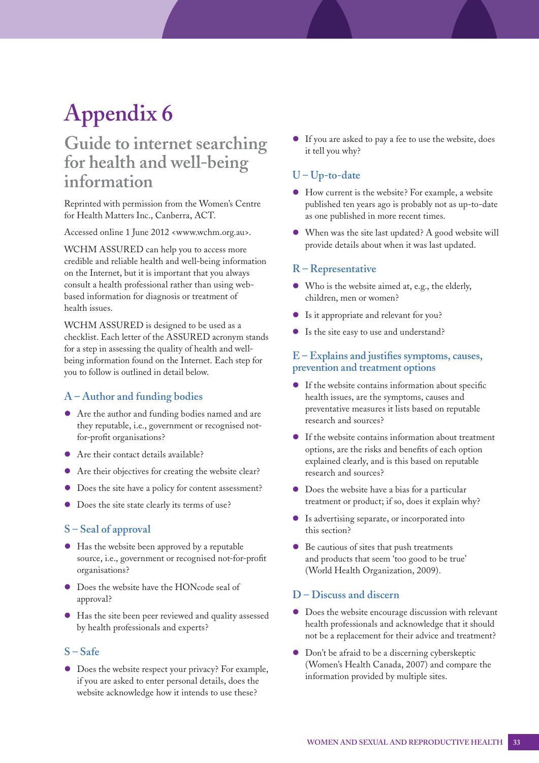# Appendix 6

## Guide to internet searching for health and well-being information

Reprinted with permission from the Women's Centre for Health Matters Inc., Canberra, ACT.

Accessed online 1 June 2012 <www.wchm.org.au>.

WCHM ASSURED can help you to access more credible and reliable health and well-being information on the Internet, but it is important that you always consult a health professional rather than using web-based information for diagnosis or treatment of health issues.

WCHM ASSURED is designed to be used as a checklist. Each letter of the ASSURED acronym stands for a step in assessing the quality of health and well-being information found on the Internet. Each step for you to follow is outlined in detail below.

### A – Author and funding bodies

- Are the author and funding bodies named and are they reputable, i.e., government or recognised not-for-profit organisations?
- Are their contact details available?
- Are their objectives for creating the website clear?
- Does the site have a policy for content assessment?
- Does the site state clearly its terms of use?

### S – Seal of approval

- Has the website been approved by a reputable source, i.e., government or recognised not-for-profit organisations?
- Does the website have the HONcode seal of approval?
- Has the site been peer reviewed and quality assessed by health professionals and experts?

### S – Safe

- Does the website respect your privacy? For example, if you are asked to enter personal details, does the website acknowledge how it intends to use these?
- If you are asked to pay a fee to use the website, does it tell you why?

### U – Up-to-date

- How current is the website? For example, a website published ten years ago is probably not as up-to-date as one published in more recent times.
- When was the site last updated? A good website will provide details about when it was last updated.

### R – Representative

- Who is the website aimed at, e.g., the elderly, children, men or women?
- Is it appropriate and relevant for you?
- Is the site easy to use and understand?

### E – Explains and justifies symptoms, causes, prevention and treatment options

- If the website contains information about specific health issues, are the symptoms, causes and preventative measures it lists based on reputable research and sources?
- If the website contains information about treatment options, are the risks and benefits of each option explained clearly, and is this based on reputable research and sources?
- Does the website have a bias for a particular treatment or product; if so, does it explain why?
- Is advertising separate, or incorporated into this section?
- Be cautious of sites that push treatments and products that seem 'too good to be true' (World Health Organization, 2009).

### D – Discuss and discern

- Does the website encourage discussion with relevant health professionals and acknowledge that it should not be a replacement for their advice and treatment?
- Don't be afraid to be a discerning cyberskeptic (Women's Health Canada, 2007) and compare the information provided by multiple sites.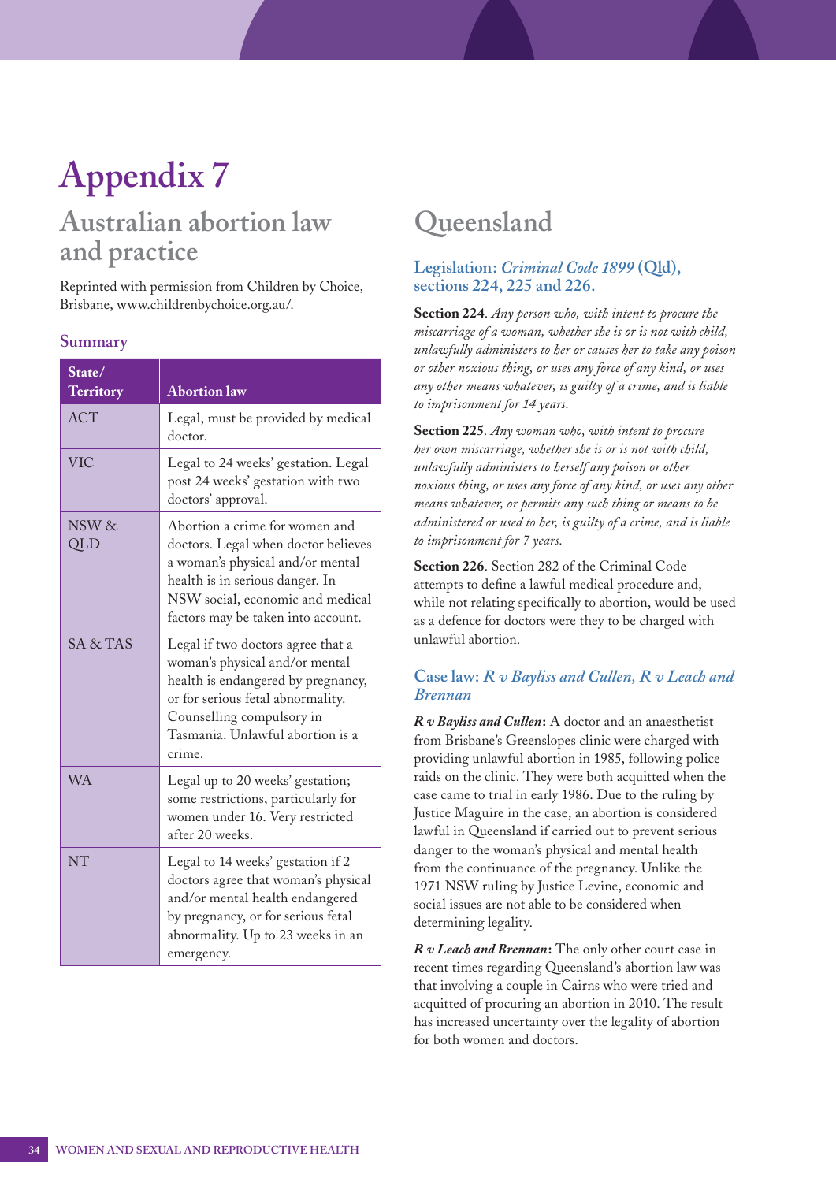# Appendix 7

## Australian abortion law and practice

Reprinted with permission from Children by Choice, Brisbane, www.childrenbychoice.org.au/.

### Summary

| State/ Territory | Abortion law |
|---|---|
| ACT | Legal, must be provided by medical doctor. |
| VIC | Legal to 24 weeks' gestation. Legal post 24 weeks' gestation with two doctors' approval. |
| NSW & QLD | Abortion a crime for women and doctors. Legal when doctor believes a woman's physical and/or mental health is in serious danger. In NSW social, economic and medical factors may be taken into account. |
| SA & TAS | Legal if two doctors agree that a woman's physical and/or mental health is endangered by pregnancy, or for serious fetal abnormality. Counselling compulsory in Tasmania. Unlawful abortion is a crime. |
| WA | Legal up to 20 weeks' gestation; some restrictions, particularly for women under 16. Very restricted after 20 weeks. |
| NT | Legal to 14 weeks' gestation if 2 doctors agree that woman's physical and/or mental health endangered by pregnancy, or for serious fetal abnormality. Up to 23 weeks in an emergency. |

## Queensland

### Legislation: *Criminal Code 1899* (Qld), sections 224, 225 and 226.

**Section 224**. *Any person who, with intent to procure the miscarriage of a woman, whether she is or is not with child, unlawfully administers to her or causes her to take any poison or other noxious thing, or uses any force of any kind, or uses any other means whatever, is guilty of a crime, and is liable to imprisonment for 14 years.*

**Section 225**. *Any woman who, with intent to procure her own miscarriage, whether she is or is not with child, unlawfully administers to herself any poison or other noxious thing, or uses any force of any kind, or uses any other means whatever, or permits any such thing or means to be administered or used to her, is guilty of a crime, and is liable to imprisonment for 7 years.*

**Section 226**. Section 282 of the Criminal Code attempts to define a lawful medical procedure and, while not relating specifically to abortion, would be used as a defence for doctors were they to be charged with unlawful abortion.

### Case law: *R v Bayliss and Cullen*, *R v Leach and Brennan*

***R v Bayliss and Cullen*:** A doctor and an anaesthetist from Brisbane's Greenslopes clinic were charged with providing unlawful abortion in 1985, following police raids on the clinic. They were both acquitted when the case came to trial in early 1986. Due to the ruling by Justice Maguire in the case, an abortion is considered lawful in Queensland if carried out to prevent serious danger to the woman's physical and mental health from the continuance of the pregnancy. Unlike the 1971 NSW ruling by Justice Levine, economic and social issues are not able to be considered when determining legality.

***R v Leach and Brennan*:** The only other court case in recent times regarding Queensland's abortion law was that involving a couple in Cairns who were tried and acquitted of procuring an abortion in 2010. The result has increased uncertainty over the legality of abortion for both women and doctors.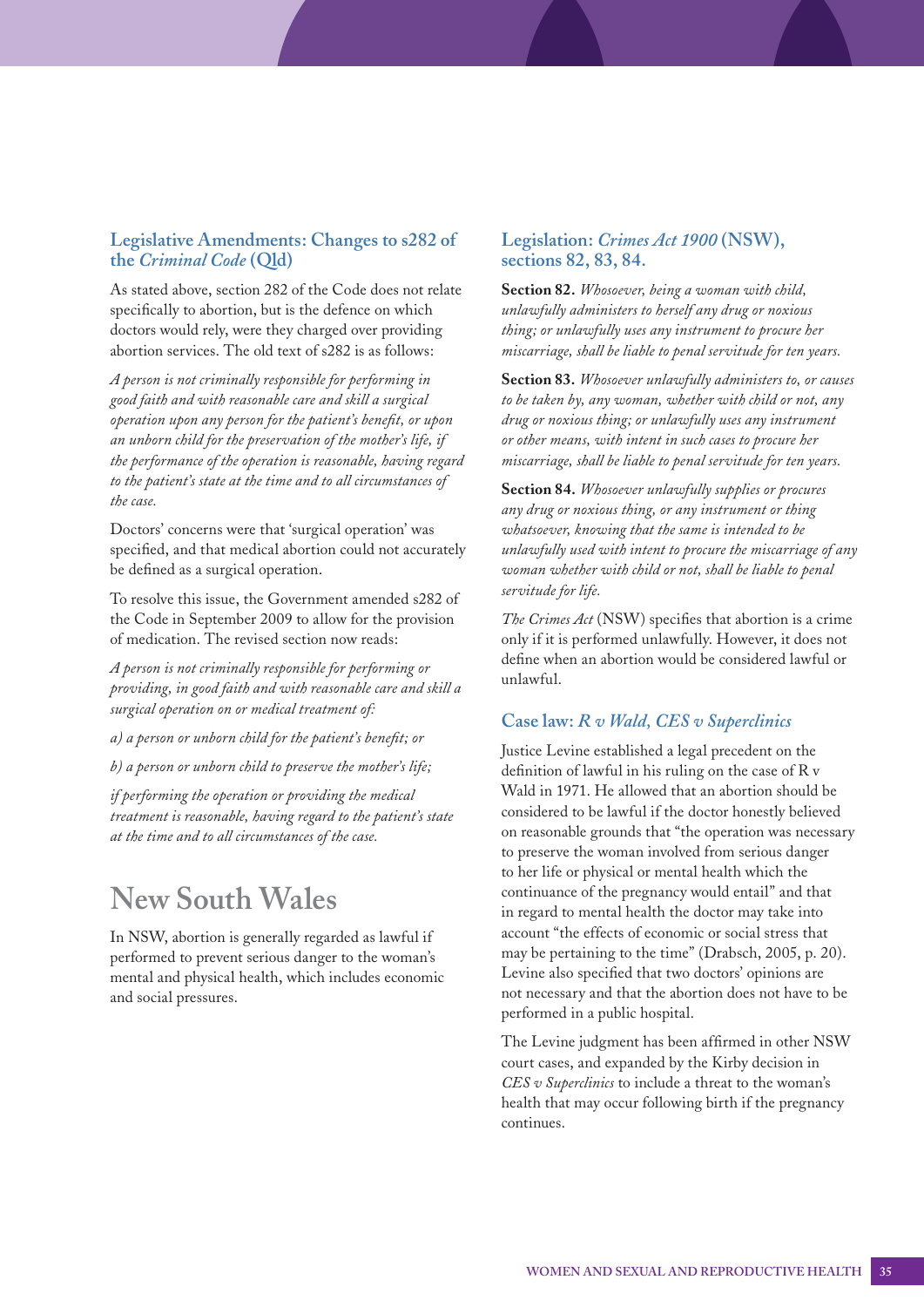### Legislative Amendments: Changes to s282 of the *Criminal Code* (Qld)

As stated above, section 282 of the Code does not relate specifically to abortion, but is the defence on which doctors would rely, were they charged over providing abortion services. The old text of s282 is as follows:

*A person is not criminally responsible for performing in good faith and with reasonable care and skill a surgical operation upon any person for the patient's benefit, or upon an unborn child for the preservation of the mother's life, if the performance of the operation is reasonable, having regard to the patient's state at the time and to all circumstances of the case.*

Doctors' concerns were that 'surgical operation' was specified, and that medical abortion could not accurately be defined as a surgical operation.

To resolve this issue, the Government amended s282 of the Code in September 2009 to allow for the provision of medication. The revised section now reads:

*A person is not criminally responsible for performing or providing, in good faith and with reasonable care and skill a surgical operation on or medical treatment of:*

*a) a person or unborn child for the patient's benefit; or*

*b) a person or unborn child to preserve the mother's life;*

*if performing the operation or providing the medical treatment is reasonable, having regard to the patient's state at the time and to all circumstances of the case.*

## New South Wales

In NSW, abortion is generally regarded as lawful if performed to prevent serious danger to the woman's mental and physical health, which includes economic and social pressures.

### Legislation: *Crimes Act 1900* (NSW), sections 82, 83, 84.

**Section 82.** *Whosoever, being a woman with child, unlawfully administers to herself any drug or noxious thing; or unlawfully uses any instrument to procure her miscarriage, shall be liable to penal servitude for ten years.*

**Section 83.** *Whosoever unlawfully administers to, or causes to be taken by, any woman, whether with child or not, any drug or noxious thing; or unlawfully uses any instrument or other means, with intent in such cases to procure her miscarriage, shall be liable to penal servitude for ten years.*

**Section 84.** *Whosoever unlawfully supplies or procures any drug or noxious thing, or any instrument or thing whatsoever, knowing that the same is intended to be unlawfully used with intent to procure the miscarriage of any woman whether with child or not, shall be liable to penal servitude for life.*

*The Crimes Act* (NSW) specifies that abortion is a crime only if it is performed unlawfully. However, it does not define when an abortion would be considered lawful or unlawful.

### Case law: *R v Wald, CES v Superclinics*

Justice Levine established a legal precedent on the definition of lawful in his ruling on the case of R v Wald in 1971. He allowed that an abortion should be considered to be lawful if the doctor honestly believed on reasonable grounds that "the operation was necessary to preserve the woman involved from serious danger to her life or physical or mental health which the continuance of the pregnancy would entail" and that in regard to mental health the doctor may take into account "the effects of economic or social stress that may be pertaining to the time" (Drabsch, 2005, p. 20). Levine also specified that two doctors' opinions are not necessary and that the abortion does not have to be performed in a public hospital.

The Levine judgment has been affirmed in other NSW court cases, and expanded by the Kirby decision in *CES v Superclinics* to include a threat to the woman's health that may occur following birth if the pregnancy continues.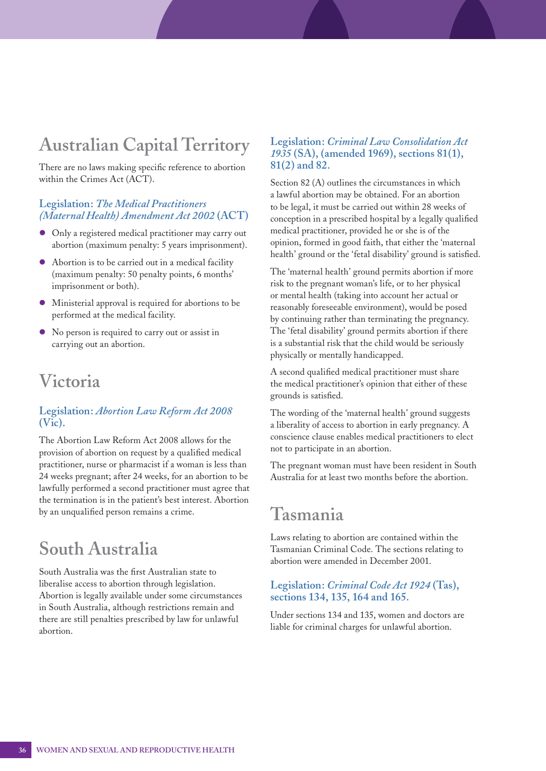# Australian Capital Territory

There are no laws making specific reference to abortion within the Crimes Act (ACT).

### Legislation: *The Medical Practitioners (Maternal Health) Amendment Act 2002* (ACT)

- Only a registered medical practitioner may carry out abortion (maximum penalty: 5 years imprisonment).
- Abortion is to be carried out in a medical facility (maximum penalty: 50 penalty points, 6 months' imprisonment or both).
- Ministerial approval is required for abortions to be performed at the medical facility.
- No person is required to carry out or assist in carrying out an abortion.

# Victoria

### Legislation: *Abortion Law Reform Act 2008* (Vic).

The Abortion Law Reform Act 2008 allows for the provision of abortion on request by a qualified medical practitioner, nurse or pharmacist if a woman is less than 24 weeks pregnant; after 24 weeks, for an abortion to be lawfully performed a second practitioner must agree that the termination is in the patient's best interest. Abortion by an unqualified person remains a crime.

# South Australia

South Australia was the first Australian state to liberalise access to abortion through legislation. Abortion is legally available under some circumstances in South Australia, although restrictions remain and there are still penalties prescribed by law for unlawful abortion.

### Legislation: *Criminal Law Consolidation Act 1935* (SA), (amended 1969), sections 81(1), 81(2) and 82.

Section 82 (A) outlines the circumstances in which a lawful abortion may be obtained. For an abortion to be legal, it must be carried out within 28 weeks of conception in a prescribed hospital by a legally qualified medical practitioner, provided he or she is of the opinion, formed in good faith, that either the 'maternal health' ground or the 'fetal disability' ground is satisfied.

The 'maternal health' ground permits abortion if more risk to the pregnant woman's life, or to her physical or mental health (taking into account her actual or reasonably foreseeable environment), would be posed by continuing rather than terminating the pregnancy. The 'fetal disability' ground permits abortion if there is a substantial risk that the child would be seriously physically or mentally handicapped.

A second qualified medical practitioner must share the medical practitioner's opinion that either of these grounds is satisfied.

The wording of the 'maternal health' ground suggests a liberality of access to abortion in early pregnancy. A conscience clause enables medical practitioners to elect not to participate in an abortion.

The pregnant woman must have been resident in South Australia for at least two months before the abortion.

# Tasmania

Laws relating to abortion are contained within the Tasmanian Criminal Code. The sections relating to abortion were amended in December 2001.

### Legislation: *Criminal Code Act 1924* (Tas), sections 134, 135, 164 and 165.

Under sections 134 and 135, women and doctors are liable for criminal charges for unlawful abortion.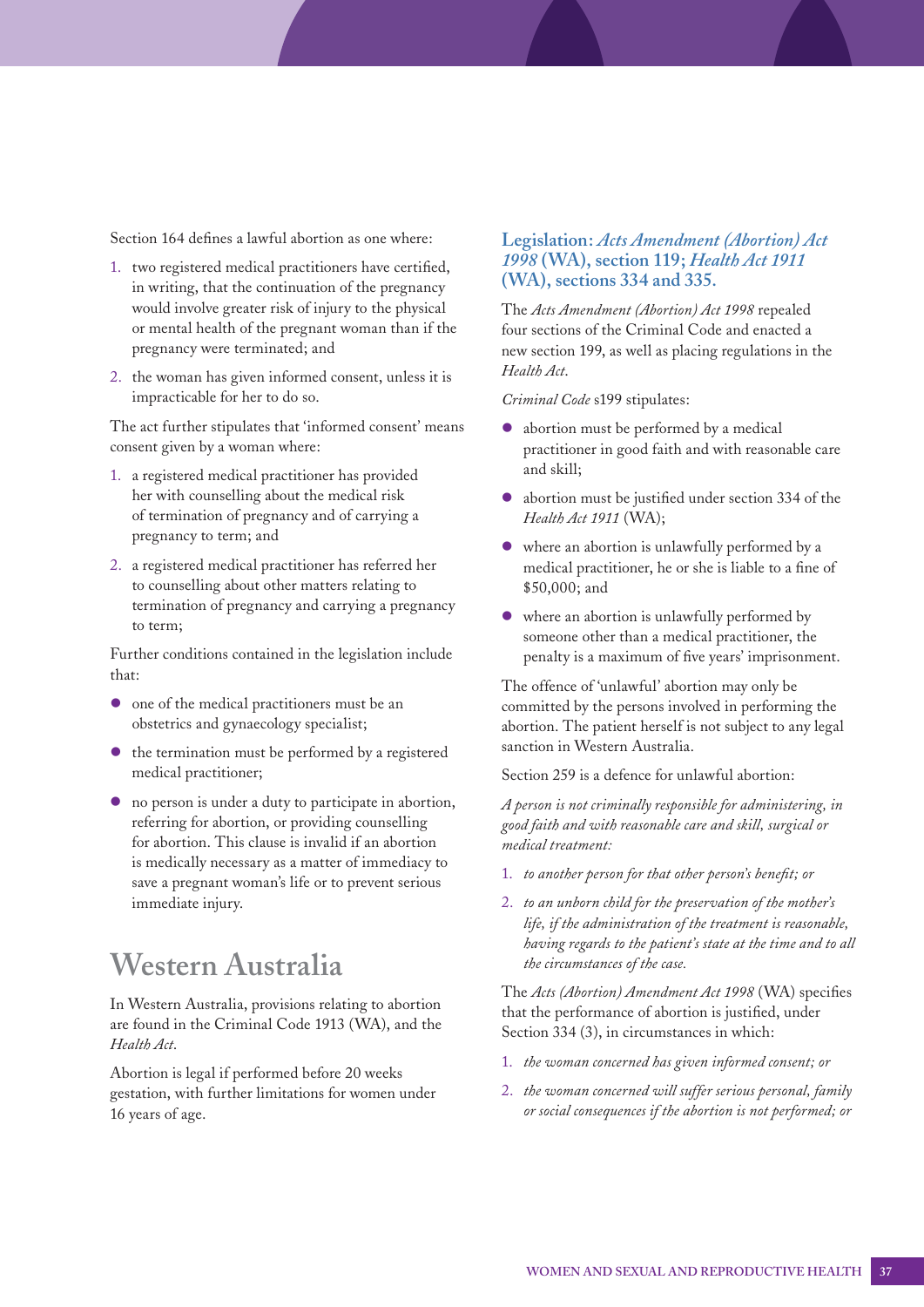Section 164 defines a lawful abortion as one where:

1. two registered medical practitioners have certified, in writing, that the continuation of the pregnancy would involve greater risk of injury to the physical or mental health of the pregnant woman than if the pregnancy were terminated; and
2. the woman has given informed consent, unless it is impracticable for her to do so.

The act further stipulates that 'informed consent' means consent given by a woman where:

1. a registered medical practitioner has provided her with counselling about the medical risk of termination of pregnancy and of carrying a pregnancy to term; and
2. a registered medical practitioner has referred her to counselling about other matters relating to termination of pregnancy and carrying a pregnancy to term;

Further conditions contained in the legislation include that:

- one of the medical practitioners must be an obstetrics and gynaecology specialist;
- the termination must be performed by a registered medical practitioner;
- no person is under a duty to participate in abortion, referring for abortion, or providing counselling for abortion. This clause is invalid if an abortion is medically necessary as a matter of immediacy to save a pregnant woman's life or to prevent serious immediate injury.

## Western Australia

In Western Australia, provisions relating to abortion are found in the Criminal Code 1913 (WA), and the *Health Act*.

Abortion is legal if performed before 20 weeks gestation, with further limitations for women under 16 years of age.

### Legislation: *Acts Amendment (Abortion) Act 1998* (WA), section 119; *Health Act 1911* (WA), sections 334 and 335.

The *Acts Amendment (Abortion) Act 1998* repealed four sections of the Criminal Code and enacted a new section 199, as well as placing regulations in the *Health Act*.

*Criminal Code* s199 stipulates:

- abortion must be performed by a medical practitioner in good faith and with reasonable care and skill;
- abortion must be justified under section 334 of the *Health Act 1911* (WA);
- where an abortion is unlawfully performed by a medical practitioner, he or she is liable to a fine of $50,000; and
- where an abortion is unlawfully performed by someone other than a medical practitioner, the penalty is a maximum of five years' imprisonment.

The offence of 'unlawful' abortion may only be committed by the persons involved in performing the abortion. The patient herself is not subject to any legal sanction in Western Australia.

Section 259 is a defence for unlawful abortion:

*A person is not criminally responsible for administering, in good faith and with reasonable care and skill, surgical or medical treatment:*

1. *to another person for that other person's benefit; or*
2. *to an unborn child for the preservation of the mother's life, if the administration of the treatment is reasonable, having regards to the patient's state at the time and to all the circumstances of the case.*

The *Acts (Abortion) Amendment Act 1998* (WA) specifies that the performance of abortion is justified, under Section 334 (3), in circumstances in which:

1. *the woman concerned has given informed consent; or*
2. *the woman concerned will suffer serious personal, family or social consequences if the abortion is not performed; or*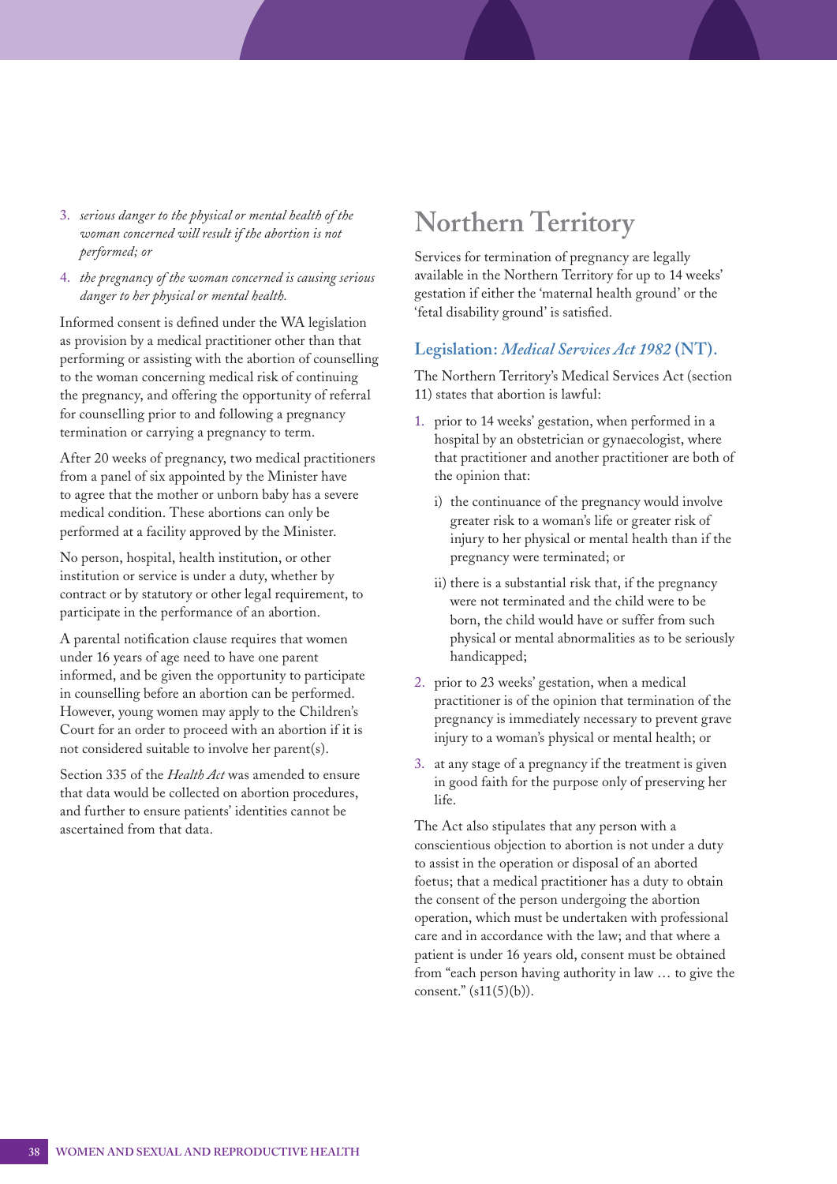3. *serious danger to the physical or mental health of the woman concerned will result if the abortion is not performed; or*
4. *the pregnancy of the woman concerned is causing serious danger to her physical or mental health.*

Informed consent is defined under the WA legislation as provision by a medical practitioner other than that performing or assisting with the abortion of counselling to the woman concerning medical risk of continuing the pregnancy, and offering the opportunity of referral for counselling prior to and following a pregnancy termination or carrying a pregnancy to term.

After 20 weeks of pregnancy, two medical practitioners from a panel of six appointed by the Minister have to agree that the mother or unborn baby has a severe medical condition. These abortions can only be performed at a facility approved by the Minister.

No person, hospital, health institution, or other institution or service is under a duty, whether by contract or by statutory or other legal requirement, to participate in the performance of an abortion.

A parental notification clause requires that women under 16 years of age need to have one parent informed, and be given the opportunity to participate in counselling before an abortion can be performed. However, young women may apply to the Children's Court for an order to proceed with an abortion if it is not considered suitable to involve her parent(s).

Section 335 of the *Health Act* was amended to ensure that data would be collected on abortion procedures, and further to ensure patients' identities cannot be ascertained from that data.

# Northern Territory

Services for termination of pregnancy are legally available in the Northern Territory for up to 14 weeks' gestation if either the 'maternal health ground' or the 'fetal disability ground' is satisfied.

### Legislation: *Medical Services Act 1982* (NT).

The Northern Territory's Medical Services Act (section 11) states that abortion is lawful:

1. prior to 14 weeks' gestation, when performed in a hospital by an obstetrician or gynaecologist, where that practitioner and another practitioner are both of the opinion that:
   i) the continuance of the pregnancy would involve greater risk to a woman's life or greater risk of injury to her physical or mental health than if the pregnancy were terminated; or
   ii) there is a substantial risk that, if the pregnancy were not terminated and the child were to be born, the child would have or suffer from such physical or mental abnormalities as to be seriously handicapped;
2. prior to 23 weeks' gestation, when a medical practitioner is of the opinion that termination of the pregnancy is immediately necessary to prevent grave injury to a woman's physical or mental health; or
3. at any stage of a pregnancy if the treatment is given in good faith for the purpose only of preserving her life.

The Act also stipulates that any person with a conscientious objection to abortion is not under a duty to assist in the operation or disposal of an aborted foetus; that a medical practitioner has a duty to obtain the consent of the person undergoing the abortion operation, which must be undertaken with professional care and in accordance with the law; and that where a patient is under 16 years old, consent must be obtained from "each person having authority in law … to give the consent." (s11(5)(b)).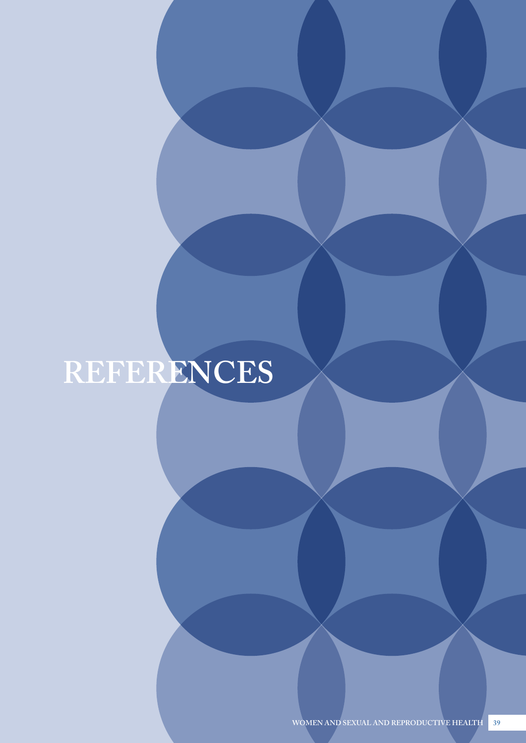# REFERENCES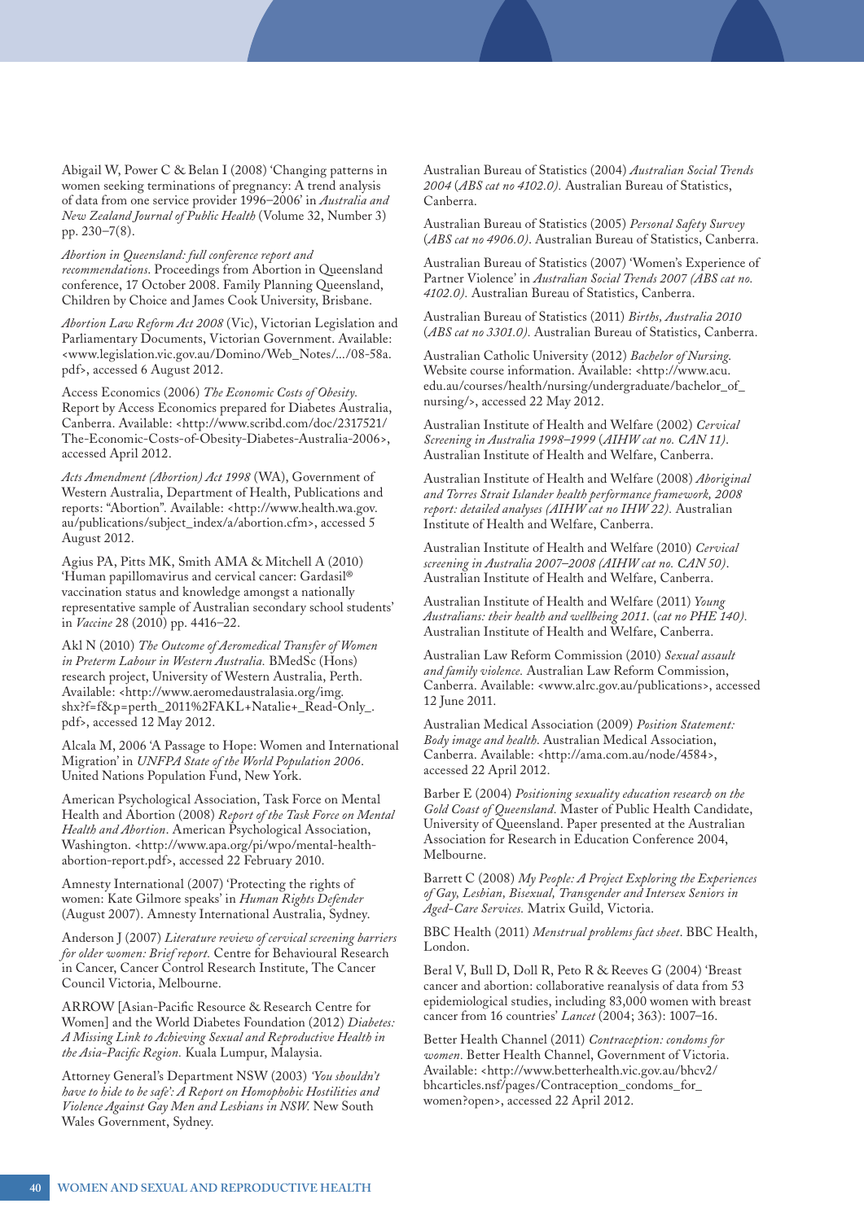Abigail W, Power C & Belan I (2008) 'Changing patterns in women seeking terminations of pregnancy: A trend analysis of data from one service provider 1996–2006' in *Australia and New Zealand Journal of Public Health* (Volume 32, Number 3) pp. 230–7(8).

*Abortion in Queensland: full conference report and recommendations*. Proceedings from Abortion in Queensland conference, 17 October 2008. Family Planning Queensland, Children by Choice and James Cook University, Brisbane.

*Abortion Law Reform Act 2008* (Vic), Victorian Legislation and Parliamentary Documents, Victorian Government. Available: <www.legislation.vic.gov.au/Domino/Web_Notes/.../08-58a.pdf>, accessed 6 August 2012.

Access Economics (2006) *The Economic Costs of Obesity.* Report by Access Economics prepared for Diabetes Australia, Canberra. Available: <http://www.scribd.com/doc/2317521/The-Economic-Costs-of-Obesity-Diabetes-Australia-2006>, accessed April 2012.

*Acts Amendment (Abortion) Act 1998* (WA), Government of Western Australia, Department of Health, Publications and reports: "Abortion". Available: <http://www.health.wa.gov.au/publications/subject_index/a/abortion.cfm>, accessed 5 August 2012.

Agius PA, Pitts MK, Smith AMA & Mitchell A (2010) 'Human papillomavirus and cervical cancer: Gardasil® vaccination status and knowledge amongst a nationally representative sample of Australian secondary school students' in *Vaccine* 28 (2010) pp. 4416–22.

Akl N (2010) *The Outcome of Aeromedical Transfer of Women in Preterm Labour in Western Australia.* BMedSc (Hons) research project, University of Western Australia, Perth. Available: <http://www.aeromedaustralasia.org/img.shx?f=f&p=perth_2011%2FAKL+Natalie+_Read-Only_.pdf>, accessed 12 May 2012.

Alcala M, 2006 'A Passage to Hope: Women and International Migration' in *UNFPA State of the World Population 2006*. United Nations Population Fund, New York.

American Psychological Association, Task Force on Mental Health and Abortion (2008) *Report of the Task Force on Mental Health and Abortion*. American Psychological Association, Washington. <http://www.apa.org/pi/wpo/mental-health-abortion-report.pdf>, accessed 22 February 2010.

Amnesty International (2007) 'Protecting the rights of women: Kate Gilmore speaks' in *Human Rights Defender* (August 2007). Amnesty International Australia, Sydney.

Anderson J (2007) *Literature review of cervical screening barriers for older women: Brief report.* Centre for Behavioural Research in Cancer, Cancer Control Research Institute, The Cancer Council Victoria, Melbourne.

ARROW [Asian-Pacific Resource & Research Centre for Women] and the World Diabetes Foundation (2012) *Diabetes: A Missing Link to Achieving Sexual and Reproductive Health in the Asia-Pacific Region.* Kuala Lumpur, Malaysia.

Attorney General's Department NSW (2003) *'You shouldn't have to hide to be safe': A Report on Homophobic Hostilities and Violence Against Gay Men and Lesbians in NSW.* New South Wales Government, Sydney.

Australian Bureau of Statistics (2004) *Australian Social Trends 2004* (*ABS cat no 4102.0).* Australian Bureau of Statistics, Canberra.

Australian Bureau of Statistics (2005) *Personal Safety Survey* (*ABS cat no 4906.0)*. Australian Bureau of Statistics, Canberra.

Australian Bureau of Statistics (2007) 'Women's Experience of Partner Violence' in *Australian Social Trends 2007 (ABS cat no. 4102.0).* Australian Bureau of Statistics, Canberra.

Australian Bureau of Statistics (2011) *Births, Australia 2010* (*ABS cat no 3301.0).* Australian Bureau of Statistics, Canberra.

Australian Catholic University (2012) *Bachelor of Nursing.* Website course information. Available: <http://www.acu.edu.au/courses/health/nursing/undergraduate/bachelor_of_nursing/>, accessed 22 May 2012.

Australian Institute of Health and Welfare (2002) *Cervical Screening in Australia 1998–1999* (*AIHW cat no. CAN 11)*. Australian Institute of Health and Welfare, Canberra.

Australian Institute of Health and Welfare (2008) *Aboriginal and Torres Strait Islander health performance framework, 2008 report: detailed analyses (AIHW cat no IHW 22).* Australian Institute of Health and Welfare, Canberra.

Australian Institute of Health and Welfare (2010) *Cervical screening in Australia 2007–2008 (AIHW cat no. CAN 50)*. Australian Institute of Health and Welfare, Canberra.

Australian Institute of Health and Welfare (2011) *Young Australians: their health and wellbeing 2011.* (*cat no PHE 140).* Australian Institute of Health and Welfare, Canberra.

Australian Law Reform Commission (2010) *Sexual assault and family violence.* Australian Law Reform Commission, Canberra. Available: <www.alrc.gov.au/publications>, accessed 12 June 2011.

Australian Medical Association (2009) *Position Statement: Body image and health*. Australian Medical Association, Canberra. Available: <http://ama.com.au/node/4584>, accessed 22 April 2012.

Barber E (2004) *Positioning sexuality education research on the Gold Coast of Queensland.* Master of Public Health Candidate, University of Queensland. Paper presented at the Australian Association for Research in Education Conference 2004, Melbourne.

Barrett C (2008) *My People: A Project Exploring the Experiences of Gay, Lesbian, Bisexual, Transgender and Intersex Seniors in Aged-Care Services.* Matrix Guild, Victoria.

BBC Health (2011) *Menstrual problems fact sheet*. BBC Health, London.

Beral V, Bull D, Doll R, Peto R & Reeves G (2004) 'Breast cancer and abortion: collaborative reanalysis of data from 53 epidemiological studies, including 83,000 women with breast cancer from 16 countries' *Lancet* (2004; 363): 1007–16.

Better Health Channel (2011) *Contraception: condoms for women.* Better Health Channel, Government of Victoria. Available: <http://www.betterhealth.vic.gov.au/bhcv2/bhcarticles.nsf/pages/Contraception_condoms_for_women?open>, accessed 22 April 2012.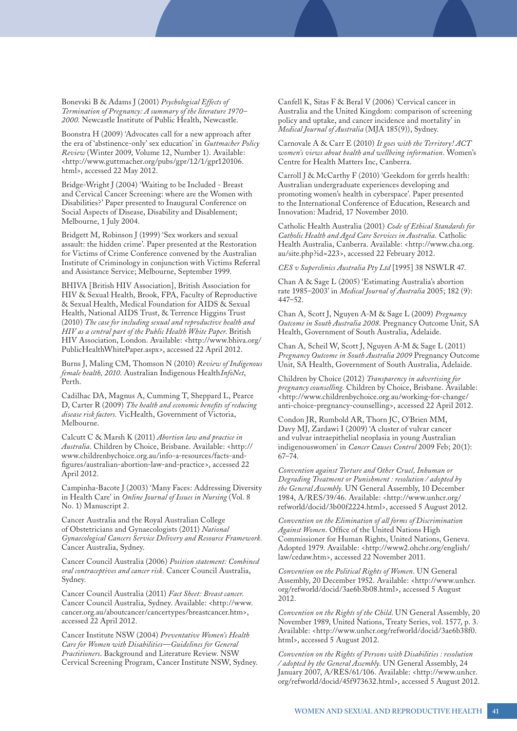Bonevski B & Adams J (2001) *Psychological Effects of Termination of Pregnancy: A summary of the literature 1970–2000.* Newcastle Institute of Public Health, Newcastle.

Boonstra H (2009) 'Advocates call for a new approach after the era of 'abstinence-only' sex education' in *Guttmacher Policy Review* (Winter 2009, Volume 12, Number 1). Available: <http://www.guttmacher.org/pubs/gpr/12/1/gpr120106.html>, accessed 22 May 2012.

Bridge-Wright J (2004) 'Waiting to be Included - Breast and Cervical Cancer Screening: where are the Women with Disabilities?' Paper presented to Inaugural Conference on Social Aspects of Disease, Disability and Disablement; Melbourne, 1 July 2004.

Bridgett M, Robinson J (1999) 'Sex workers and sexual assault: the hidden crime'. Paper presented at the Restoration for Victims of Crime Conference convened by the Australian Institute of Criminology in conjunction with Victims Referral and Assistance Service; Melbourne, September 1999.

BHIVA [British HIV Association], British Association for HIV & Sexual Health, Brook, FPA, Faculty of Reproductive & Sexual Health, Medical Foundation for AIDS & Sexual Health, National AIDS Trust, & Terrence Higgins Trust (2010) *The case for including sexual and reproductive health and HIV as a central part of the Public Health White Paper*. British HIV Association, London. Available: <http://www.bhiva.org/PublicHealthWhitePaper.aspx>, accessed 22 April 2012.

Burns J, Maling CM, Thomson N (2010) *Review of Indigenous female health, 2010*. Australian Indigenous Health*InfoNet*, Perth.

Cadilhac DA, Magnus A, Cumming T, Sheppard L, Pearce D, Carter R (2009) *The health and economic benefits of reducing disease risk factors.* VicHealth, Government of Victoria, Melbourne.

Calcutt C & Marsh K (2011) *Abortion law and practice in Australia*. Children by Choice, Brisbane. Available: <http://www.childrenbychoice.org.au/info-a-resources/facts-and-figures/australian-abortion-law-and-practice>, accessed 22 April 2012.

Campinha-Bacote J (2003) 'Many Faces: Addressing Diversity in Health Care' in *Online Journal of Issues in Nursing* (Vol. 8 No. 1) Manuscript 2.

Cancer Australia and the Royal Australian College of Obstetricians and Gynaecologists (2011) *National Gynaecological Cancers Service Delivery and Resource Framework*. Cancer Australia, Sydney.

Cancer Council Australia (2006) *Position statement: Combined oral contraceptives and cancer risk.* Cancer Council Australia, Sydney.

Cancer Council Australia (2011) *Fact Sheet: Breast cancer.* Cancer Council Australia, Sydney. Available: <http://www.cancer.org.au/aboutcancer/cancertypes/breastcancer.htm>, accessed 22 April 2012.

Cancer Institute NSW (2004) *Preventative Women's Health Care for Women with Disabilities—Guidelines for General Practitioners*. Background and Literature Review. NSW Cervical Screening Program, Cancer Institute NSW, Sydney.

Canfell K, Sitas F & Beral V (2006) 'Cervical cancer in Australia and the United Kingdom: comparison of screening policy and uptake, and cancer incidence and mortality' in *Medical Journal of Australia* (MJA 185(9)), Sydney.

Carnovale A & Carr E (2010) *It goes with the Territory! ACT women's views about health and wellbeing information*. Women's Centre for Health Matters Inc, Canberra.

Carroll J & McCarthy F (2010) 'Geekdom for grrrls health: Australian undergraduate experiences developing and promoting women's health in cyberspace'. Paper presented to the International Conference of Education, Research and Innovation: Madrid, 17 November 2010.

Catholic Health Australia (2001) *Code of Ethical Standards for Catholic Health and Aged Care Services in Australia.* Catholic Health Australia, Canberra. Available: <http://www.cha.org.au/site.php?id=223>, accessed 22 February 2012.

*CES v Superclinics Australia Pty Ltd* [1995] 38 NSWLR 47.

Chan A & Sage L (2005) 'Estimating Australia's abortion rate 1985–2003' in *Medical Journal of Australia* 2005; 182 (9): 447–52.

Chan A, Scott J, Nguyen A-M & Sage L (2009) *Pregnancy Outcome in South Australia 2008*. Pregnancy Outcome Unit, SA Health, Government of South Australia, Adelaide.

Chan A, Scheil W, Scott J, Nguyen A-M & Sage L (2011) *Pregnancy Outcome in South Australia 2009* Pregnancy Outcome Unit, SA Health, Government of South Australia, Adelaide.

Children by Choice (2012) *Transparency in advertising for pregnancy counselling.* Children by Choice, Brisbane. Available: <http://www.childrenbychoice.org.au/working-for-change/anti-choice-pregnancy-counselling>, accessed 22 April 2012.

Condon JR, Rumbold AR, Thorn JC, O'Brien MM, Davy MJ, Zardawi I (2009) 'A cluster of vulvar cancer and vulvar intraepithelial neoplasia in young Australian indigenouswomen' in *Cancer Causes Control* 2009 Feb; 20(1): 67–74.

*Convention against Torture and Other Cruel, Inhuman or Degrading Treatment or Punishment : resolution / adopted by the General Assembly.* UN General Assembly, 10 December 1984, A/RES/39/46. Available: <http://www.unhcr.org/refworld/docid/3b00f2224.html>, accessed 5 August 2012.

*Convention on the Elimination of all forms of Discrimination Against Women*. Office of the United Nations High Commissioner for Human Rights, United Nations, Geneva. Adopted 1979. Available: <http://www2.ohchr.org/english/law/cedaw.htm>, accessed 22 November 2011.

*Convention on the Political Rights of Women*. UN General Assembly, 20 December 1952. Available: <http://www.unhcr.org/refworld/docid/3ae6b3b08.html>, accessed 5 August 2012.

*Convention on the Rights of the Child*. UN General Assembly, 20 November 1989, United Nations, Treaty Series, vol. 1577, p. 3. Available: <http://www.unhcr.org/refworld/docid/3ae6b38f0.html>, accessed 5 August 2012.

*Convention on the Rights of Persons with Disabilities : resolution / adopted by the General Assembly*. UN General Assembly, 24 January 2007, A/RES/61/106. Available: <http://www.unhcr.org/refworld/docid/45f973632.html>, accessed 5 August 2012.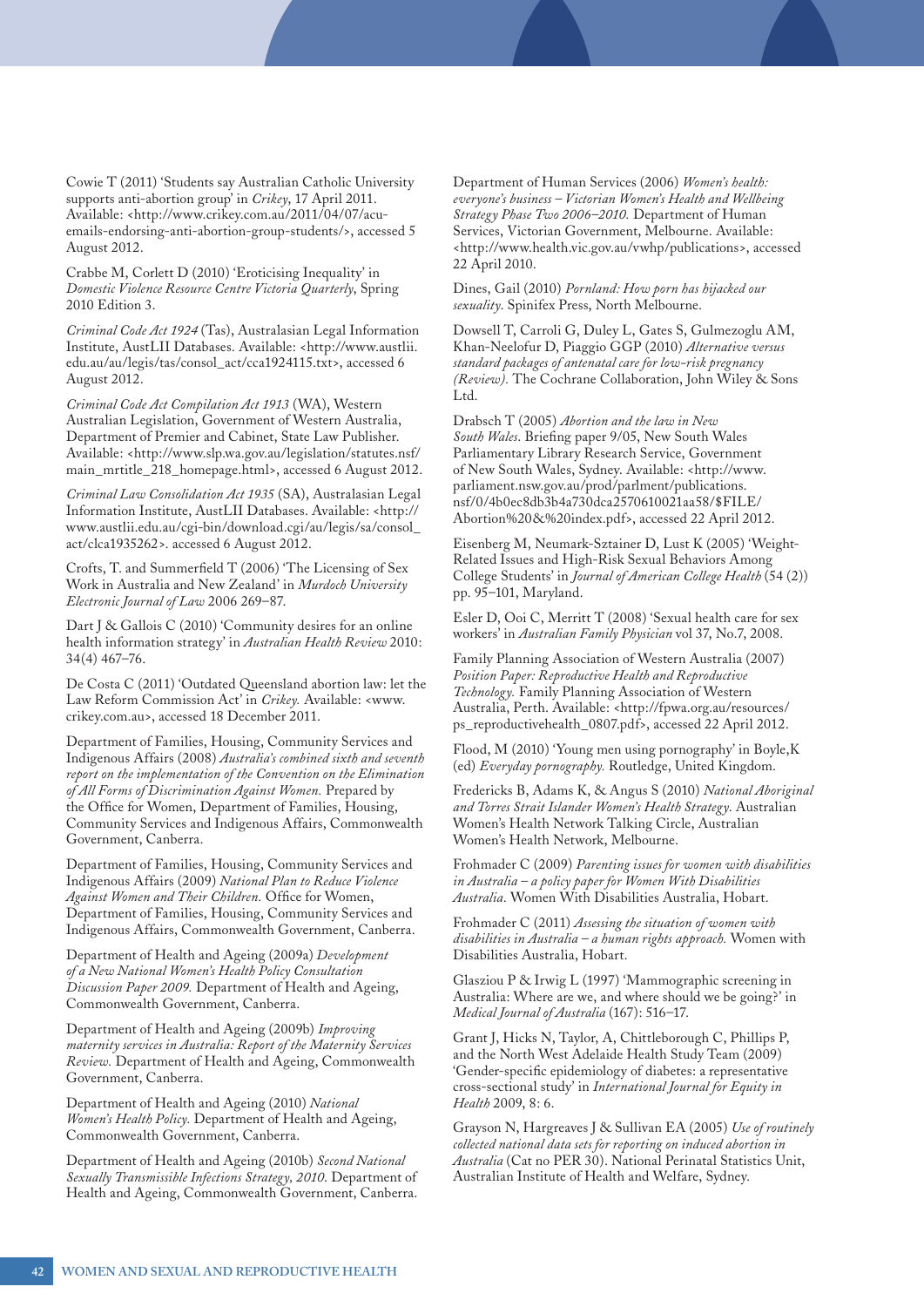Cowie T (2011) 'Students say Australian Catholic University supports anti-abortion group' in *Crikey*, 17 April 2011. Available: <http://www.crikey.com.au/2011/04/07/acu-emails-endorsing-anti-abortion-group-students/>, accessed 5 August 2012.

Crabbe M, Corlett D (2010) 'Eroticising Inequality' in *Domestic Violence Resource Centre Victoria Quarterly*, Spring 2010 Edition 3.

*Criminal Code Act 1924* (Tas), Australasian Legal Information Institute, AustLII Databases. Available: <http://www.austlii.edu.au/au/legis/tas/consol_act/cca1924115.txt>, accessed 6 August 2012.

*Criminal Code Act Compilation Act 1913* (WA), Western Australian Legislation, Government of Western Australia, Department of Premier and Cabinet, State Law Publisher. Available: <http://www.slp.wa.gov.au/legislation/statutes.nsf/main_mrtitle_218_homepage.html>, accessed 6 August 2012.

*Criminal Law Consolidation Act 1935* (SA), Australasian Legal Information Institute, AustLII Databases. Available: <http://www.austlii.edu.au/cgi-bin/download.cgi/au/legis/sa/consol_act/clca1935262>. accessed 6 August 2012.

Crofts, T. and Summerfield T (2006) 'The Licensing of Sex Work in Australia and New Zealand' in *Murdoch University Electronic Journal of Law* 2006 269–87.

Dart J & Gallois C (2010) 'Community desires for an online health information strategy' in *Australian Health Review* 2010: 34(4) 467–76.

De Costa C (2011) 'Outdated Queensland abortion law: let the Law Reform Commission Act' in *Crikey.* Available: <www.crikey.com.au>, accessed 18 December 2011.

Department of Families, Housing, Community Services and Indigenous Affairs (2008) *Australia's combined sixth and seventh report on the implementation of the Convention on the Elimination of All Forms of Discrimination Against Women.* Prepared by the Office for Women, Department of Families, Housing, Community Services and Indigenous Affairs, Commonwealth Government, Canberra.

Department of Families, Housing, Community Services and Indigenous Affairs (2009) *National Plan to Reduce Violence Against Women and Their Children.* Office for Women, Department of Families, Housing, Community Services and Indigenous Affairs, Commonwealth Government, Canberra.

Department of Health and Ageing (2009a) *Development of a New National Women's Health Policy Consultation Discussion Paper 2009.* Department of Health and Ageing, Commonwealth Government, Canberra.

Department of Health and Ageing (2009b) *Improving maternity services in Australia: Report of the Maternity Services Review.* Department of Health and Ageing, Commonwealth Government, Canberra.

Department of Health and Ageing (2010) *National Women's Health Policy.* Department of Health and Ageing, Commonwealth Government, Canberra.

Department of Health and Ageing (2010b) *Second National Sexually Transmissible Infections Strategy, 2010.* Department of Health and Ageing, Commonwealth Government, Canberra.

Department of Human Services (2006) *Women's health: everyone's business – Victorian Women's Health and Wellbeing Strategy Phase Two 2006–2010.* Department of Human Services, Victorian Government, Melbourne. Available: <http://www.health.vic.gov.au/vwhp/publications>, accessed 22 April 2010.

Dines, Gail (2010) *Pornland: How porn has hijacked our sexuality.* Spinifex Press, North Melbourne.

Dowsell T, Carroli G, Duley L, Gates S, Gulmezoglu AM, Khan-Neelofur D, Piaggio GGP (2010) *Alternative versus standard packages of antenatal care for low-risk pregnancy (Review).* The Cochrane Collaboration, John Wiley & Sons Ltd.

Drabsch T (2005) *Abortion and the law in New South Wales*. Briefing paper 9/05, New South Wales Parliamentary Library Research Service, Government of New South Wales, Sydney. Available: <http://www.parliament.nsw.gov.au/prod/parlment/publications.nsf/0/4b0ec8db3b4a730dca2570610021aa58/$FILE/Abortion%20&%20index.pdf>, accessed 22 April 2012.

Eisenberg M, Neumark-Sztainer D, Lust K (2005) 'Weight-Related Issues and High-Risk Sexual Behaviors Among College Students' in *Journal of American College Health* (54 (2)) pp. 95–101, Maryland.

Esler D, Ooi C, Merritt T (2008) 'Sexual health care for sex workers' in *Australian Family Physician* vol 37, No.7, 2008.

Family Planning Association of Western Australia (2007) *Position Paper: Reproductive Health and Reproductive Technology.* Family Planning Association of Western Australia, Perth. Available: <http://fpwa.org.au/resources/ps_reproductivehealth_0807.pdf>, accessed 22 April 2012.

Flood, M (2010) 'Young men using pornography' in Boyle,K (ed) *Everyday pornography.* Routledge, United Kingdom.

Fredericks B, Adams K, & Angus S (2010) *National Aboriginal and Torres Strait Islander Women's Health Strategy*. Australian Women's Health Network Talking Circle, Australian Women's Health Network, Melbourne.

Frohmader C (2009) *Parenting issues for women with disabilities in Australia – a policy paper for Women With Disabilities Australia.* Women With Disabilities Australia, Hobart.

Frohmader C (2011) *Assessing the situation of women with disabilities in Australia – a human rights approach.* Women with Disabilities Australia, Hobart.

Glasziou P & Irwig L (1997) 'Mammographic screening in Australia: Where are we, and where should we be going?' in *Medical Journal of Australia* (167): 516–17.

Grant J, Hicks N, Taylor, A, Chittleborough C, Phillips P, and the North West Adelaide Health Study Team (2009) 'Gender-specific epidemiology of diabetes: a representative cross-sectional study' in *International Journal for Equity in Health* 2009, 8: 6.

Grayson N, Hargreaves J & Sullivan EA (2005) *Use of routinely collected national data sets for reporting on induced abortion in Australia* (Cat no PER 30). National Perinatal Statistics Unit, Australian Institute of Health and Welfare, Sydney.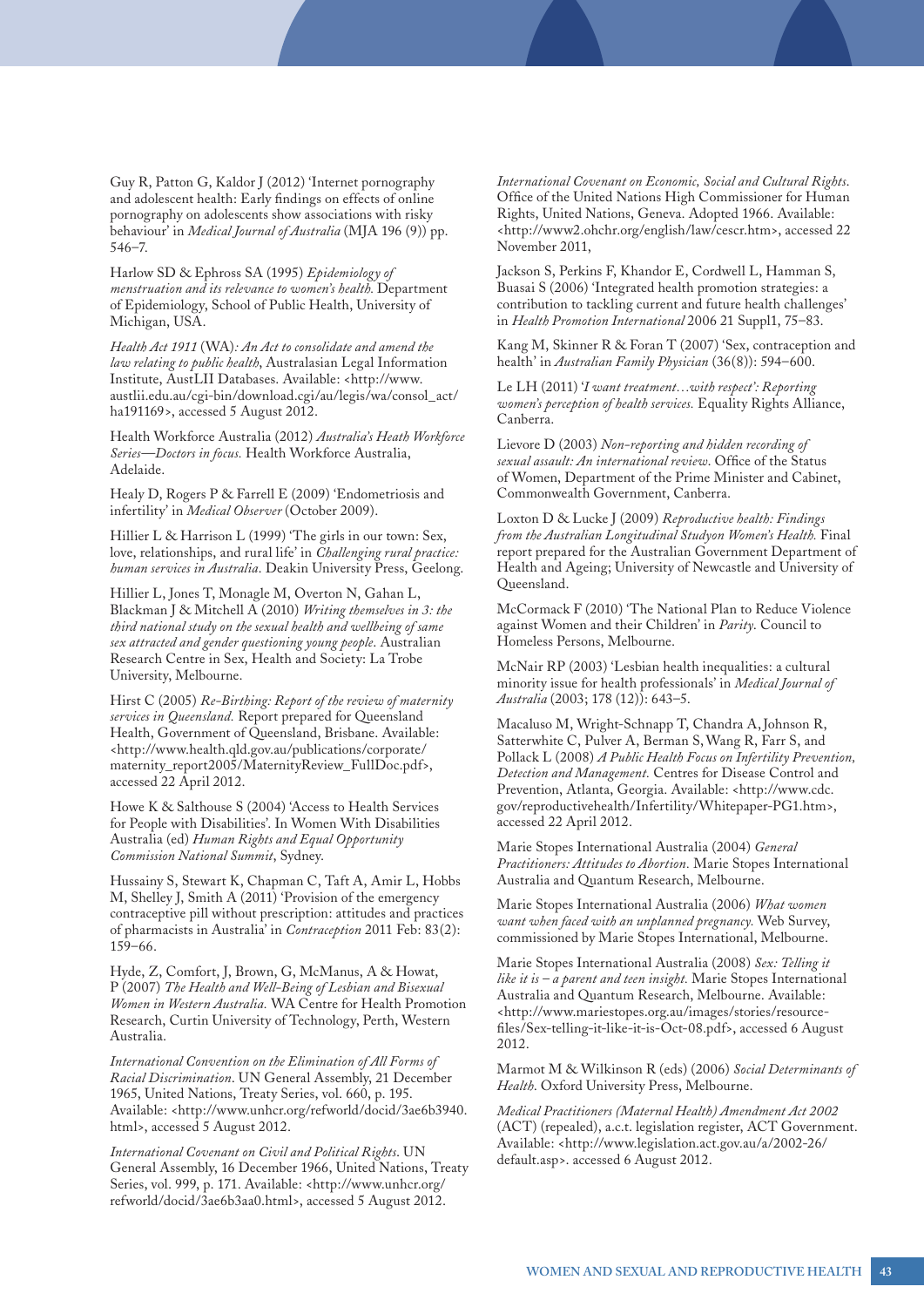Guy R, Patton G, Kaldor J (2012) 'Internet pornography and adolescent health: Early findings on effects of online pornography on adolescents show associations with risky behaviour' in *Medical Journal of Australia* (MJA 196 (9)) pp. 546–7.

Harlow SD & Ephross SA (1995) *Epidemiology of menstruation and its relevance to women's health.* Department of Epidemiology, School of Public Health, University of Michigan, USA.

*Health Act 1911* (WA)*: An Act to consolidate and amend the law relating to public health*, Australasian Legal Information Institute, AustLII Databases. Available: <http://www.austlii.edu.au/cgi-bin/download.cgi/au/legis/wa/consol_act/ha191169>, accessed 5 August 2012.

Health Workforce Australia (2012) *Australia's Heath Workforce Series—Doctors in focus.* Health Workforce Australia, Adelaide.

Healy D, Rogers P & Farrell E (2009) 'Endometriosis and infertility' in *Medical Observer* (October 2009).

Hillier L & Harrison L (1999) 'The girls in our town: Sex, love, relationships, and rural life' in *Challenging rural practice: human services in Australia.* Deakin University Press, Geelong.

Hillier L, Jones T, Monagle M, Overton N, Gahan L, Blackman J & Mitchell A (2010) *Writing themselves in 3: the third national study on the sexual health and wellbeing of same sex attracted and gender questioning young people.* Australian Research Centre in Sex, Health and Society: La Trobe University, Melbourne.

Hirst C (2005) *Re-Birthing: Report of the review of maternity services in Queensland.* Report prepared for Queensland Health, Government of Queensland, Brisbane. Available: <http://www.health.qld.gov.au/publications/corporate/maternity_report2005/MaternityReview_FullDoc.pdf>, accessed 22 April 2012.

Howe K & Salthouse S (2004) 'Access to Health Services for People with Disabilities'. In Women With Disabilities Australia (ed) *Human Rights and Equal Opportunity Commission National Summit*, Sydney.

Hussainy S, Stewart K, Chapman C, Taft A, Amir L, Hobbs M, Shelley J, Smith A (2011) 'Provision of the emergency contraceptive pill without prescription: attitudes and practices of pharmacists in Australia' in *Contraception* 2011 Feb: 83(2): 159–66.

Hyde, Z, Comfort, J, Brown, G, McManus, A & Howat, P (2007) *The Health and Well-Being of Lesbian and Bisexual Women in Western Australia.* WA Centre for Health Promotion Research, Curtin University of Technology, Perth, Western Australia.

*International Convention on the Elimination of All Forms of Racial Discrimination*. UN General Assembly, 21 December 1965, United Nations, Treaty Series, vol. 660, p. 195. Available: <http://www.unhcr.org/refworld/docid/3ae6b3940.html>, accessed 5 August 2012.

*International Covenant on Civil and Political Rights*. UN General Assembly, 16 December 1966, United Nations, Treaty Series, vol. 999, p. 171. Available: <http://www.unhcr.org/refworld/docid/3ae6b3aa0.html>, accessed 5 August 2012.

*International Covenant on Economic, Social and Cultural Rights*. Office of the United Nations High Commissioner for Human Rights, United Nations, Geneva. Adopted 1966. Available: <http://www2.ohchr.org/english/law/cescr.htm>, accessed 22 November 2011,

Jackson S, Perkins F, Khandor E, Cordwell L, Hamman S, Buasai S (2006) 'Integrated health promotion strategies: a contribution to tackling current and future health challenges' in *Health Promotion International* 2006 21 Suppl1, 75–83.

Kang M, Skinner R & Foran T (2007) 'Sex, contraception and health' in *Australian Family Physician* (36(8)): 594–600.

Le LH (2011) *'I want treatment…with respect': Reporting women's perception of health services.* Equality Rights Alliance, Canberra.

Lievore D (2003) *Non-reporting and hidden recording of sexual assault: An international review.* Office of the Status of Women, Department of the Prime Minister and Cabinet, Commonwealth Government, Canberra.

Loxton D & Lucke J (2009) *Reproductive health: Findings from the Australian Longitudinal Studyon Women's Health.* Final report prepared for the Australian Government Department of Health and Ageing; University of Newcastle and University of Queensland.

McCormack F (2010) 'The National Plan to Reduce Violence against Women and their Children' in *Parity.* Council to Homeless Persons, Melbourne.

McNair RP (2003) 'Lesbian health inequalities: a cultural minority issue for health professionals' in *Medical Journal of Australia* (2003; 178 (12)): 643–5.

Macaluso M, Wright-Schnapp T, Chandra A, Johnson R, Satterwhite C, Pulver A, Berman S, Wang R, Farr S, and Pollack L (2008) *A Public Health Focus on Infertility Prevention, Detection and Management.* Centres for Disease Control and Prevention, Atlanta, Georgia. Available: <http://www.cdc.gov/reproductivehealth/Infertility/Whitepaper-PG1.htm>, accessed 22 April 2012.

Marie Stopes International Australia (2004) *General Practitioners: Attitudes to Abortion.* Marie Stopes International Australia and Quantum Research, Melbourne.

Marie Stopes International Australia (2006) *What women want when faced with an unplanned pregnancy.* Web Survey, commissioned by Marie Stopes International, Melbourne.

Marie Stopes International Australia (2008) *Sex: Telling it like it is – a parent and teen insight.* Marie Stopes International Australia and Quantum Research, Melbourne. Available: <http://www.mariestopes.org.au/images/stories/resource-files/Sex-telling-it-like-it-is-Oct-08.pdf>, accessed 6 August 2012.

Marmot M & Wilkinson R (eds) (2006) *Social Determinants of Health.* Oxford University Press, Melbourne.

*Medical Practitioners (Maternal Health) Amendment Act 2002* (ACT) (repealed), a.c.t. legislation register, ACT Government. Available: <http://www.legislation.act.gov.au/a/2002-26/default.asp>. accessed 6 August 2012.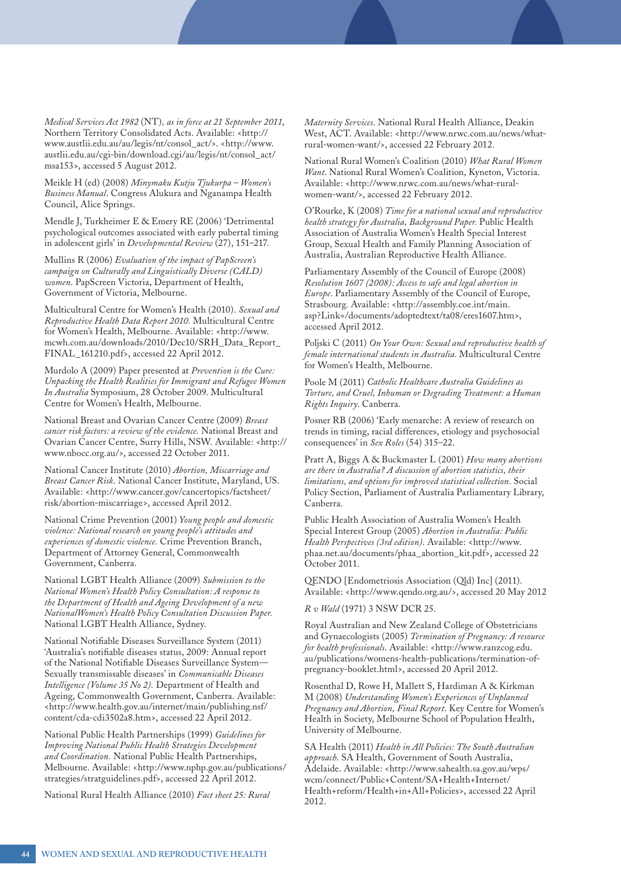*Medical Services Act 1982* (NT)*, as in force at 21 September 2011*, Northern Territory Consolidated Acts. Available: <http://www.austlii.edu.au/au/legis/nt/consol_act/>. <http://www.austlii.edu.au/cgi-bin/download.cgi/au/legis/nt/consol_act/msa153>, accessed 5 August 2012.

Meikle H (ed) (2008) *Minymaku Kutju Tjukurpa – Women's Business Manual*. Congress Alukura and Nganampa Health Council, Alice Springs.

Mendle J, Turkheimer E & Emery RE (2006) 'Detrimental psychological outcomes associated with early pubertal timing in adolescent girls' in *Developmental Review* (27), 151–217.

Mullins R (2006) *Evaluation of the impact of PapScreen's campaign on Culturally and Linguistically Diverse (CALD) women*. PapScreen Victoria, Department of Health, Government of Victoria, Melbourne.

Multicultural Centre for Women's Health (2010). *Sexual and Reproductive Health Data Report 2010.* Multicultural Centre for Women's Health, Melbourne. Available: <http://www.mcwh.com.au/downloads/2010/Dec10/SRH_Data_Report_FINAL_161210.pdf>, accessed 22 April 2012.

Murdolo A (2009) Paper presented at *Prevention is the Cure: Unpacking the Health Realities for Immigrant and Refugee Women In Australia* Symposium, 28 October 2009. Multicultural Centre for Women's Health, Melbourne.

National Breast and Ovarian Cancer Centre (2009) *Breast cancer risk factors: a review of the evidence.* National Breast and Ovarian Cancer Centre, Surry Hills, NSW. Available: <http://www.nbocc.org.au/>, accessed 22 October 2011.

National Cancer Institute (2010) *Abortion, Miscarriage and Breast Cancer Risk*. National Cancer Institute, Maryland, US. Available: <http://www.cancer.gov/cancertopics/factsheet/risk/abortion-miscarriage>, accessed April 2012.

National Crime Prevention (2001) *Young people and domestic violence: National research on young people's attitudes and experiences of domestic violence.* Crime Prevention Branch, Department of Attorney General, Commonwealth Government, Canberra.

National LGBT Health Alliance (2009) *Submission to the National Women's Health Policy Consultation: A response to the Department of Health and Ageing Development of a new NationalWomen's Health Policy Consultation Discussion Paper.* National LGBT Health Alliance, Sydney.

National Notifiable Diseases Surveillance System (2011) 'Australia's notifiable diseases status, 2009: Annual report of the National Notifiable Diseases Surveillance System—Sexually transmissable diseases' in *Communicable Diseases Intelligence (Volume 35 No 2).* Department of Health and Ageing, Commonwealth Government, Canberra. Available: <http://www.health.gov.au/internet/main/publishing.nsf/content/cda-cdi3502a8.htm>, accessed 22 April 2012.

National Public Health Partnerships (1999) *Guidelines for Improving National Public Health Strategies Development and Coordination.* National Public Health Partnerships, Melbourne. Available: <http://www.nphp.gov.au/publications/strategies/stratguidelines.pdf>, accessed 22 April 2012.

National Rural Health Alliance (2010) *Fact sheet 25: Rural Maternity Services*. National Rural Health Alliance, Deakin West, ACT. Available: <http://www.nrwc.com.au/news/what-rural-women-want/>, accessed 22 February 2012.

National Rural Women's Coalition (2010) *What Rural Women Want*. National Rural Women's Coalition, Kyneton, Victoria. Available: <http://www.nrwc.com.au/news/what-rural-women-want/>, accessed 22 February 2012.

O'Rourke, K (2008) *Time for a national sexual and reproductive health strategy for Australia, Background Paper.* Public Health Association of Australia Women's Health Special Interest Group, Sexual Health and Family Planning Association of Australia, Australian Reproductive Health Alliance.

Parliamentary Assembly of the Council of Europe (2008) *Resolution 1607 (2008): Access to safe and legal abortion in Europe*. Parliamentary Assembly of the Council of Europe, Strasbourg. Available: <http://assembly.coe.int/main.asp?Link=/documents/adoptedtext/ta08/eres1607.htm>, accessed April 2012.

Poljski C (2011) *On Your Own: Sexual and reproductive health of female international students in Australia.* Multicultural Centre for Women's Health, Melbourne.

Poole M (2011) *Catholic Healthcare Australia Guidelines as Torture, and Cruel, Inhuman or Degrading Treatment: a Human Rights Inquiry*. Canberra.

Posner RB (2006) 'Early menarche: A review of research on trends in timing, racial differences, etiology and psychosocial consequences' in *Sex Roles* (54) 315–22.

Pratt A, Biggs A & Buckmaster L (2001) *How many abortions are there in Australia? A discussion of abortion statistics, their limitations, and options for improved statistical collection.* Social Policy Section, Parliament of Australia Parliamentary Library, Canberra.

Public Health Association of Australia Women's Health Special Interest Group (2005) *Abortion in Australia: Public Health Perspectives (3rd edition).* Available: <http://www.phaa.net.au/documents/phaa_abortion_kit.pdf>, accessed 22 October 2011.

QENDO [Endometriosis Association (Qld) Inc] (2011). Available: <http://www.qendo.org.au/>, accessed 20 May 2012

*R v Wald* (1971) 3 NSW DCR 25.

Royal Australian and New Zealand College of Obstetricians and Gynaecologists (2005) *Termination of Pregnancy: A resource for health professionals*. Available: <http://www.ranzcog.edu.au/publications/womens-health-publications/termination-of-pregnancy-booklet.html>, accessed 20 April 2012.

Rosenthal D, Rowe H, Mallett S, Hardiman A & Kirkman M (2008) *Understanding Women's Experiences of Unplanned Pregnancy and Abortion, Final Report*. Key Centre for Women's Health in Society, Melbourne School of Population Health, University of Melbourne.

SA Health (2011) *Health in All Policies: The South Australian approach.* SA Health, Government of South Australia, Adelaide. Available: <http://www.sahealth.sa.gov.au/wps/wcm/connect/Public+Content/SA+Health+Internet/Health+reform/Health+in+All+Policies>, accessed 22 April 2012.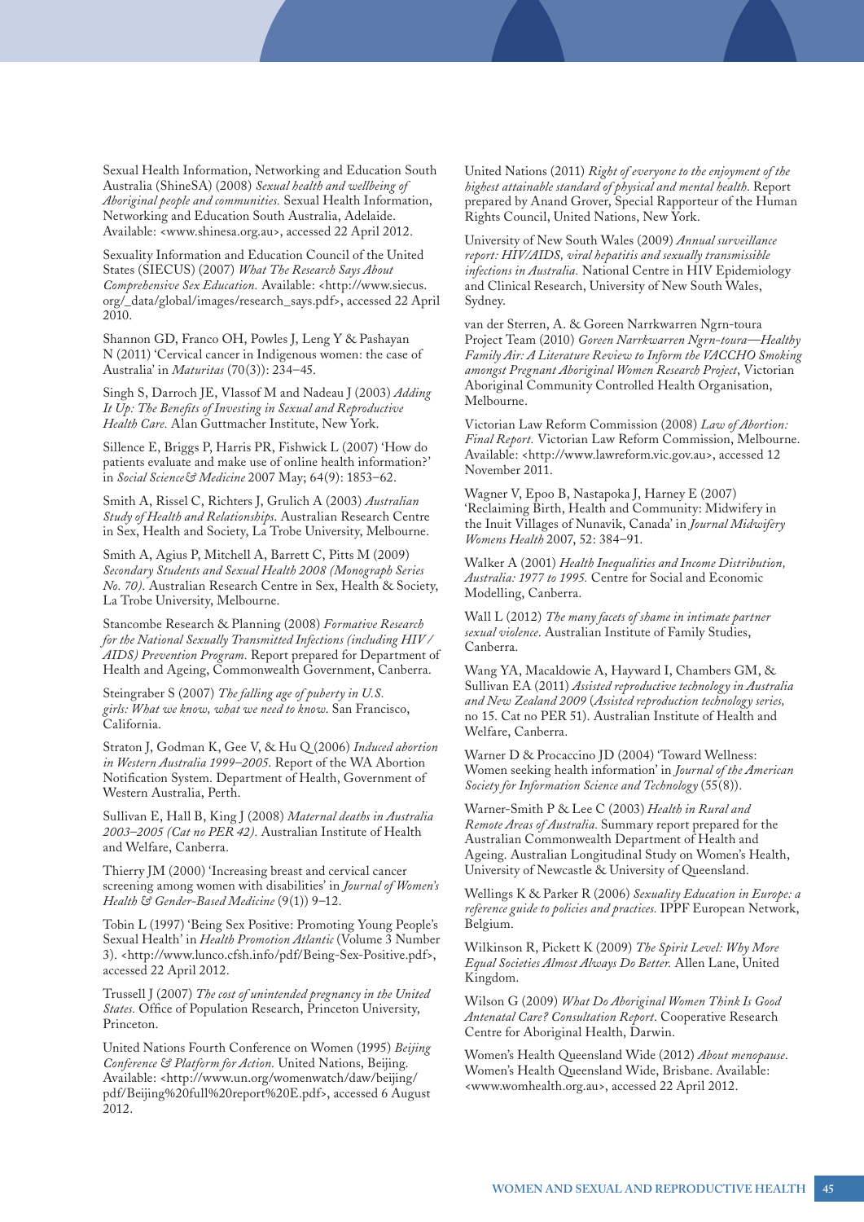Sexual Health Information, Networking and Education South Australia (ShineSA) (2008) *Sexual health and wellbeing of Aboriginal people and communities.* Sexual Health Information, Networking and Education South Australia, Adelaide. Available: <www.shinesa.org.au>, accessed 22 April 2012.

Sexuality Information and Education Council of the United States (SIECUS) (2007) *What The Research Says About Comprehensive Sex Education.* Available: <http://www.siecus.org/_data/global/images/research_says.pdf>, accessed 22 April 2010.

Shannon GD, Franco OH, Powles J, Leng Y & Pashayan N (2011) 'Cervical cancer in Indigenous women: the case of Australia' in *Maturitas* (70(3)): 234–45.

Singh S, Darroch JE, Vlassof M and Nadeau J (2003) *Adding It Up: The Benefits of Investing in Sexual and Reproductive Health Care.* Alan Guttmacher Institute, New York.

Sillence E, Briggs P, Harris PR, Fishwick L (2007) 'How do patients evaluate and make use of online health information?' in *Social Science & Medicine* 2007 May; 64(9): 1853–62.

Smith A, Rissel C, Richters J, Grulich A (2003) *Australian Study of Health and Relationships.* Australian Research Centre in Sex, Health and Society, La Trobe University, Melbourne.

Smith A, Agius P, Mitchell A, Barrett C, Pitts M (2009) *Secondary Students and Sexual Health 2008 (Monograph Series No. 70).* Australian Research Centre in Sex, Health & Society, La Trobe University, Melbourne.

Stancombe Research & Planning (2008) *Formative Research for the National Sexually Transmitted Infections (including HIV/AIDS) Prevention Program.* Report prepared for Department of Health and Ageing, Commonwealth Government, Canberra.

Steingraber S (2007) *The falling age of puberty in U.S. girls: What we know, what we need to know.* San Francisco, California.

Straton J, Godman K, Gee V, & Hu Q (2006) *Induced abortion in Western Australia 1999–2005.* Report of the WA Abortion Notification System. Department of Health, Government of Western Australia, Perth.

Sullivan E, Hall B, King J (2008) *Maternal deaths in Australia 2003–2005 (Cat no PER 42).* Australian Institute of Health and Welfare, Canberra.

Thierry JM (2000) 'Increasing breast and cervical cancer screening among women with disabilities' in *Journal of Women's Health & Gender-Based Medicine* (9(1)) 9–12.

Tobin L (1997) 'Being Sex Positive: Promoting Young People's Sexual Health' in *Health Promotion Atlantic* (Volume 3 Number 3). <http://www.lunco.cfsh.info/pdf/Being-Sex-Positive.pdf>, accessed 22 April 2012.

Trussell J (2007) *The cost of unintended pregnancy in the United States.* Office of Population Research, Princeton University, Princeton.

United Nations Fourth Conference on Women (1995) *Beijing Conference & Platform for Action.* United Nations, Beijing. Available: <http://www.un.org/womenwatch/daw/beijing/pdf/Beijing%20full%20report%20E.pdf>, accessed 6 August 2012.

United Nations (2011) *Right of everyone to the enjoyment of the highest attainable standard of physical and mental health.* Report prepared by Anand Grover, Special Rapporteur of the Human Rights Council, United Nations, New York.

University of New South Wales (2009) *Annual surveillance report: HIV/AIDS, viral hepatitis and sexually transmissible infections in Australia.* National Centre in HIV Epidemiology and Clinical Research, University of New South Wales, Sydney.

van der Sterren, A. & Goreen Narrkwarren Ngrn-toura Project Team (2010) *Goreen Narrkwarren Ngrn-toura—Healthy Family Air: A Literature Review to Inform the VACCHO Smoking amongst Pregnant Aboriginal Women Research Project*, Victorian Aboriginal Community Controlled Health Organisation, Melbourne.

Victorian Law Reform Commission (2008) *Law of Abortion: Final Report.* Victorian Law Reform Commission, Melbourne. Available: <http://www.lawreform.vic.gov.au>, accessed 12 November 2011.

Wagner V, Epoo B, Nastapoka J, Harney E (2007) 'Reclaiming Birth, Health and Community: Midwifery in the Inuit Villages of Nunavik, Canada' in *Journal Midwifery Womens Health* 2007, 52: 384–91.

Walker A (2001) *Health Inequalities and Income Distribution, Australia: 1977 to 1995.* Centre for Social and Economic Modelling, Canberra.

Wall L (2012) *The many facets of shame in intimate partner sexual violence.* Australian Institute of Family Studies, Canberra.

Wang YA, Macaldowie A, Hayward I, Chambers GM, & Sullivan EA (2011) *Assisted reproductive technology in Australia and New Zealand 2009* (*Assisted reproduction technology series,* no 15. Cat no PER 51). Australian Institute of Health and Welfare, Canberra.

Warner D & Procaccino JD (2004) 'Toward Wellness: Women seeking health information' in *Journal of the American Society for Information Science and Technology* (55(8)).

Warner-Smith P & Lee C (2003) *Health in Rural and Remote Areas of Australia.* Summary report prepared for the Australian Commonwealth Department of Health and Ageing. Australian Longitudinal Study on Women's Health, University of Newcastle & University of Queensland.

Wellings K & Parker R (2006) *Sexuality Education in Europe: a reference guide to policies and practices.* IPPF European Network, Belgium.

Wilkinson R, Pickett K (2009) *The Spirit Level: Why More Equal Societies Almost Always Do Better.* Allen Lane, United Kingdom.

Wilson G (2009) *What Do Aboriginal Women Think Is Good Antenatal Care? Consultation Report.* Cooperative Research Centre for Aboriginal Health, Darwin.

Women's Health Queensland Wide (2012) *About menopause.* Women's Health Queensland Wide, Brisbane. Available: <www.womhealth.org.au>, accessed 22 April 2012.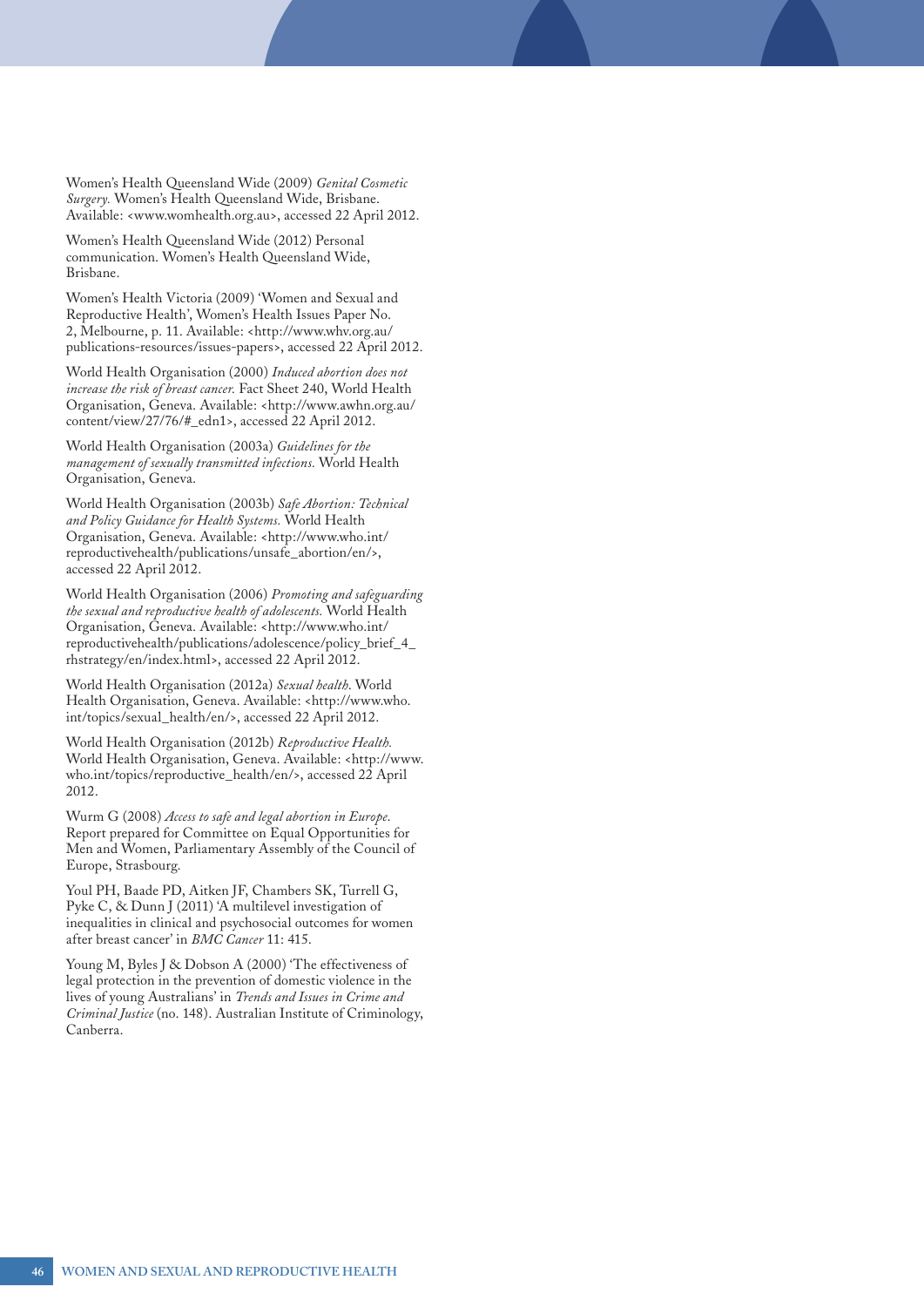Women's Health Queensland Wide (2009) *Genital Cosmetic Surgery*. Women's Health Queensland Wide, Brisbane. Available: <www.womhealth.org.au>, accessed 22 April 2012.

Women's Health Queensland Wide (2012) Personal communication. Women's Health Queensland Wide, Brisbane.

Women's Health Victoria (2009) 'Women and Sexual and Reproductive Health', Women's Health Issues Paper No. 2, Melbourne, p. 11. Available: <http://www.whv.org.au/publications-resources/issues-papers>, accessed 22 April 2012.

World Health Organisation (2000) *Induced abortion does not increase the risk of breast cancer.* Fact Sheet 240, World Health Organisation, Geneva. Available: <http://www.awhn.org.au/content/view/27/76/#_edn1>, accessed 22 April 2012.

World Health Organisation (2003a) *Guidelines for the management of sexually transmitted infections.* World Health Organisation, Geneva.

World Health Organisation (2003b) *Safe Abortion: Technical and Policy Guidance for Health Systems.* World Health Organisation, Geneva. Available: <http://www.who.int/reproductivehealth/publications/unsafe_abortion/en/>, accessed 22 April 2012.

World Health Organisation (2006) *Promoting and safeguarding the sexual and reproductive health of adolescents.* World Health Organisation, Geneva. Available: <http://www.who.int/reproductivehealth/publications/adolescence/policy_brief_4_rhstrategy/en/index.html>, accessed 22 April 2012.

World Health Organisation (2012a) *Sexual health.* World Health Organisation, Geneva. Available: <http://www.who.int/topics/sexual_health/en/>, accessed 22 April 2012.

World Health Organisation (2012b) *Reproductive Health.* World Health Organisation, Geneva. Available: <http://www.who.int/topics/reproductive_health/en/>, accessed 22 April 2012.

Wurm G (2008) *Access to safe and legal abortion in Europe.* Report prepared for Committee on Equal Opportunities for Men and Women, Parliamentary Assembly of the Council of Europe, Strasbourg.

Youl PH, Baade PD, Aitken JF, Chambers SK, Turrell G, Pyke C, & Dunn J (2011) 'A multilevel investigation of inequalities in clinical and psychosocial outcomes for women after breast cancer' in *BMC Cancer* 11: 415.

Young M, Byles J & Dobson A (2000) 'The effectiveness of legal protection in the prevention of domestic violence in the lives of young Australians' in *Trends and Issues in Crime and Criminal Justice* (no. 148). Australian Institute of Criminology, Canberra.